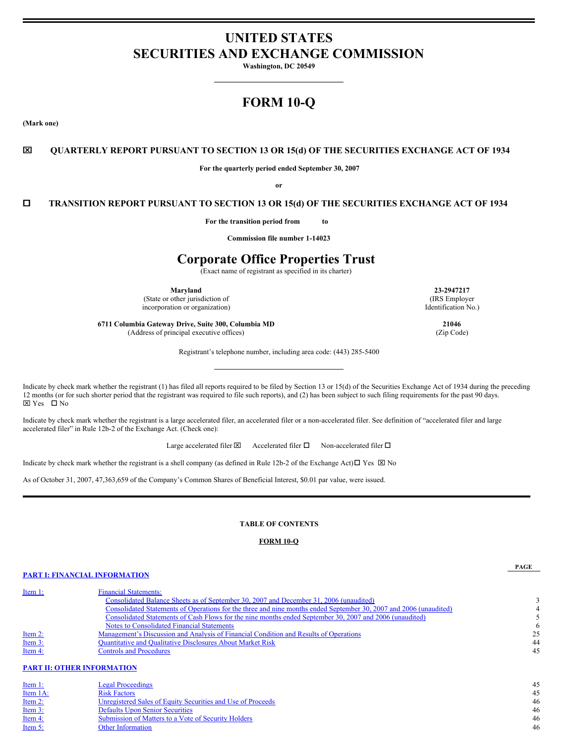# UNITED STATES
# SECURITIES AND EXCHANGE COMMISSION

**Washington, DC 20549**

# FORM 10-Q

**(Mark one)**

☒ **QUARTERLY REPORT PURSUANT TO SECTION 13 OR 15(d) OF THE SECURITIES EXCHANGE ACT OF 1934**

**For the quarterly period ended September 30, 2007**

**or**

☐ **TRANSITION REPORT PURSUANT TO SECTION 13 OR 15(d) OF THE SECURITIES EXCHANGE ACT OF 1934**

**For the transition period from to**

**Commission file number 1-14023**

# Corporate Office Properties Trust

(Exact name of registrant as specified in its charter)

| | |
|---|---|
| **Maryland** | **23-2947217** |
| (State or other jurisdiction of incorporation or organization) | (IRS Employer Identification No.) |
| **6711 Columbia Gateway Drive, Suite 300, Columbia MD** | **21046** |
| (Address of principal executive offices) | (Zip Code) |

Registrant's telephone number, including area code: (443) 285-5400

Indicate by check mark whether the registrant (1) has filed all reports required to be filed by Section 13 or 15(d) of the Securities Exchange Act of 1934 during the preceding 12 months (or for such shorter period that the registrant was required to file such reports), and (2) has been subject to such filing requirements for the past 90 days.
☒ Yes ☐ No

Indicate by check mark whether the registrant is a large accelerated filer, an accelerated filer or a non-accelerated filer. See definition of "accelerated filer and large accelerated filer" in Rule 12b-2 of the Exchange Act. (Check one):

Large accelerated filer ☒ Accelerated filer ☐ Non-accelerated filer ☐

Indicate by check mark whether the registrant is a shell company (as defined in Rule 12b-2 of the Exchange Act) ☐ Yes ☒ No

As of October 31, 2007, 47,363,659 of the Company's Common Shares of Beneficial Interest, $0.01 par value, were issued.

**TABLE OF CONTENTS**

**FORM 10-Q**

| | | PAGE |
|---|---|---|
| **PART I: FINANCIAL INFORMATION** | | |
| Item 1: | Financial Statements: | |
| | Consolidated Balance Sheets as of September 30, 2007 and December 31, 2006 (unaudited) | 3 |
| | Consolidated Statements of Operations for the three and nine months ended September 30, 2007 and 2006 (unaudited) | 4 |
| | Consolidated Statements of Cash Flows for the nine months ended September 30, 2007 and 2006 (unaudited) | 5 |
| | Notes to Consolidated Financial Statements | 6 |
| Item 2: | Management's Discussion and Analysis of Financial Condition and Results of Operations | 25 |
| Item 3: | Quantitative and Qualitative Disclosures About Market Risk | 44 |
| Item 4: | Controls and Procedures | 45 |
| **PART II: OTHER INFORMATION** | | |
| Item 1: | Legal Proceedings | 45 |
| Item 1A: | Risk Factors | 45 |
| Item 2: | Unregistered Sales of Equity Securities and Use of Proceeds | 46 |
| Item 3: | Defaults Upon Senior Securities | 46 |
| Item 4: | Submission of Matters to a Vote of Security Holders | 46 |
| Item 5: | Other Information | 46 |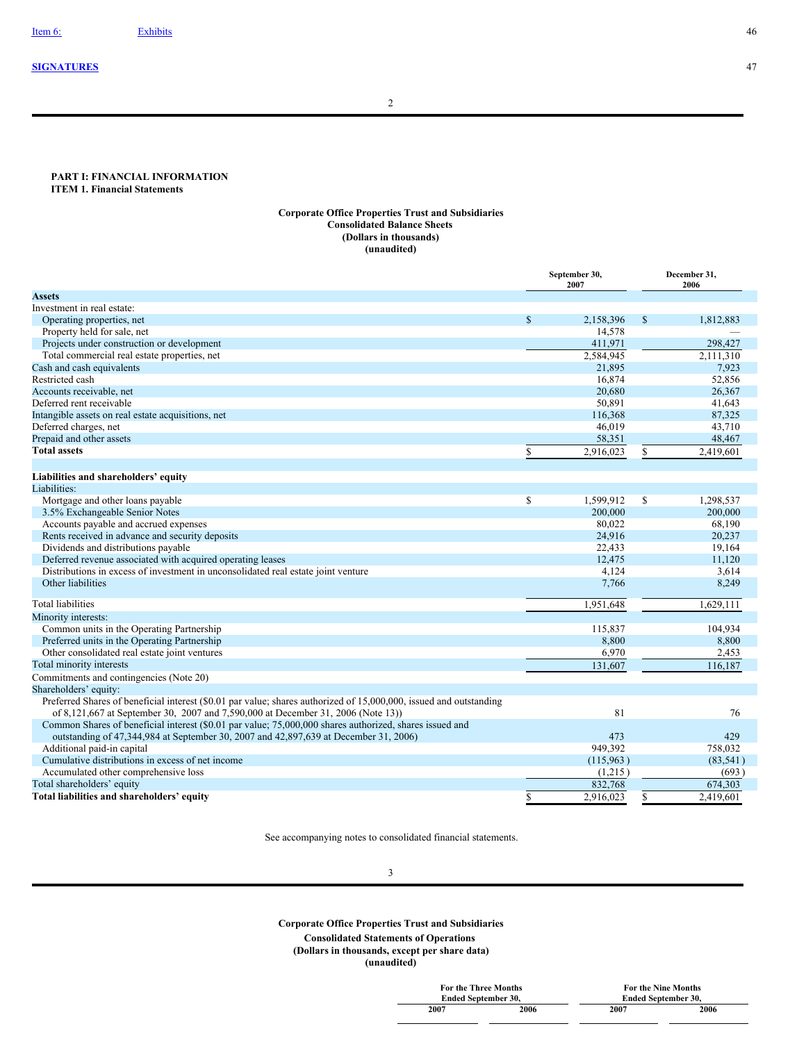| Item 6: | Exhibits | 46 |
|---|---|---|
| SIGNATURES | | 47 |

## PART I: FINANCIAL INFORMATION
### ITEM 1. Financial Statements

**Corporate Office Properties Trust and Subsidiaries**
**Consolidated Balance Sheets**
**(Dollars in thousands)**
**(unaudited)**

| | September 30, 2007 | December 31, 2006 |
|---|---|---|
| **Assets** | | |
| Investment in real estate: | | |
| Operating properties, net | $ 2,158,396 | $ 1,812,883 |
| Property held for sale, net | 14,578 | — |
| Projects under construction or development | 411,971 | 298,427 |
| Total commercial real estate properties, net | 2,584,945 | 2,111,310 |
| Cash and cash equivalents | 21,895 | 7,923 |
| Restricted cash | 16,874 | 52,856 |
| Accounts receivable, net | 20,680 | 26,367 |
| Deferred rent receivable | 50,891 | 41,643 |
| Intangible assets on real estate acquisitions, net | 116,368 | 87,325 |
| Deferred charges, net | 46,019 | 43,710 |
| Prepaid and other assets | 58,351 | 48,467 |
| **Total assets** | $ 2,916,023 | $ 2,419,601 |
| | | |
| **Liabilities and shareholders' equity** | | |
| Liabilities: | | |
| Mortgage and other loans payable | $ 1,599,912 | $ 1,298,537 |
| 3.5% Exchangeable Senior Notes | 200,000 | 200,000 |
| Accounts payable and accrued expenses | 80,022 | 68,190 |
| Rents received in advance and security deposits | 24,916 | 20,237 |
| Dividends and distributions payable | 22,433 | 19,164 |
| Deferred revenue associated with acquired operating leases | 12,475 | 11,120 |
| Distributions in excess of investment in unconsolidated real estate joint venture | 4,124 | 3,614 |
| Other liabilities | 7,766 | 8,249 |
| Total liabilities | 1,951,648 | 1,629,111 |
| Minority interests: | | |
| Common units in the Operating Partnership | 115,837 | 104,934 |
| Preferred units in the Operating Partnership | 8,800 | 8,800 |
| Other consolidated real estate joint ventures | 6,970 | 2,453 |
| Total minority interests | 131,607 | 116,187 |
| Commitments and contingencies (Note 20) | | |
| Shareholders' equity: | | |
| Preferred Shares of beneficial interest ($0.01 par value; shares authorized of 15,000,000, issued and outstanding of 8,121,667 at September 30, 2007 and 7,590,000 at December 31, 2006 (Note 13)) | 81 | 76 |
| Common Shares of beneficial interest ($0.01 par value; 75,000,000 shares authorized, shares issued and outstanding of 47,344,984 at September 30, 2007 and 42,897,639 at December 31, 2006) | 473 | 429 |
| Additional paid-in capital | 949,392 | 758,032 |
| Cumulative distributions in excess of net income | (115,963) | (83,541) |
| Accumulated other comprehensive loss | (1,215) | (693) |
| Total shareholders' equity | 832,768 | 674,303 |
| **Total liabilities and shareholders' equity** | $ 2,916,023 | $ 2,419,601 |

See accompanying notes to consolidated financial statements.

**Corporate Office Properties Trust and Subsidiaries**
**Consolidated Statements of Operations**
**(Dollars in thousands, except per share data)**
**(unaudited)**

| For the Three Months Ended September 30, | | For the Nine Months Ended September 30, | |
|---|---|---|---|
| 2007 | 2006 | 2007 | 2006 |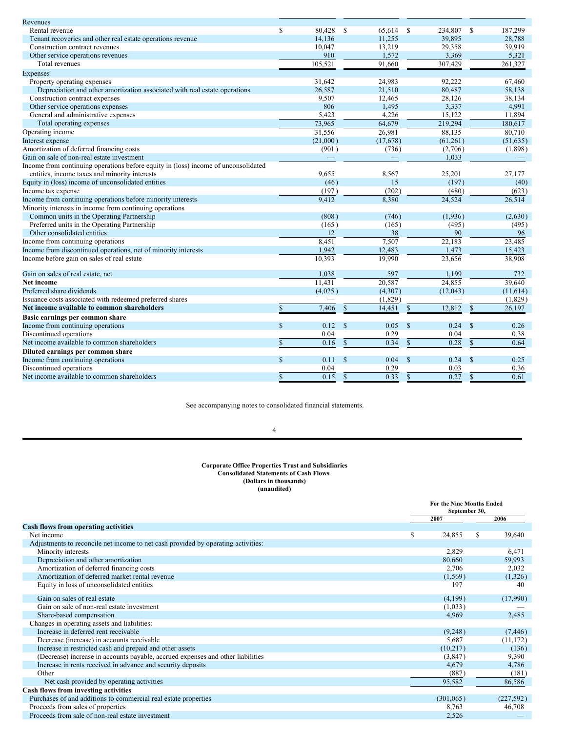| | | | | |
|---|---|---|---|---|
| Revenues | | | | |
| Rental revenue | $ 80,428 | $ 65,614 | $ 234,807 | $ 187,299 |
| Tenant recoveries and other real estate operations revenue | 14,136 | 11,255 | 39,895 | 28,788 |
| Construction contract revenues | 10,047 | 13,219 | 29,358 | 39,919 |
| Other service operations revenues | 910 | 1,572 | 3,369 | 5,321 |
| Total revenues | 105,521 | 91,660 | 307,429 | 261,327 |
| Expenses | | | | |
| Property operating expenses | 31,642 | 24,983 | 92,222 | 67,460 |
| Depreciation and other amortization associated with real estate operations | 26,587 | 21,510 | 80,487 | 58,138 |
| Construction contract expenses | 9,507 | 12,465 | 28,126 | 38,134 |
| Other service operations expenses | 806 | 1,495 | 3,337 | 4,991 |
| General and administrative expenses | 5,423 | 4,226 | 15,122 | 11,894 |
| Total operating expenses | 73,965 | 64,679 | 219,294 | 180,617 |
| Operating income | 31,556 | 26,981 | 88,135 | 80,710 |
| Interest expense | (21,000) | (17,678) | (61,261) | (51,635) |
| Amortization of deferred financing costs | (901) | (736) | (2,706) | (1,898) |
| Gain on sale of non-real estate investment | — | — | 1,033 | — |
| Income from continuing operations before equity in (loss) income of unconsolidated entities, income taxes and minority interests | 9,655 | 8,567 | 25,201 | 27,177 |
| Equity in (loss) income of unconsolidated entities | (46) | 15 | (197) | (40) |
| Income tax expense | (197) | (202) | (480) | (623) |
| Income from continuing operations before minority interests | 9,412 | 8,380 | 24,524 | 26,514 |
| Minority interests in income from continuing operations | | | | |
| Common units in the Operating Partnership | (808) | (746) | (1,936) | (2,630) |
| Preferred units in the Operating Partnership | (165) | (165) | (495) | (495) |
| Other consolidated entities | 12 | 38 | 90 | 96 |
| Income from continuing operations | 8,451 | 7,507 | 22,183 | 23,485 |
| Income from discontinued operations, net of minority interests | 1,942 | 12,483 | 1,473 | 15,423 |
| Income before gain on sales of real estate | 10,393 | 19,990 | 23,656 | 38,908 |
| Gain on sales of real estate, net | 1,038 | 597 | 1,199 | 732 |
| **Net income** | 11,431 | 20,587 | 24,855 | 39,640 |
| Preferred share dividends | (4,025) | (4,307) | (12,043) | (11,614) |
| Issuance costs associated with redeemed preferred shares | — | (1,829) | — | (1,829) |
| **Net income available to common shareholders** | $ 7,406 | $ 14,451 | $ 12,812 | $ 26,197 |
| **Basic earnings per common share** | | | | |
| Income from continuing operations | $ 0.12 | $ 0.05 | $ 0.24 | $ 0.26 |
| Discontinued operations | 0.04 | 0.29 | 0.04 | 0.38 |
| Net income available to common shareholders | $ 0.16 | $ 0.34 | $ 0.28 | $ 0.64 |
| **Diluted earnings per common share** | | | | |
| Income from continuing operations | $ 0.11 | $ 0.04 | $ 0.24 | $ 0.25 |
| Discontinued operations | 0.04 | 0.29 | 0.03 | 0.36 |
| Net income available to common shareholders | $ 0.15 | $ 0.33 | $ 0.27 | $ 0.61 |

See accompanying notes to consolidated financial statements.

**Corporate Office Properties Trust and Subsidiaries**
**Consolidated Statements of Cash Flows**
**(Dollars in thousands)**
**(unaudited)**

| | For the Nine Months Ended September 30, | |
|---|---|---|
| | 2007 | 2006 |
| **Cash flows from operating activities** | | |
| Net income | $ 24,855 | $ 39,640 |
| Adjustments to reconcile net income to net cash provided by operating activities: | | |
| Minority interests | 2,829 | 6,471 |
| Depreciation and other amortization | 80,660 | 59,993 |
| Amortization of deferred financing costs | 2,706 | 2,032 |
| Amortization of deferred market rental revenue | (1,569) | (1,326) |
| Equity in loss of unconsolidated entities | 197 | 40 |
| Gain on sales of real estate | (4,199) | (17,990) |
| Gain on sale of non-real estate investment | (1,033) | — |
| Share-based compensation | 4,969 | 2,485 |
| Changes in operating assets and liabilities: | | |
| Increase in deferred rent receivable | (9,248) | (7,446) |
| Decrease (increase) in accounts receivable | 5,687 | (11,172) |
| Increase in restricted cash and prepaid and other assets | (10,217) | (136) |
| (Decrease) increase in accounts payable, accrued expenses and other liabilities | (3,847) | 9,390 |
| Increase in rents received in advance and security deposits | 4,679 | 4,786 |
| Other | (887) | (181) |
| Net cash provided by operating activities | 95,582 | 86,586 |
| **Cash flows from investing activities** | | |
| Purchases of and additions to commercial real estate properties | (301,065) | (227,592) |
| Proceeds from sales of properties | 8,763 | 46,708 |
| Proceeds from sale of non-real estate investment | 2,526 | — |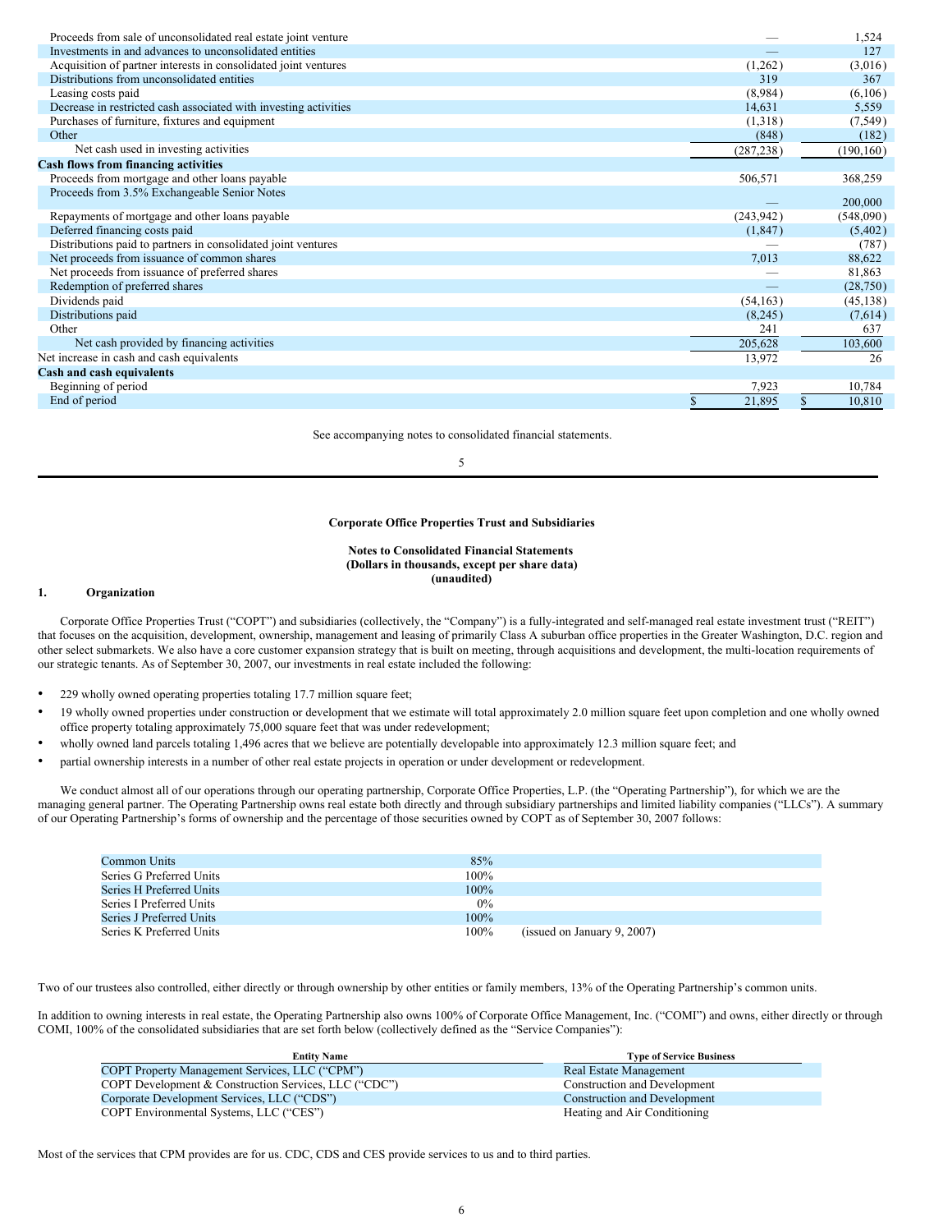| | | |
|---|---|---|
| Proceeds from sale of unconsolidated real estate joint venture | — | 1,524 |
| Investments in and advances to unconsolidated entities | — | 127 |
| Acquisition of partner interests in consolidated joint ventures | (1,262) | (3,016) |
| Distributions from unconsolidated entities | 319 | 367 |
| Leasing costs paid | (8,984) | (6,106) |
| Decrease in restricted cash associated with investing activities | 14,631 | 5,559 |
| Purchases of furniture, fixtures and equipment | (1,318) | (7,549) |
| Other | (848) | (182) |
| Net cash used in investing activities | (287,238) | (190,160) |
| **Cash flows from financing activities** | | |
| Proceeds from mortgage and other loans payable | 506,571 | 368,259 |
| Proceeds from 3.5% Exchangeable Senior Notes | — | 200,000 |
| Repayments of mortgage and other loans payable | (243,942) | (548,090) |
| Deferred financing costs paid | (1,847) | (5,402) |
| Distributions paid to partners in consolidated joint ventures | — | (787) |
| Net proceeds from issuance of common shares | 7,013 | 88,622 |
| Net proceeds from issuance of preferred shares | — | 81,863 |
| Redemption of preferred shares | — | (28,750) |
| Dividends paid | (54,163) | (45,138) |
| Distributions paid | (8,245) | (7,614) |
| Other | 241 | 637 |
| Net cash provided by financing activities | 205,628 | 103,600 |
| Net increase in cash and cash equivalents | 13,972 | 26 |
| **Cash and cash equivalents** | | |
| Beginning of period | 7,923 | 10,784 |
| End of period | $ 21,895 | $ 10,810 |

See accompanying notes to consolidated financial statements.

**Corporate Office Properties Trust and Subsidiaries**

**Notes to Consolidated Financial Statements**
**(Dollars in thousands, except per share data)**
**(unaudited)**

## 1. Organization

Corporate Office Properties Trust ("COPT") and subsidiaries (collectively, the "Company") is a fully-integrated and self-managed real estate investment trust ("REIT") that focuses on the acquisition, development, ownership, management and leasing of primarily Class A suburban office properties in the Greater Washington, D.C. region and other select submarkets. We also have a core customer expansion strategy that is built on meeting, through acquisitions and development, the multi-location requirements of our strategic tenants. As of September 30, 2007, our investments in real estate included the following:

- 229 wholly owned operating properties totaling 17.7 million square feet;
- 19 wholly owned properties under construction or development that we estimate will total approximately 2.0 million square feet upon completion and one wholly owned office property totaling approximately 75,000 square feet that was under redevelopment;
- wholly owned land parcels totaling 1,496 acres that we believe are potentially developable into approximately 12.3 million square feet; and
- partial ownership interests in a number of other real estate projects in operation or under development or redevelopment.

We conduct almost all of our operations through our operating partnership, Corporate Office Properties, L.P. (the "Operating Partnership"), for which we are the managing general partner. The Operating Partnership owns real estate both directly and through subsidiary partnerships and limited liability companies ("LLCs"). A summary of our Operating Partnership's forms of ownership and the percentage of those securities owned by COPT as of September 30, 2007 follows:

| | | |
|---|---|---|
| Common Units | 85% | |
| Series G Preferred Units | 100% | |
| Series H Preferred Units | 100% | |
| Series I Preferred Units | 0% | |
| Series J Preferred Units | 100% | |
| Series K Preferred Units | 100% | (issued on January 9, 2007) |

Two of our trustees also controlled, either directly or through ownership by other entities or family members, 13% of the Operating Partnership's common units.

In addition to owning interests in real estate, the Operating Partnership also owns 100% of Corporate Office Management, Inc. ("COMI") and owns, either directly or through COMI, 100% of the consolidated subsidiaries that are set forth below (collectively defined as the "Service Companies"):

| Entity Name | Type of Service Business |
|---|---|
| COPT Property Management Services, LLC ("CPM") | Real Estate Management |
| COPT Development & Construction Services, LLC ("CDC") | Construction and Development |
| Corporate Development Services, LLC ("CDS") | Construction and Development |
| COPT Environmental Systems, LLC ("CES") | Heating and Air Conditioning |

Most of the services that CPM provides are for us. CDC, CDS and CES provide services to us and to third parties.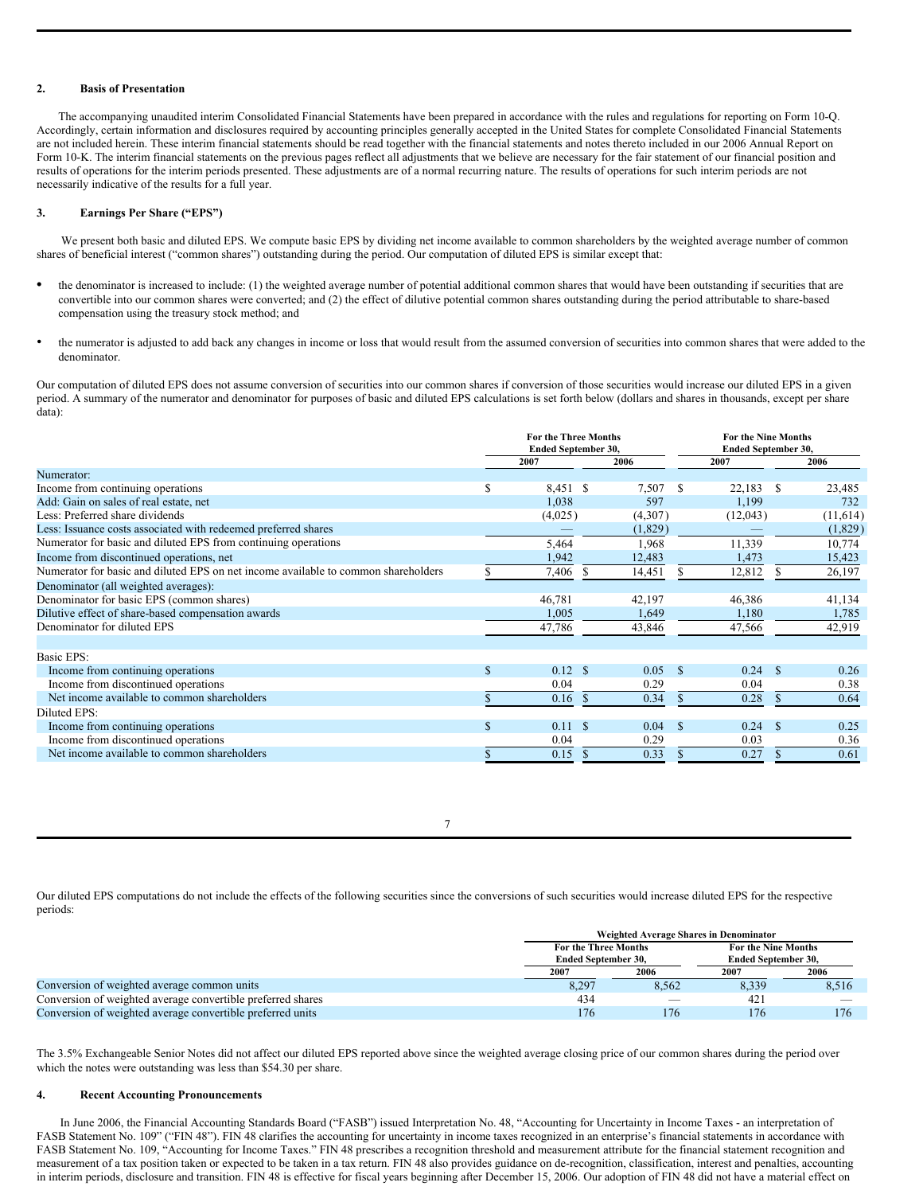## 2. Basis of Presentation

The accompanying unaudited interim Consolidated Financial Statements have been prepared in accordance with the rules and regulations for reporting on Form 10-Q. Accordingly, certain information and disclosures required by accounting principles generally accepted in the United States for complete Consolidated Financial Statements are not included herein. These interim financial statements should be read together with the financial statements and notes thereto included in our 2006 Annual Report on Form 10-K. The interim financial statements on the previous pages reflect all adjustments that we believe are necessary for the fair statement of our financial position and results of operations for the interim periods presented. These adjustments are of a normal recurring nature. The results of operations for such interim periods are not necessarily indicative of the results for a full year.

## 3. Earnings Per Share ("EPS")

We present both basic and diluted EPS. We compute basic EPS by dividing net income available to common shareholders by the weighted average number of common shares of beneficial interest ("common shares") outstanding during the period. Our computation of diluted EPS is similar except that:

- the denominator is increased to include: (1) the weighted average number of potential additional common shares that would have been outstanding if securities that are convertible into our common shares were converted; and (2) the effect of dilutive potential common shares outstanding during the period attributable to share-based compensation using the treasury stock method; and
- the numerator is adjusted to add back any changes in income or loss that would result from the assumed conversion of securities into common shares that were added to the denominator.

Our computation of diluted EPS does not assume conversion of securities into our common shares if conversion of those securities would increase our diluted EPS in a given period. A summary of the numerator and denominator for purposes of basic and diluted EPS calculations is set forth below (dollars and shares in thousands, except per share data):

| | For the Three Months Ended September 30, | | For the Nine Months Ended September 30, | |
|---|---|---|---|---|
| | 2007 | 2006 | 2007 | 2006 |
| Numerator: | | | | |
| Income from continuing operations | $ 8,451 | $ 7,507 | $ 22,183 | $ 23,485 |
| Add: Gain on sales of real estate, net | 1,038 | 597 | 1,199 | 732 |
| Less: Preferred share dividends | (4,025) | (4,307) | (12,043) | (11,614) |
| Less: Issuance costs associated with redeemed preferred shares | — | (1,829) | — | (1,829) |
| Numerator for basic and diluted EPS from continuing operations | 5,464 | 1,968 | 11,339 | 10,774 |
| Income from discontinued operations, net | 1,942 | 12,483 | 1,473 | 15,423 |
| Numerator for basic and diluted EPS on net income available to common shareholders | $ 7,406 | $ 14,451 | $ 12,812 | $ 26,197 |
| Denominator (all weighted averages): | | | | |
| Denominator for basic EPS (common shares) | 46,781 | 42,197 | 46,386 | 41,134 |
| Dilutive effect of share-based compensation awards | 1,005 | 1,649 | 1,180 | 1,785 |
| Denominator for diluted EPS | 47,786 | 43,846 | 47,566 | 42,919 |
| | | | | |
| Basic EPS: | | | | |
| Income from continuing operations | $ 0.12 | $ 0.05 | $ 0.24 | $ 0.26 |
| Income from discontinued operations | 0.04 | 0.29 | 0.04 | 0.38 |
| Net income available to common shareholders | $ 0.16 | $ 0.34 | $ 0.28 | $ 0.64 |
| Diluted EPS: | | | | |
| Income from continuing operations | $ 0.11 | $ 0.04 | $ 0.24 | $ 0.25 |
| Income from discontinued operations | 0.04 | 0.29 | 0.03 | 0.36 |
| Net income available to common shareholders | $ 0.15 | $ 0.33 | $ 0.27 | $ 0.61 |

Our diluted EPS computations do not include the effects of the following securities since the conversions of such securities would increase diluted EPS for the respective periods:

| | Weighted Average Shares in Denominator | | | |
|---|---|---|---|---|
| | For the Three Months Ended September 30, | | For the Nine Months Ended September 30, | |
| | 2007 | 2006 | 2007 | 2006 |
| Conversion of weighted average common units | 8,297 | 8,562 | 8,339 | 8,516 |
| Conversion of weighted average convertible preferred shares | 434 | — | 421 | — |
| Conversion of weighted average convertible preferred units | 176 | 176 | 176 | 176 |

The 3.5% Exchangeable Senior Notes did not affect our diluted EPS reported above since the weighted average closing price of our common shares during the period over which the notes were outstanding was less than $54.30 per share.

## 4. Recent Accounting Pronouncements

In June 2006, the Financial Accounting Standards Board ("FASB") issued Interpretation No. 48, "Accounting for Uncertainty in Income Taxes - an interpretation of FASB Statement No. 109" ("FIN 48"). FIN 48 clarifies the accounting for uncertainty in income taxes recognized in an enterprise's financial statements in accordance with FASB Statement No. 109, "Accounting for Income Taxes." FIN 48 prescribes a recognition threshold and measurement attribute for the financial statement recognition and measurement of a tax position taken or expected to be taken in a tax return. FIN 48 also provides guidance on de-recognition, classification, interest and penalties, accounting in interim periods, disclosure and transition. FIN 48 is effective for fiscal years beginning after December 15, 2006. Our adoption of FIN 48 did not have a material effect on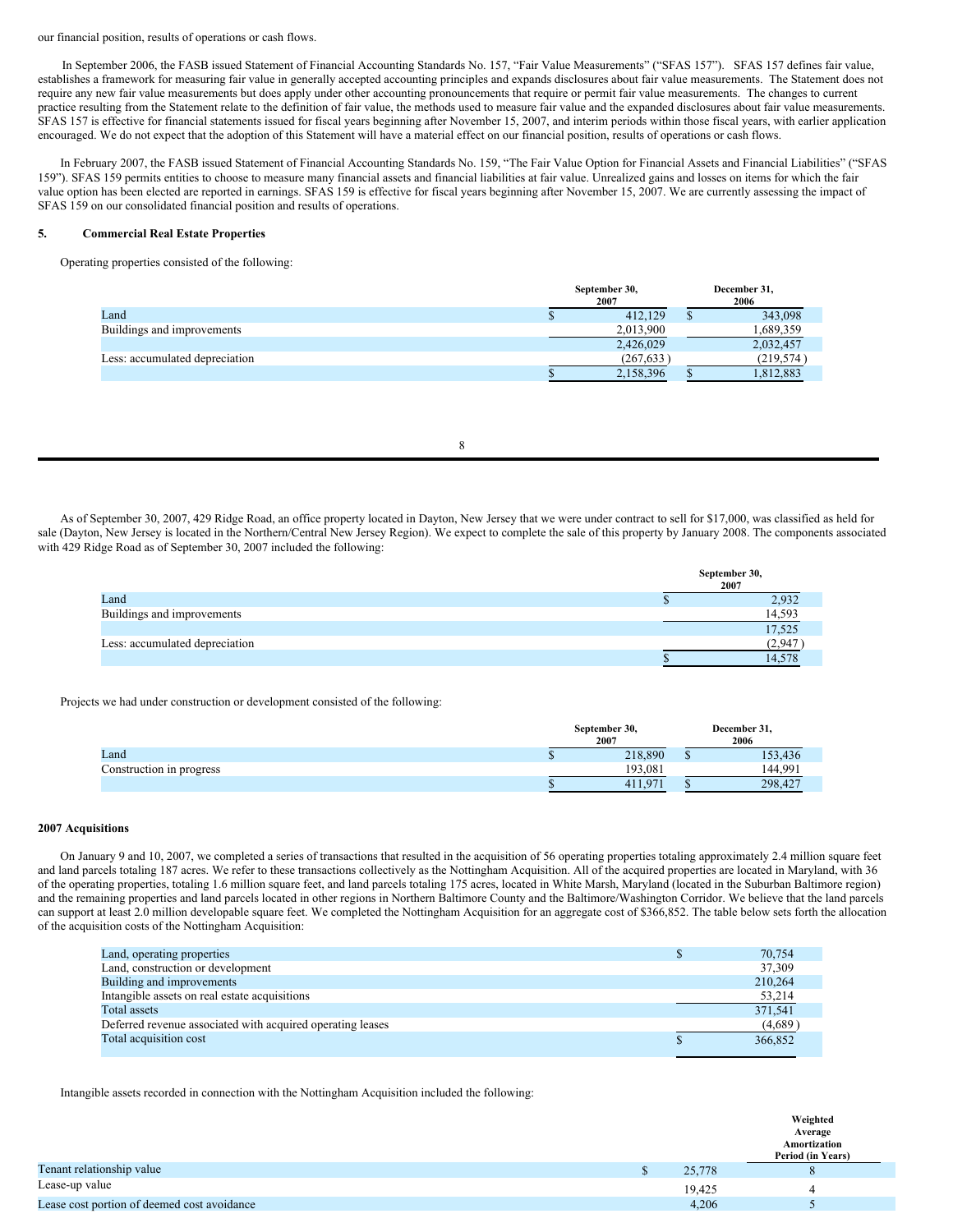our financial position, results of operations or cash flows.

In September 2006, the FASB issued Statement of Financial Accounting Standards No. 157, "Fair Value Measurements" ("SFAS 157"). SFAS 157 defines fair value, establishes a framework for measuring fair value in generally accepted accounting principles and expands disclosures about fair value measurements. The Statement does not require any new fair value measurements but does apply under other accounting pronouncements that require or permit fair value measurements. The changes to current practice resulting from the Statement relate to the definition of fair value, the methods used to measure fair value and the expanded disclosures about fair value measurements. SFAS 157 is effective for financial statements issued for fiscal years beginning after November 15, 2007, and interim periods within those fiscal years, with earlier application encouraged. We do not expect that the adoption of this Statement will have a material effect on our financial position, results of operations or cash flows.

In February 2007, the FASB issued Statement of Financial Accounting Standards No. 159, "The Fair Value Option for Financial Assets and Financial Liabilities" ("SFAS 159"). SFAS 159 permits entities to choose to measure many financial assets and financial liabilities at fair value. Unrealized gains and losses on items for which the fair value option has been elected are reported in earnings. SFAS 159 is effective for fiscal years beginning after November 15, 2007. We are currently assessing the impact of SFAS 159 on our consolidated financial position and results of operations.

## 5. Commercial Real Estate Properties

Operating properties consisted of the following:

| | September 30, 2007 | December 31, 2006 |
|---|---|---|
| Land | $ 412,129 | $ 343,098 |
| Buildings and improvements | 2,013,900 | 1,689,359 |
| | 2,426,029 | 2,032,457 |
| Less: accumulated depreciation | (267,633) | (219,574) |
| | $ 2,158,396 | $ 1,812,883 |

As of September 30, 2007, 429 Ridge Road, an office property located in Dayton, New Jersey that we were under contract to sell for $17,000, was classified as held for sale (Dayton, New Jersey is located in the Northern/Central New Jersey Region). We expect to complete the sale of this property by January 2008. The components associated with 429 Ridge Road as of September 30, 2007 included the following:

| | September 30, 2007 |
|---|---|
| Land | $ 2,932 |
| Buildings and improvements | 14,593 |
| | 17,525 |
| Less: accumulated depreciation | (2,947) |
| | $ 14,578 |

Projects we had under construction or development consisted of the following:

| | September 30, 2007 | December 31, 2006 |
|---|---|---|
| Land | $ 218,890 | $ 153,436 |
| Construction in progress | 193,081 | 144,991 |
| | $ 411,971 | $ 298,427 |

### 2007 Acquisitions

On January 9 and 10, 2007, we completed a series of transactions that resulted in the acquisition of 56 operating properties totaling approximately 2.4 million square feet and land parcels totaling 187 acres. We refer to these transactions collectively as the Nottingham Acquisition. All of the acquired properties are located in Maryland, with 36 of the operating properties, totaling 1.6 million square feet, and land parcels totaling 175 acres, located in White Marsh, Maryland (located in the Suburban Baltimore region) and the remaining properties and land parcels located in other regions in Northern Baltimore County and the Baltimore/Washington Corridor. We believe that the land parcels can support at least 2.0 million developable square feet. We completed the Nottingham Acquisition for an aggregate cost of $366,852. The table below sets forth the allocation of the acquisition costs of the Nottingham Acquisition:

| | |
|---|---|
| Land, operating properties | $ 70,754 |
| Land, construction or development | 37,309 |
| Building and improvements | 210,264 |
| Intangible assets on real estate acquisitions | 53,214 |
| Total assets | 371,541 |
| Deferred revenue associated with acquired operating leases | (4,689) |
| Total acquisition cost | $ 366,852 |

Intangible assets recorded in connection with the Nottingham Acquisition included the following:

| | | Weighted Average Amortization Period (in Years) |
|---|---|---|
| Tenant relationship value | $ 25,778 | 8 |
| Lease-up value | 19,425 | 4 |
| Lease cost portion of deemed cost avoidance | 4,206 | 5 |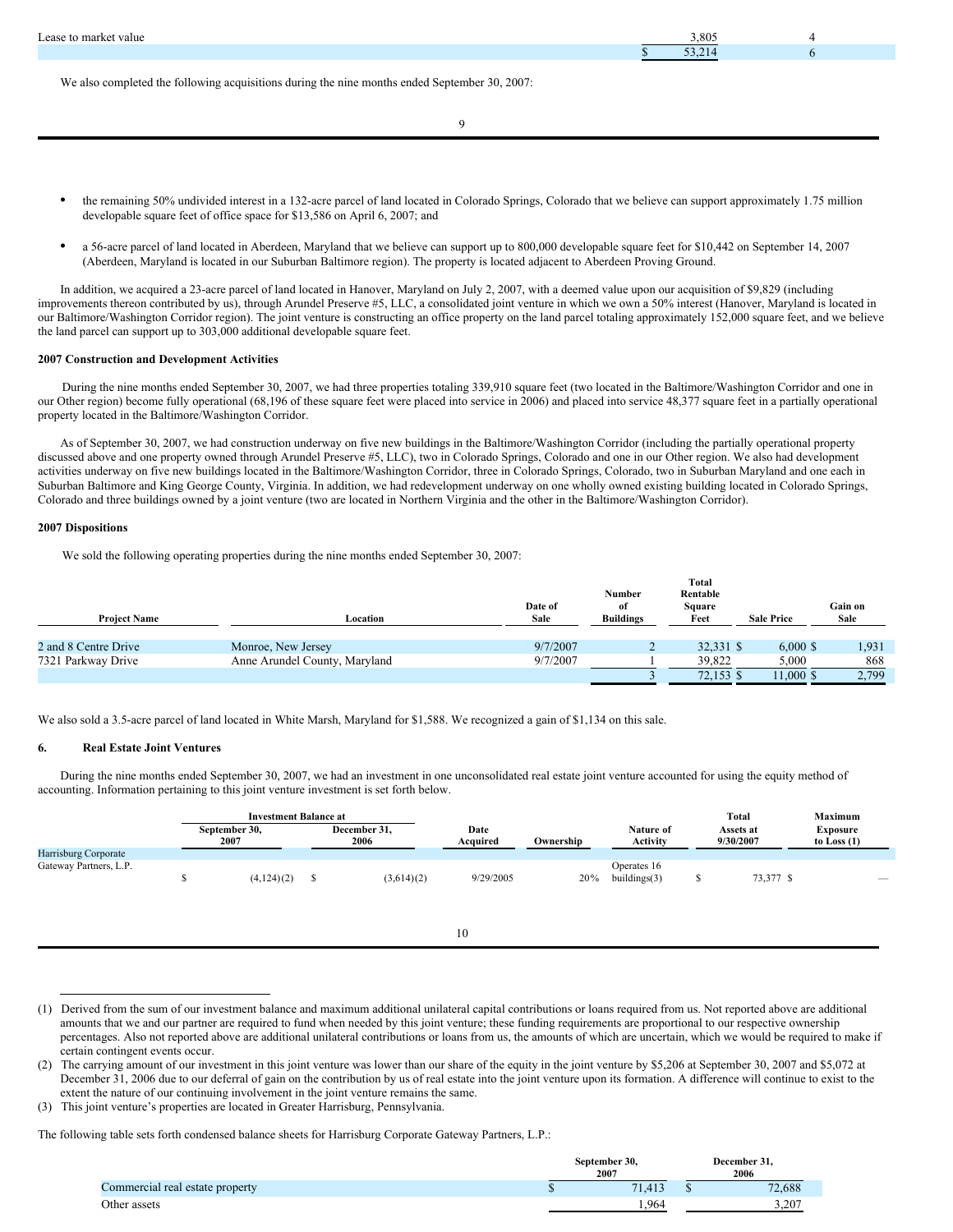| | | |
|---|---|---|
| Lease to market value | 3,805 | 4 |
| | $ 53,214 | 6 |

We also completed the following acquisitions during the nine months ended September 30, 2007:

- the remaining 50% undivided interest in a 132-acre parcel of land located in Colorado Springs, Colorado that we believe can support approximately 1.75 million developable square feet of office space for $13,586 on April 6, 2007; and
- a 56-acre parcel of land located in Aberdeen, Maryland that we believe can support up to 800,000 developable square feet for $10,442 on September 14, 2007 (Aberdeen, Maryland is located in our Suburban Baltimore region). The property is located adjacent to Aberdeen Proving Ground.

In addition, we acquired a 23-acre parcel of land located in Hanover, Maryland on July 2, 2007, with a deemed value upon our acquisition of $9,829 (including improvements thereon contributed by us), through Arundel Preserve #5, LLC, a consolidated joint venture in which we own a 50% interest (Hanover, Maryland is located in our Baltimore/Washington Corridor region). The joint venture is constructing an office property on the land parcel totaling approximately 152,000 square feet, and we believe the land parcel can support up to 303,000 additional developable square feet.

**2007 Construction and Development Activities**

During the nine months ended September 30, 2007, we had three properties totaling 339,910 square feet (two located in the Baltimore/Washington Corridor and one in our Other region) become fully operational (68,196 of these square feet were placed into service in 2006) and placed into service 48,377 square feet in a partially operational property located in the Baltimore/Washington Corridor.

As of September 30, 2007, we had construction underway on five new buildings in the Baltimore/Washington Corridor (including the partially operational property discussed above and one property owned through Arundel Preserve #5, LLC), two in Colorado Springs, Colorado and one in our Other region. We also had development activities underway on five new buildings located in the Baltimore/Washington Corridor, three in Colorado Springs, Colorado, two in Suburban Maryland and one each in Suburban Baltimore and King George County, Virginia. In addition, we had redevelopment underway on one wholly owned existing building located in Colorado Springs, Colorado and three buildings owned by a joint venture (two are located in Northern Virginia and the other in the Baltimore/Washington Corridor).

**2007 Dispositions**

We sold the following operating properties during the nine months ended September 30, 2007:

| Project Name | Location | Date of Sale | Number of Buildings | Total Rentable Square Feet | Sale Price | Gain on Sale |
|---|---|---|---|---|---|---|
| 2 and 8 Centre Drive | Monroe, New Jersey | 9/7/2007 | 2 | 32,331 | $ 6,000 | $ 1,931 |
| 7321 Parkway Drive | Anne Arundel County, Maryland | 9/7/2007 | 1 | 39,822 | 5,000 | 868 |
| | | | 3 | 72,153 | $ 11,000 | $ 2,799 |

We also sold a 3.5-acre parcel of land located in White Marsh, Maryland for $1,588. We recognized a gain of $1,134 on this sale.

## 6. Real Estate Joint Ventures

During the nine months ended September 30, 2007, we had an investment in one unconsolidated real estate joint venture accounted for using the equity method of accounting. Information pertaining to this joint venture investment is set forth below.

| | Investment Balance at | | | | | | |
|---|---|---|---|---|---|---|---|
| | September 30, 2007 | December 31, 2006 | Date Acquired | Ownership | Nature of Activity | Total Assets at 9/30/2007 | Maximum Exposure to Loss (1) |
| Harrisburg Corporate Gateway Partners, L.P. | $ (4,124)(2) | $ (3,614)(2) | 9/29/2005 | 20% | Operates 16 buildings(3) | $ 73,377 | $ — |

(1) Derived from the sum of our investment balance and maximum additional unilateral capital contributions or loans required from us. Not reported above are additional amounts that we and our partner are required to fund when needed by this joint venture; these funding requirements are proportional to our respective ownership percentages. Also not reported above are additional unilateral contributions or loans from us, the amounts of which are uncertain, which we would be required to make if certain contingent events occur.

(2) The carrying amount of our investment in this joint venture was lower than our share of the equity in the joint venture by $5,206 at September 30, 2007 and $5,072 at December 31, 2006 due to our deferral of gain on the contribution by us of real estate into the joint venture upon its formation. A difference will continue to exist to the extent the nature of our continuing involvement in the joint venture remains the same.

(3) This joint venture's properties are located in Greater Harrisburg, Pennsylvania.

The following table sets forth condensed balance sheets for Harrisburg Corporate Gateway Partners, L.P.:

| | September 30, 2007 | December 31, 2006 |
|---|---|---|
| Commercial real estate property | $ 71,413 | $ 72,688 |
| Other assets | 1,964 | 3,207 |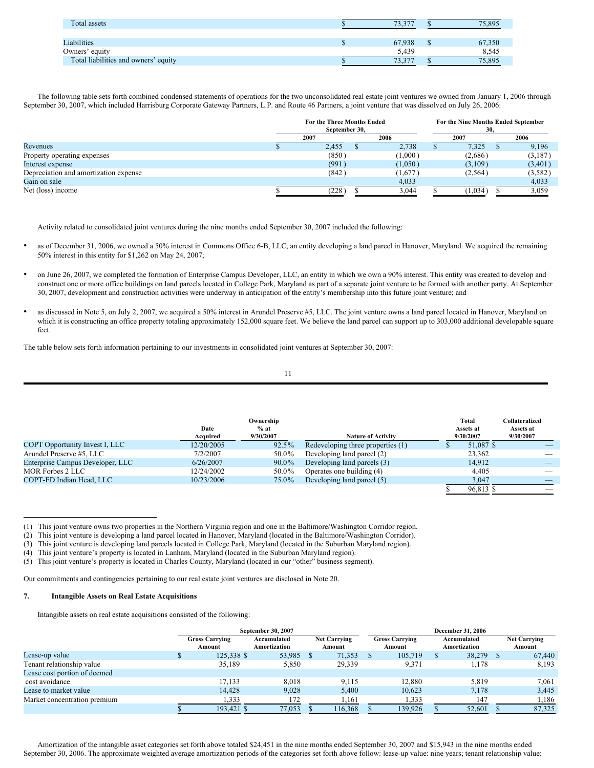| | 2007 | 2006 |
|---|---|---|
| Total assets | $ 73,377 | $ 75,895 |
| | | |
| Liabilities | $ 67,938 | $ 67,350 |
| Owners' equity | 5,439 | 8,545 |
| Total liabilities and owners' equity | $ 73,377 | $ 75,895 |

The following table sets forth combined condensed statements of operations for the two unconsolidated real estate joint ventures we owned from January 1, 2006 through September 30, 2007, which included Harrisburg Corporate Gateway Partners, L.P. and Route 46 Partners, a joint venture that was dissolved on July 26, 2006:

| | For the Three Months Ended September 30, | | For the Nine Months Ended September 30, | |
|---|---|---|---|---|
| | 2007 | 2006 | 2007 | 2006 |
| Revenues | $ 2,455 | $ 2,738 | $ 7,325 | $ 9,196 |
| Property operating expenses | (850) | (1,000) | (2,686) | (3,187) |
| Interest expense | (991) | (1,050) | (3,109) | (3,401) |
| Depreciation and amortization expense | (842) | (1,677) | (2,564) | (3,582) |
| Gain on sale | — | 4,033 | — | 4,033 |
| Net (loss) income | $ (228) | $ 3,044 | $ (1,034) | $ 3,059 |

Activity related to consolidated joint ventures during the nine months ended September 30, 2007 included the following:

- as of December 31, 2006, we owned a 50% interest in Commons Office 6-B, LLC, an entity developing a land parcel in Hanover, Maryland. We acquired the remaining 50% interest in this entity for $1,262 on May 24, 2007;
- on June 26, 2007, we completed the formation of Enterprise Campus Developer, LLC, an entity in which we own a 90% interest. This entity was created to develop and construct one or more office buildings on land parcels located in College Park, Maryland as part of a separate joint venture to be formed with another party. At September 30, 2007, development and construction activities were underway in anticipation of the entity's membership into this future joint venture; and
- as discussed in Note 5, on July 2, 2007, we acquired a 50% interest in Arundel Preserve #5, LLC. The joint venture owns a land parcel located in Hanover, Maryland on which it is constructing an office property totaling approximately 152,000 square feet. We believe the land parcel can support up to 303,000 additional developable square feet.

The table below sets forth information pertaining to our investments in consolidated joint ventures at September 30, 2007:

| | Date Acquired | Ownership % at 9/30/2007 | Nature of Activity | Total Assets at 9/30/2007 | Collateralized Assets at 9/30/2007 |
|---|---|---|---|---|---|
| COPT Opportunity Invest I, LLC | 12/20/2005 | 92.5% | Redeveloping three properties (1) | $ 51,087 | $ — |
| Arundel Preserve #5, LLC | 7/2/2007 | 50.0% | Developing land parcel (2) | 23,362 | — |
| Enterprise Campus Developer, LLC | 6/26/2007 | 90.0% | Developing land parcels (3) | 14,912 | — |
| MOR Forbes 2 LLC | 12/24/2002 | 50.0% | Operates one building (4) | 4,405 | — |
| COPT-FD Indian Head, LLC | 10/23/2006 | 75.0% | Developing land parcel (5) | 3,047 | — |
| | | | | $ 96,813 | $ — |

(1) This joint venture owns two properties in the Northern Virginia region and one in the Baltimore/Washington Corridor region.
(2) This joint venture is developing a land parcel located in Hanover, Maryland (located in the Baltimore/Washington Corridor).
(3) This joint venture is developing land parcels located in College Park, Maryland (located in the Suburban Maryland region).
(4) This joint venture's property is located in Lanham, Maryland (located in the Suburban Maryland region).
(5) This joint venture's property is located in Charles County, Maryland (located in our "other" business segment).

Our commitments and contingencies pertaining to our real estate joint ventures are disclosed in Note 20.

## 7. Intangible Assets on Real Estate Acquisitions

Intangible assets on real estate acquisitions consisted of the following:

| | September 30, 2007 | | | December 31, 2006 | | |
|---|---|---|---|---|---|---|
| | Gross Carrying Amount | Accumulated Amortization | Net Carrying Amount | Gross Carrying Amount | Accumulated Amortization | Net Carrying Amount |
| Lease-up value | $ 125,338 | $ 53,985 | $ 71,353 | $ 105,719 | $ 38,279 | $ 67,440 |
| Tenant relationship value | 35,189 | 5,850 | 29,339 | 9,371 | 1,178 | 8,193 |
| Lease cost portion of deemed cost avoidance | 17,133 | 8,018 | 9,115 | 12,880 | 5,819 | 7,061 |
| Lease to market value | 14,428 | 9,028 | 5,400 | 10,623 | 7,178 | 3,445 |
| Market concentration premium | 1,333 | 172 | 1,161 | 1,333 | 147 | 1,186 |
| | $ 193,421 | $ 77,053 | $ 116,368 | $ 139,926 | $ 52,601 | $ 87,325 |

Amortization of the intangible asset categories set forth above totaled $24,451 in the nine months ended September 30, 2007 and $15,943 in the nine months ended September 30, 2006. The approximate weighted average amortization periods of the categories set forth above follow: lease-up value: nine years; tenant relationship value: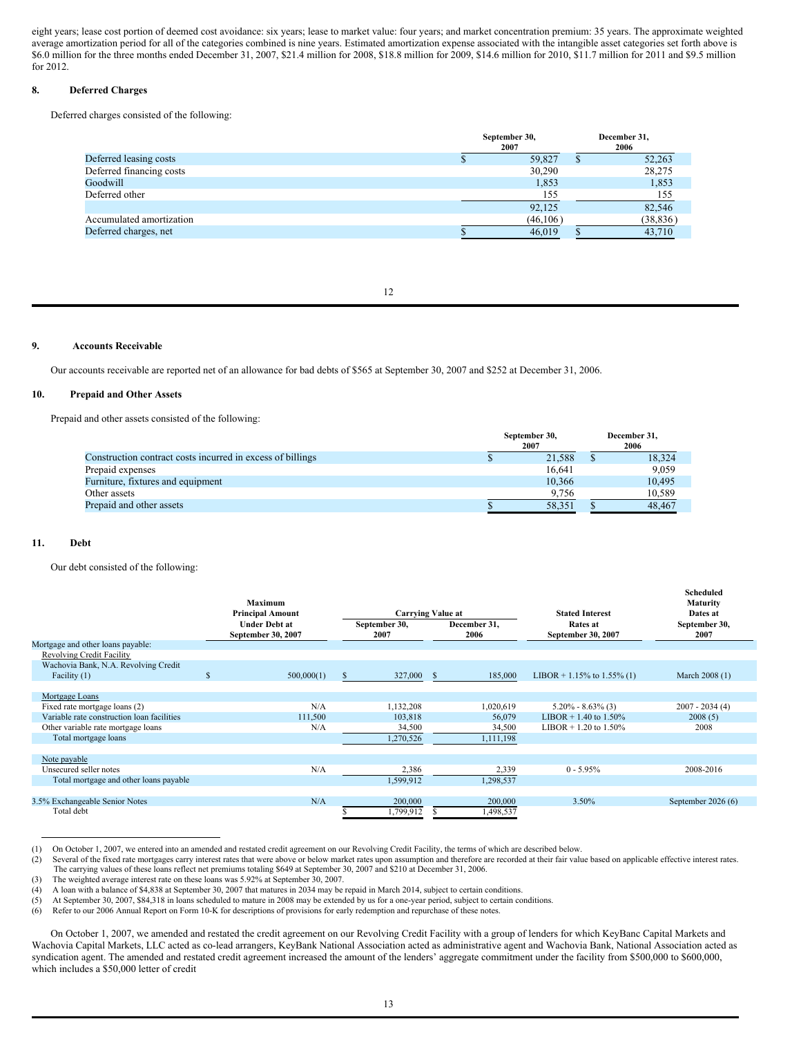eight years; lease cost portion of deemed cost avoidance: six years; lease to market value: four years; and market concentration premium: 35 years. The approximate weighted average amortization period for all of the categories combined is nine years. Estimated amortization expense associated with the intangible asset categories set forth above is $6.0 million for the three months ended December 31, 2007, $21.4 million for 2008, $18.8 million for 2009, $14.6 million for 2010, $11.7 million for 2011 and $9.5 million for 2012.

## 8. Deferred Charges

Deferred charges consisted of the following:

| | September 30, 2007 | December 31, 2006 |
|---|---|---|
| Deferred leasing costs | $ 59,827 | $ 52,263 |
| Deferred financing costs | 30,290 | 28,275 |
| Goodwill | 1,853 | 1,853 |
| Deferred other | 155 | 155 |
| | 92,125 | 82,546 |
| Accumulated amortization | (46,106) | (38,836) |
| Deferred charges, net | $ 46,019 | $ 43,710 |

## 9. Accounts Receivable

Our accounts receivable are reported net of an allowance for bad debts of $565 at September 30, 2007 and $252 at December 31, 2006.

## 10. Prepaid and Other Assets

Prepaid and other assets consisted of the following:

| | September 30, 2007 | December 31, 2006 |
|---|---|---|
| Construction contract costs incurred in excess of billings | $ 21,588 | $ 18,324 |
| Prepaid expenses | 16,641 | 9,059 |
| Furniture, fixtures and equipment | 10,366 | 10,495 |
| Other assets | 9,756 | 10,589 |
| Prepaid and other assets | $ 58,351 | $ 48,467 |

## 11. Debt

Our debt consisted of the following:

| | Maximum Principal Amount Under Debt at September 30, 2007 | Carrying Value at September 30, 2007 | Carrying Value at December 31, 2006 | Stated Interest Rates at September 30, 2007 | Scheduled Maturity Dates at September 30, 2007 |
|---|---|---|---|---|---|
| Mortgage and other loans payable: | | | | | |
| Revolving Credit Facility | | | | | |
| Wachovia Bank, N.A. Revolving Credit Facility (1) | $ 500,000(1) | $ 327,000 | $ 185,000 | LIBOR + 1.15% to 1.55% (1) | March 2008 (1) |
| Mortgage Loans | | | | | |
| Fixed rate mortgage loans (2) | N/A | 1,132,208 | 1,020,619 | 5.20% - 8.63% (3) | 2007 - 2034 (4) |
| Variable rate construction loan facilities | 111,500 | 103,818 | 56,079 | LIBOR + 1.40 to 1.50% | 2008 (5) |
| Other variable rate mortgage loans | N/A | 34,500 | 34,500 | LIBOR + 1.20 to 1.50% | 2008 |
| Total mortgage loans | | 1,270,526 | 1,111,198 | | |
| Note payable | | | | | |
| Unsecured seller notes | N/A | 2,386 | 2,339 | 0 - 5.95% | 2008-2016 |
| Total mortgage and other loans payable | | 1,599,912 | 1,298,537 | | |
| 3.5% Exchangeable Senior Notes | N/A | 200,000 | 200,000 | 3.50% | September 2026 (6) |
| Total debt | | $ 1,799,912 | $ 1,498,537 | | |

(1) On October 1, 2007, we entered into an amended and restated credit agreement on our Revolving Credit Facility, the terms of which are described below.
(2) Several of the fixed rate mortgages carry interest rates that were above or below market rates upon assumption and therefore are recorded at their fair value based on applicable effective interest rates. The carrying values of these loans reflect net premiums totaling $649 at September 30, 2007 and $210 at December 31, 2006.
(3) The weighted average interest rate on these loans was 5.92% at September 30, 2007.
(4) A loan with a balance of $4,838 at September 30, 2007 that matures in 2034 may be repaid in March 2014, subject to certain conditions.
(5) At September 30, 2007, $84,318 in loans scheduled to mature in 2008 may be extended by us for a one-year period, subject to certain conditions.
(6) Refer to our 2006 Annual Report on Form 10-K for descriptions of provisions for early redemption and repurchase of these notes.

On October 1, 2007, we amended and restated the credit agreement on our Revolving Credit Facility with a group of lenders for which KeyBanc Capital Markets and Wachovia Capital Markets, LLC acted as co-lead arrangers, KeyBank National Association acted as administrative agent and Wachovia Bank, National Association acted as syndication agent. The amended and restated credit agreement increased the amount of the lenders' aggregate commitment under the facility from $500,000 to $600,000, which includes a $50,000 letter of credit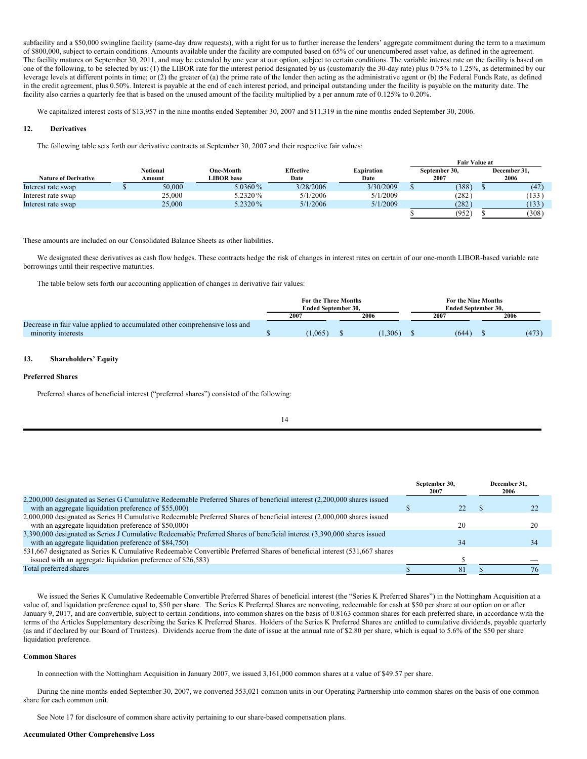subfacility and a $50,000 swingline facility (same-day draw requests), with a right for us to further increase the lenders' aggregate commitment during the term to a maximum of $800,000, subject to certain conditions. Amounts available under the facility are computed based on 65% of our unencumbered asset value, as defined in the agreement. The facility matures on September 30, 2011, and may be extended by one year at our option, subject to certain conditions. The variable interest rate on the facility is based on one of the following, to be selected by us: (1) the LIBOR rate for the interest period designated by us (customarily the 30-day rate) plus 0.75% to 1.25%, as determined by our leverage levels at different points in time; or (2) the greater of (a) the prime rate of the lender then acting as the administrative agent or (b) the Federal Funds Rate, as defined in the credit agreement, plus 0.50%. Interest is payable at the end of each interest period, and principal outstanding under the facility is payable on the maturity date. The facility also carries a quarterly fee that is based on the unused amount of the facility multiplied by a per annum rate of 0.125% to 0.20%.

We capitalized interest costs of $13,957 in the nine months ended September 30, 2007 and $11,319 in the nine months ended September 30, 2006.

## 12. Derivatives

The following table sets forth our derivative contracts at September 30, 2007 and their respective fair values:

| Nature of Derivative | Notional Amount | One-Month LIBOR base | Effective Date | Expiration Date | Fair Value at September 30, 2007 | Fair Value at December 31, 2006 |
|---|---|---|---|---|---|---|
| Interest rate swap | $ 50,000 | 5.0360 % | 3/28/2006 | 3/30/2009 | $ (388) | $ (42) |
| Interest rate swap | 25,000 | 5.2320 % | 5/1/2006 | 5/1/2009 | (282) | (133) |
| Interest rate swap | 25,000 | 5.2320 % | 5/1/2006 | 5/1/2009 | (282) | (133) |
| | | | | | $ (952) | $ (308) |

These amounts are included on our Consolidated Balance Sheets as other liabilities.

We designated these derivatives as cash flow hedges. These contracts hedge the risk of changes in interest rates on certain of our one-month LIBOR-based variable rate borrowings until their respective maturities.

The table below sets forth our accounting application of changes in derivative fair values:

| | For the Three Months Ended September 30, | | For the Nine Months Ended September 30, | |
|---|---|---|---|---|
| | 2007 | 2006 | 2007 | 2006 |
| Decrease in fair value applied to accumulated other comprehensive loss and minority interests | $ (1,065) | $ (1,306) | $ (644) | $ (473) |

## 13. Shareholders' Equity

### Preferred Shares

Preferred shares of beneficial interest ("preferred shares") consisted of the following:

| | September 30, 2007 | December 31, 2006 |
|---|---|---|
| 2,200,000 designated as Series G Cumulative Redeemable Preferred Shares of beneficial interest (2,200,000 shares issued with an aggregate liquidation preference of $55,000) | $ 22 | $ 22 |
| 2,000,000 designated as Series H Cumulative Redeemable Preferred Shares of beneficial interest (2,000,000 shares issued with an aggregate liquidation preference of $50,000) | 20 | 20 |
| 3,390,000 designated as Series J Cumulative Redeemable Preferred Shares of beneficial interest (3,390,000 shares issued with an aggregate liquidation preference of $84,750) | 34 | 34 |
| 531,667 designated as Series K Cumulative Redeemable Convertible Preferred Shares of beneficial interest (531,667 shares issued with an aggregate liquidation preference of $26,583) | 5 | — |
| Total preferred shares | $ 81 | $ 76 |

We issued the Series K Cumulative Redeemable Convertible Preferred Shares of beneficial interest (the "Series K Preferred Shares") in the Nottingham Acquisition at a value of, and liquidation preference equal to, $50 per share. The Series K Preferred Shares are nonvoting, redeemable for cash at $50 per share at our option on or after January 9, 2017, and are convertible, subject to certain conditions, into common shares on the basis of 0.8163 common shares for each preferred share, in accordance with the terms of the Articles Supplementary describing the Series K Preferred Shares. Holders of the Series K Preferred Shares are entitled to cumulative dividends, payable quarterly (as and if declared by our Board of Trustees). Dividends accrue from the date of issue at the annual rate of $2.80 per share, which is equal to 5.6% of the $50 per share liquidation preference.

### Common Shares

In connection with the Nottingham Acquisition in January 2007, we issued 3,161,000 common shares at a value of $49.57 per share.

During the nine months ended September 30, 2007, we converted 553,021 common units in our Operating Partnership into common shares on the basis of one common share for each common unit.

See Note 17 for disclosure of common share activity pertaining to our share-based compensation plans.

### Accumulated Other Comprehensive Loss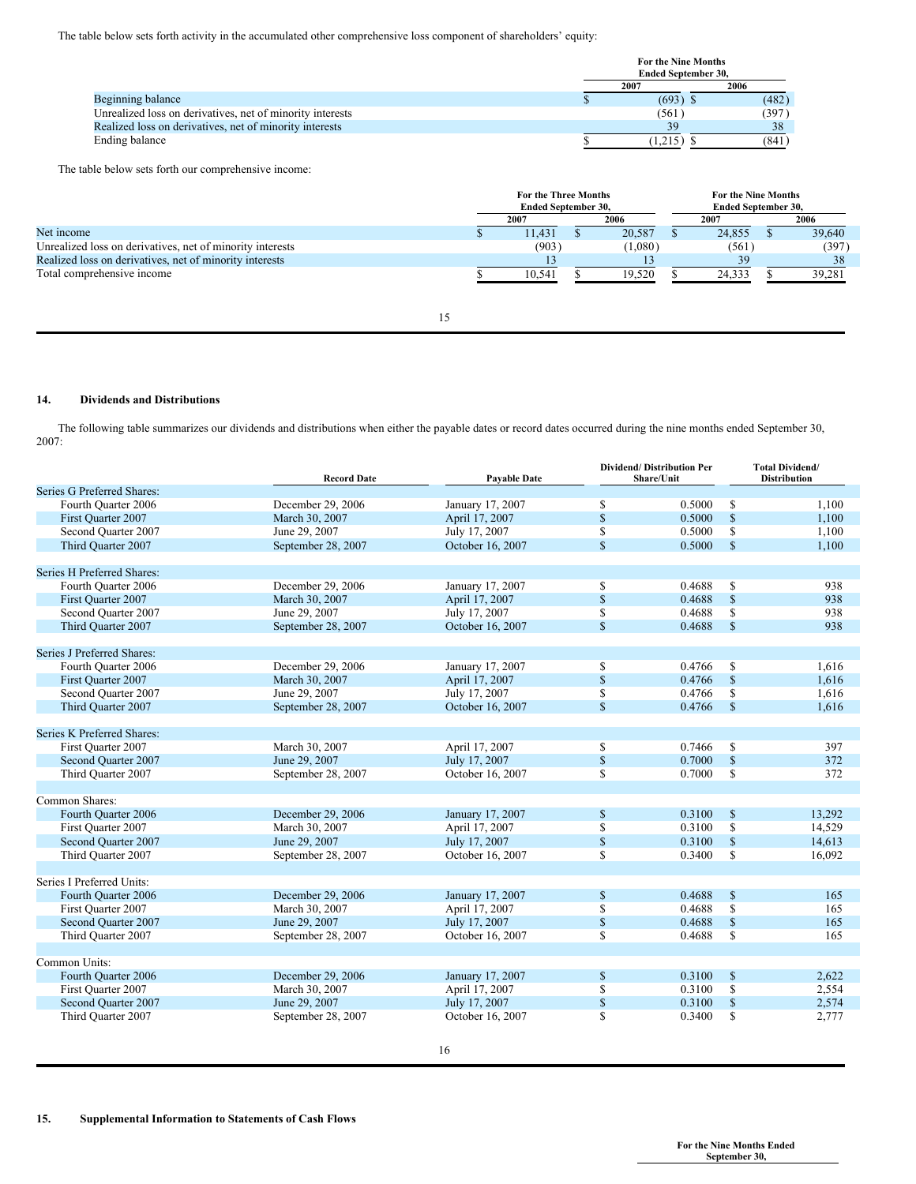The table below sets forth activity in the accumulated other comprehensive loss component of shareholders' equity:

| | For the Nine Months Ended September 30, | |
|---|---|---|
| | 2007 | 2006 |
| Beginning balance | $ (693) | $ (482) |
| Unrealized loss on derivatives, net of minority interests | (561) | (397) |
| Realized loss on derivatives, net of minority interests | 39 | 38 |
| Ending balance | $ (1,215) | $ (841) |

The table below sets forth our comprehensive income:

| | For the Three Months Ended September 30, | | For the Nine Months Ended September 30, | |
|---|---|---|---|---|
| | 2007 | 2006 | 2007 | 2006 |
| Net income | $ 11,431 | $ 20,587 | $ 24,855 | $ 39,640 |
| Unrealized loss on derivatives, net of minority interests | (903) | (1,080) | (561) | (397) |
| Realized loss on derivatives, net of minority interests | 13 | 13 | 39 | 38 |
| Total comprehensive income | $ 10,541 | $ 19,520 | $ 24,333 | $ 39,281 |

## 14. Dividends and Distributions

The following table summarizes our dividends and distributions when either the payable dates or record dates occurred during the nine months ended September 30, 2007:

| | Record Date | Payable Date | Dividend/ Distribution Per Share/Unit | Total Dividend/ Distribution |
|---|---|---|---|---|
| Series G Preferred Shares: | | | | |
| Fourth Quarter 2006 | December 29, 2006 | January 17, 2007 | $ 0.5000 | $ 1,100 |
| First Quarter 2007 | March 30, 2007 | April 17, 2007 | $ 0.5000 | $ 1,100 |
| Second Quarter 2007 | June 29, 2007 | July 17, 2007 | $ 0.5000 | $ 1,100 |
| Third Quarter 2007 | September 28, 2007 | October 16, 2007 | $ 0.5000 | $ 1,100 |
| | | | | |
| Series H Preferred Shares: | | | | |
| Fourth Quarter 2006 | December 29, 2006 | January 17, 2007 | $ 0.4688 | $ 938 |
| First Quarter 2007 | March 30, 2007 | April 17, 2007 | $ 0.4688 | $ 938 |
| Second Quarter 2007 | June 29, 2007 | July 17, 2007 | $ 0.4688 | $ 938 |
| Third Quarter 2007 | September 28, 2007 | October 16, 2007 | $ 0.4688 | $ 938 |
| | | | | |
| Series J Preferred Shares: | | | | |
| Fourth Quarter 2006 | December 29, 2006 | January 17, 2007 | $ 0.4766 | $ 1,616 |
| First Quarter 2007 | March 30, 2007 | April 17, 2007 | $ 0.4766 | $ 1,616 |
| Second Quarter 2007 | June 29, 2007 | July 17, 2007 | $ 0.4766 | $ 1,616 |
| Third Quarter 2007 | September 28, 2007 | October 16, 2007 | $ 0.4766 | $ 1,616 |
| | | | | |
| Series K Preferred Shares: | | | | |
| First Quarter 2007 | March 30, 2007 | April 17, 2007 | $ 0.7466 | $ 397 |
| Second Quarter 2007 | June 29, 2007 | July 17, 2007 | $ 0.7000 | $ 372 |
| Third Quarter 2007 | September 28, 2007 | October 16, 2007 | $ 0.7000 | $ 372 |
| | | | | |
| Common Shares: | | | | |
| Fourth Quarter 2006 | December 29, 2006 | January 17, 2007 | $ 0.3100 | $ 13,292 |
| First Quarter 2007 | March 30, 2007 | April 17, 2007 | $ 0.3100 | $ 14,529 |
| Second Quarter 2007 | June 29, 2007 | July 17, 2007 | $ 0.3100 | $ 14,613 |
| Third Quarter 2007 | September 28, 2007 | October 16, 2007 | $ 0.3400 | $ 16,092 |
| | | | | |
| Series I Preferred Units: | | | | |
| Fourth Quarter 2006 | December 29, 2006 | January 17, 2007 | $ 0.4688 | $ 165 |
| First Quarter 2007 | March 30, 2007 | April 17, 2007 | $ 0.4688 | $ 165 |
| Second Quarter 2007 | June 29, 2007 | July 17, 2007 | $ 0.4688 | $ 165 |
| Third Quarter 2007 | September 28, 2007 | October 16, 2007 | $ 0.4688 | $ 165 |
| | | | | |
| Common Units: | | | | |
| Fourth Quarter 2006 | December 29, 2006 | January 17, 2007 | $ 0.3100 | $ 2,622 |
| First Quarter 2007 | March 30, 2007 | April 17, 2007 | $ 0.3100 | $ 2,554 |
| Second Quarter 2007 | June 29, 2007 | July 17, 2007 | $ 0.3100 | $ 2,574 |
| Third Quarter 2007 | September 28, 2007 | October 16, 2007 | $ 0.3400 | $ 2,777 |

## 15. Supplemental Information to Statements of Cash Flows

| | For the Nine Months Ended September 30, |
|---|---|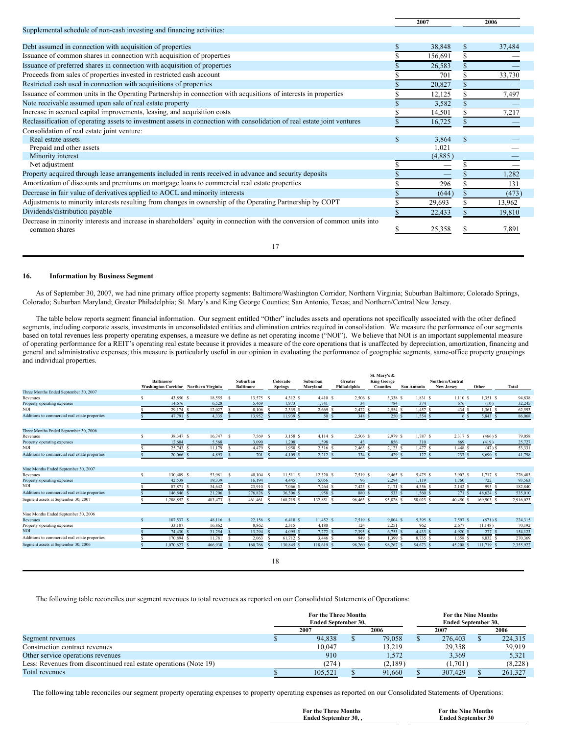| | 2007 | 2006 |
|---|---|---|
| Supplemental schedule of non-cash investing and financing activities: | | |
| Debt assumed in connection with acquisition of properties | $ 38,848 | $ 37,484 |
| Issuance of common shares in connection with acquisition of properties | $ 156,691 | $ — |
| Issuance of preferred shares in connection with acquisition of properties | $ 26,583 | $ — |
| Proceeds from sales of properties invested in restricted cash account | $ 701 | $ 33,730 |
| Restricted cash used in connection with acquisitions of properties | $ 20,827 | $ — |
| Issuance of common units in the Operating Partnership in connection with acqusitions of interests in properties | $ 12,125 | $ 7,497 |
| Note receivable assumed upon sale of real estate property | $ 3,582 | $ — |
| Increase in accrued capital improvements, leasing, and acquisition costs | $ 14,501 | $ 7,217 |
| Reclassification of operating assets to investment assets in connection with consolidation of real estate joint ventures | $ 16,725 | $ — |
| Consolidation of real estate joint venture: | | |
| Real estate assets | $ 3,864 | $ — |
| Prepaid and other assets | 1,021 | — |
| Minority interest | (4,885) | — |
| Net adjustment | $ — | $ — |
| Property acquired through lease arrangements included in rents received in advance and security deposits | $ — | $ 1,282 |
| Amortization of discounts and premiums on mortgage loans to commercial real estate properties | $ 296 | $ 131 |
| Decrease in fair value of derivatives applied to AOCL and minority interests | $ (644) | $ (473) |
| Adjustments to minority interests resulting from changes in ownership of the Operating Partnership by COPT | $ 29,693 | $ 13,962 |
| Dividends/distribution payable | $ 22,433 | $ 19,810 |
| Decrease in minority interests and increase in shareholders' equity in connection with the conversion of common units into common shares | $ 25,358 | $ 7,891 |

## 16. Information by Business Segment

As of September 30, 2007, we had nine primary office property segments: Baltimore/Washington Corridor; Northern Virginia; Suburban Baltimore; Colorado Springs, Colorado; Suburban Maryland; Greater Philadelphia; St. Mary's and King George Counties; San Antonio, Texas; and Northern/Central New Jersey.

The table below reports segment financial information. Our segment entitled "Other" includes assets and operations not specifically associated with the other defined segments, including corporate assets, investments in unconsolidated entities and elimination entries required in consolidation. We measure the performance of our segments based on total revenues less property operating expenses, a measure we define as net operating income ("NOI"). We believe that NOI is an important supplemental measure of operating performance for a REIT's operating real estate because it provides a measure of the core operations that is unaffected by depreciation, amortization, financing and general and administrative expenses; this measure is particularly useful in our opinion in evaluating the performance of geographic segments, same-office property groupings and individual properties.

| | Baltimore/ Washington Corridor | Northern Virginia | Suburban Baltimore | Colorado Springs | Suburban Maryland | Greater Philadelphia | St. Mary's & King George Counties | San Antonio | Northern/Central New Jersey | Other | Total |
|---|---|---|---|---|---|---|---|---|---|---|---|
| **Three Months Ended September 30, 2007** | | | | | | | | | | | |
| Revenues | $ 43,850 | $ 18,555 | $ 13,575 | $ 4,312 | $ 4,410 | $ 2,506 | $ 3,338 | $ 1,831 | $ 1,110 | $ 1,351 | $ 94,838 |
| Property operating expenses | 14,676 | 6,528 | 5,469 | 1,973 | 1,741 | 34 | 784 | 374 | 676 | (10) | 32,245 |
| NOI | $ 29,174 | $ 12,027 | $ 8,106 | $ 2,339 | $ 2,669 | $ 2,472 | $ 2,554 | $ 1,457 | $ 434 | $ 1,361 | $ 62,593 |
| Additions to commercial real estate properties | $ 47,791 | $ 4,335 | $ 13,952 | $ 11,939 | $ 50 | $ 348 | $ 250 | $ 1,554 | $ 6 | $ 5,843 | $ 86,068 |
| **Three Months Ended September 30, 2006** | | | | | | | | | | | |
| Revenues | $ 38,347 | $ 16,747 | $ 7,569 | $ 3,158 | $ 4,114 | $ 2,506 | $ 2,979 | $ 1,787 | $ 2,317 | $ (466) | $ 79,058 |
| Property operating expenses | 12,604 | 5,568 | 3,090 | 1,208 | 1,598 | 43 | 856 | 310 | 869 | (419) | 25,727 |
| NOI | $ 25,743 | $ 11,179 | $ 4,479 | $ 1,950 | $ 2,516 | $ 2,463 | $ 2,123 | $ 1,477 | $ 1,448 | $ (47) | $ 53,331 |
| Additions to commercial real estate properties | $ 20,066 | $ 4,893 | $ 701 | $ 4,109 | $ 2,212 | $ 334 | $ 429 | $ 127 | $ 237 | $ 8,690 | $ 41,798 |
| **Nine Months Ended September 30, 2007** | | | | | | | | | | | |
| Revenues | $ 130,409 | $ 53,981 | $ 40,104 | $ 11,511 | $ 12,320 | $ 7,519 | $ 9,465 | $ 5,475 | $ 3,902 | $ 1,717 | $ 276,403 |
| Property operating expenses | 42,538 | 19,339 | 16,194 | 4,445 | 5,056 | 96 | 2,294 | 1,119 | 1,760 | 722 | 93,563 |
| NOI | $ 87,871 | $ 34,642 | $ 23,910 | $ 7,066 | $ 7,264 | $ 7,423 | $ 7,171 | $ 4,356 | $ 2,142 | $ 995 | $ 182,840 |
| Additions to commercial real estate properties | $ 146,846 | $ 21,206 | $ 276,826 | $ 36,306 | $ 1,958 | $ 880 | $ 533 | $ 1,560 | $ 271 | $ 48,624 | $ 535,010 |
| Segment assets at September 30, 2007 | $ 1,208,852 | $ 483,473 | $ 461,461 | $ 168,719 | $ 132,851 | $ 96,463 | $ 95,828 | $ 58,023 | $ 40,450 | $ 169,903 | $ 2,916,023 |
| **Nine Months Ended September 30, 2006** | | | | | | | | | | | |
| Revenues | $ 107,537 | $ 48,116 | $ 22,156 | $ 6,410 | $ 11,452 | $ 7,519 | $ 9,004 | $ 5,395 | $ 7,597 | $ (871) | $ 224,315 |
| Property operating expenses | 33,107 | 16,862 | 8,862 | 2,315 | 4,180 | 124 | 2,251 | 962 | 2,677 | (1,148) | 70,192 |
| NOI | $ 74,430 | $ 31,254 | $ 13,294 | $ 4,095 | $ 7,272 | $ 7,395 | $ 6,753 | $ 4,433 | $ 4,920 | $ 277 | $ 154,123 |
| Additions to commercial real estate properties | $ 170,894 | $ 11,781 | $ 2,063 | $ 61,712 | $ 3,446 | $ 949 | $ 1,399 | $ 8,735 | $ 1,358 | $ 8,032 | $ 270,369 |
| Segment assets at September 30, 2006 | $ 1,070,627 | $ 466,938 | $ 160,766 | $ 130,845 | $ 118,619 | $ 98,260 | $ 98,267 | $ 54,673 | $ 45,208 | $ 111,719 | $ 2,355,922 |

The following table reconciles our segment revenues to total revenues as reported on our Consolidated Statements of Operations:

| | For the Three Months Ended September 30, | | For the Nine Months Ended September 30, | |
|---|---|---|---|---|
| | 2007 | 2006 | 2007 | 2006 |
| Segment revenues | $ 94,838 | $ 79,058 | $ 276,403 | $ 224,315 |
| Construction contract revenues | 10,047 | 13,219 | 29,358 | 39,919 |
| Other service operations revenues | 910 | 1,572 | 3,369 | 5,321 |
| Less: Revenues from discontinued real estate operations (Note 19) | (274) | (2,189) | (1,701) | (8,228) |
| Total revenues | $ 105,521 | $ 91,660 | $ 307,429 | $ 261,327 |

The following table reconciles our segment property operating expenses to property operating expenses as reported on our Consolidated Statements of Operations:

| | For the Three Months Ended September 30, , | For the Nine Months Ended September 30 |
|---|---|---|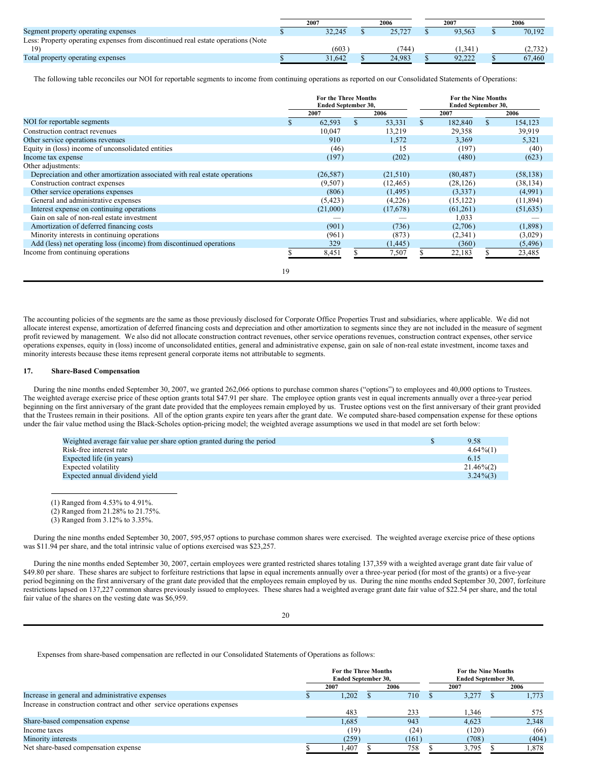| | 2007 | 2006 | 2007 | 2006 |
|---|---|---|---|---|
| Segment property operating expenses | $ 32,245 | $ 25,727 | $ 93,563 | $ 70,192 |
| Less: Property operating expenses from discontinued real estate operations (Note 19) | (603) | (744) | (1,341) | (2,732) |
| Total property operating expenses | $ 31,642 | $ 24,983 | $ 92,222 | $ 67,460 |

The following table reconciles our NOI for reportable segments to income from continuing operations as reported on our Consolidated Statements of Operations:

| | For the Three Months Ended September 30, | | For the Nine Months Ended September 30, | |
|---|---|---|---|---|
| | 2007 | 2006 | 2007 | 2006 |
| NOI for reportable segments | $ 62,593 | $ 53,331 | $ 182,840 | $ 154,123 |
| Construction contract revenues | 10,047 | 13,219 | 29,358 | 39,919 |
| Other service operations revenues | 910 | 1,572 | 3,369 | 5,321 |
| Equity in (loss) income of unconsolidated entities | (46) | 15 | (197) | (40) |
| Income tax expense | (197) | (202) | (480) | (623) |
| Other adjustments: | | | | |
| Depreciation and other amortization associated with real estate operations | (26,587) | (21,510) | (80,487) | (58,138) |
| Construction contract expenses | (9,507) | (12,465) | (28,126) | (38,134) |
| Other service operations expenses | (806) | (1,495) | (3,337) | (4,991) |
| General and administrative expenses | (5,423) | (4,226) | (15,122) | (11,894) |
| Interest expense on continuing operations | (21,000) | (17,678) | (61,261) | (51,635) |
| Gain on sale of non-real estate investment | — | — | 1,033 | — |
| Amortization of deferred financing costs | (901) | (736) | (2,706) | (1,898) |
| Minority interests in continuing operations | (961) | (873) | (2,341) | (3,029) |
| Add (less) net operating loss (income) from discontinued operations | 329 | (1,445) | (360) | (5,496) |
| Income from continuing operations | $ 8,451 | $ 7,507 | $ 22,183 | $ 23,485 |

The accounting policies of the segments are the same as those previously disclosed for Corporate Office Properties Trust and subsidiaries, where applicable. We did not allocate interest expense, amortization of deferred financing costs and depreciation and other amortization to segments since they are not included in the measure of segment profit reviewed by management. We also did not allocate construction contract revenues, other service operations revenues, construction contract expenses, other service operations expenses, equity in (loss) income of unconsolidated entities, general and administrative expense, gain on sale of non-real estate investment, income taxes and minority interests because these items represent general corporate items not attributable to segments.

## 17. Share-Based Compensation

During the nine months ended September 30, 2007, we granted 262,066 options to purchase common shares ("options") to employees and 40,000 options to Trustees. The weighted average exercise price of these option grants total $47.91 per share. The employee option grants vest in equal increments annually over a three-year period beginning on the first anniversary of the grant date provided that the employees remain employed by us. Trustee options vest on the first anniversary of their grant provided that the Trustees remain in their positions. All of the option grants expire ten years after the grant date. We computed share-based compensation expense for these options under the fair value method using the Black-Scholes option-pricing model; the weighted average assumptions we used in that model are set forth below:

| | |
|---|---|
| Weighted average fair value per share option granted during the period | $ 9.58 |
| Risk-free interest rate | 4.64%(1) |
| Expected life (in years) | 6.15 |
| Expected volatility | 21.46%(2) |
| Expected annual dividend yield | 3.24%(3) |

(1) Ranged from 4.53% to 4.91%.
(2) Ranged from 21.28% to 21.75%.
(3) Ranged from 3.12% to 3.35%.

During the nine months ended September 30, 2007, 595,957 options to purchase common shares were exercised. The weighted average exercise price of these options was $11.94 per share, and the total intrinsic value of options exercised was $23,257.

During the nine months ended September 30, 2007, certain employees were granted restricted shares totaling 137,359 with a weighted average grant date fair value of $49.80 per share. These shares are subject to forfeiture restrictions that lapse in equal increments annually over a three-year period (for most of the grants) or a five-year period beginning on the first anniversary of the grant date provided that the employees remain employed by us. During the nine months ended September 30, 2007, forfeiture restrictions lapsed on 137,227 common shares previously issued to employees. These shares had a weighted average grant date fair value of $22.54 per share, and the total fair value of the shares on the vesting date was $6,959.

Expenses from share-based compensation are reflected in our Consolidated Statements of Operations as follows:

| | For the Three Months Ended September 30, | | For the Nine Months Ended September 30, | |
|---|---|---|---|---|
| | 2007 | 2006 | 2007 | 2006 |
| Increase in general and administrative expenses | $ 1,202 | $ 710 | $ 3,277 | $ 1,773 |
| Increase in construction contract and other service operations expenses | 483 | 233 | 1,346 | 575 |
| Share-based compensation expense | 1,685 | 943 | 4,623 | 2,348 |
| Income taxes | (19) | (24) | (120) | (66) |
| Minority interests | (259) | (161) | (708) | (404) |
| Net share-based compensation expense | $ 1,407 | $ 758 | $ 3,795 | $ 1,878 |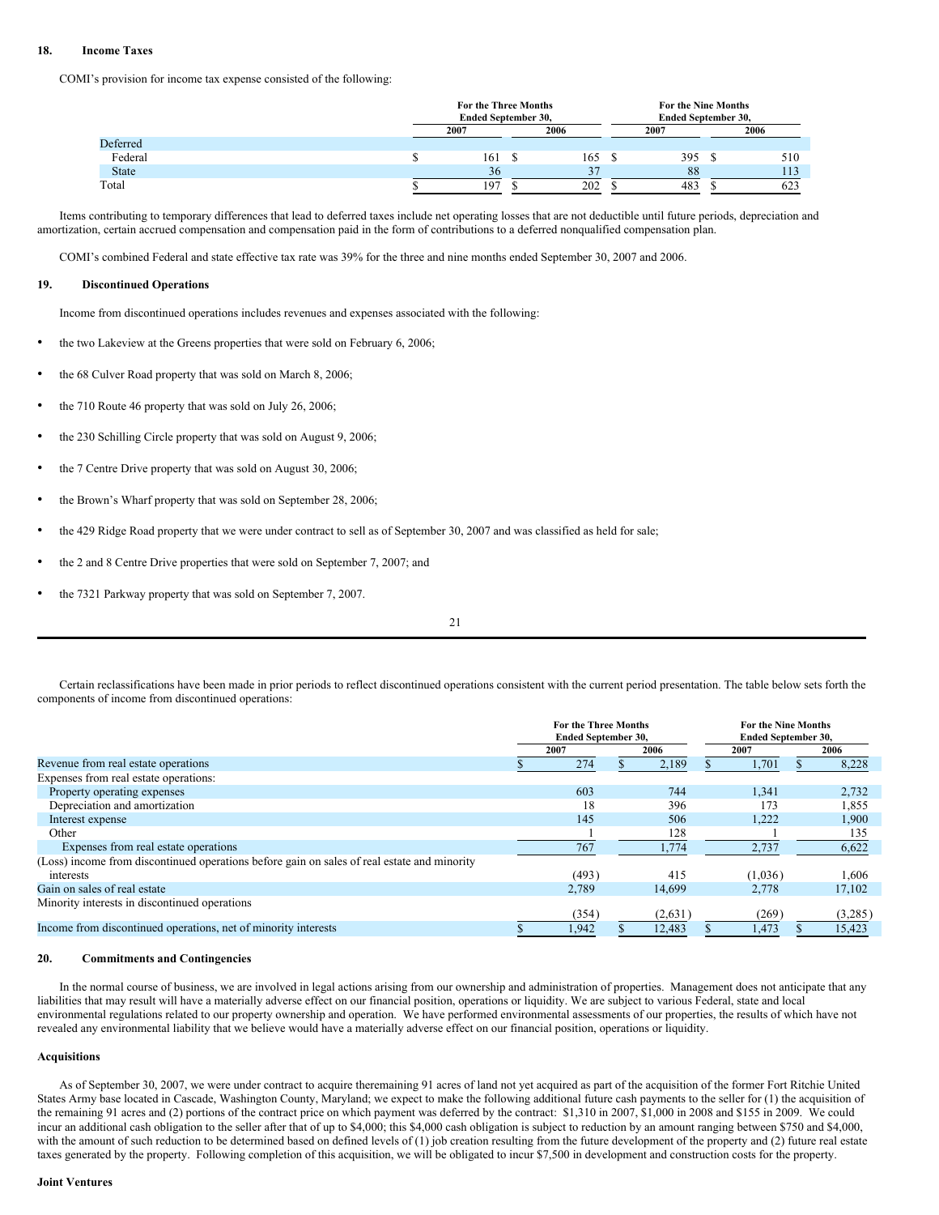## 18. Income Taxes

COMI's provision for income tax expense consisted of the following:

| | For the Three Months Ended September 30, | | For the Nine Months Ended September 30, | |
|---|---|---|---|---|
| | 2007 | 2006 | 2007 | 2006 |
| Deferred | | | | |
| Federal | $ 161 | $ 165 | $ 395 | $ 510 |
| State | 36 | 37 | 88 | 113 |
| Total | $ 197 | $ 202 | $ 483 | $ 623 |

Items contributing to temporary differences that lead to deferred taxes include net operating losses that are not deductible until future periods, depreciation and amortization, certain accrued compensation and compensation paid in the form of contributions to a deferred nonqualified compensation plan.

COMI's combined Federal and state effective tax rate was 39% for the three and nine months ended September 30, 2007 and 2006.

## 19. Discontinued Operations

Income from discontinued operations includes revenues and expenses associated with the following:

- the two Lakeview at the Greens properties that were sold on February 6, 2006;
- the 68 Culver Road property that was sold on March 8, 2006;
- the 710 Route 46 property that was sold on July 26, 2006;
- the 230 Schilling Circle property that was sold on August 9, 2006;
- the 7 Centre Drive property that was sold on August 30, 2006;
- the Brown's Wharf property that was sold on September 28, 2006;
- the 429 Ridge Road property that we were under contract to sell as of September 30, 2007 and was classified as held for sale;
- the 2 and 8 Centre Drive properties that were sold on September 7, 2007; and
- the 7321 Parkway property that was sold on September 7, 2007.

Certain reclassifications have been made in prior periods to reflect discontinued operations consistent with the current period presentation. The table below sets forth the components of income from discontinued operations:

| | For the Three Months Ended September 30, | | For the Nine Months Ended September 30, | |
|---|---|---|---|---|
| | 2007 | 2006 | 2007 | 2006 |
| Revenue from real estate operations | $ 274 | $ 2,189 | $ 1,701 | $ 8,228 |
| Expenses from real estate operations: | | | | |
| Property operating expenses | 603 | 744 | 1,341 | 2,732 |
| Depreciation and amortization | 18 | 396 | 173 | 1,855 |
| Interest expense | 145 | 506 | 1,222 | 1,900 |
| Other | 1 | 128 | 1 | 135 |
| Expenses from real estate operations | 767 | 1,774 | 2,737 | 6,622 |
| (Loss) income from discontinued operations before gain on sales of real estate and minority interests | (493) | 415 | (1,036) | 1,606 |
| Gain on sales of real estate | 2,789 | 14,699 | 2,778 | 17,102 |
| Minority interests in discontinued operations | (354) | (2,631) | (269) | (3,285) |
| Income from discontinued operations, net of minority interests | $ 1,942 | $ 12,483 | $ 1,473 | $ 15,423 |

## 20. Commitments and Contingencies

In the normal course of business, we are involved in legal actions arising from our ownership and administration of properties. Management does not anticipate that any liabilities that may result will have a materially adverse effect on our financial position, operations or liquidity. We are subject to various Federal, state and local environmental regulations related to our property ownership and operation. We have performed environmental assessments of our properties, the results of which have not revealed any environmental liability that we believe would have a materially adverse effect on our financial position, operations or liquidity.

### Acquisitions

As of September 30, 2007, we were under contract to acquire theremaining 91 acres of land not yet acquired as part of the acquisition of the former Fort Ritchie United States Army base located in Cascade, Washington County, Maryland; we expect to make the following additional future cash payments to the seller for (1) the acquisition of the remaining 91 acres and (2) portions of the contract price on which payment was deferred by the contract: $1,310 in 2007, $1,000 in 2008 and $155 in 2009. We could incur an additional cash obligation to the seller after that of up to $4,000; this $4,000 cash obligation is subject to reduction by an amount ranging between $750 and $4,000, with the amount of such reduction to be determined based on defined levels of (1) job creation resulting from the future development of the property and (2) future real estate taxes generated by the property. Following completion of this acquisition, we will be obligated to incur $7,500 in development and construction costs for the property.

### Joint Ventures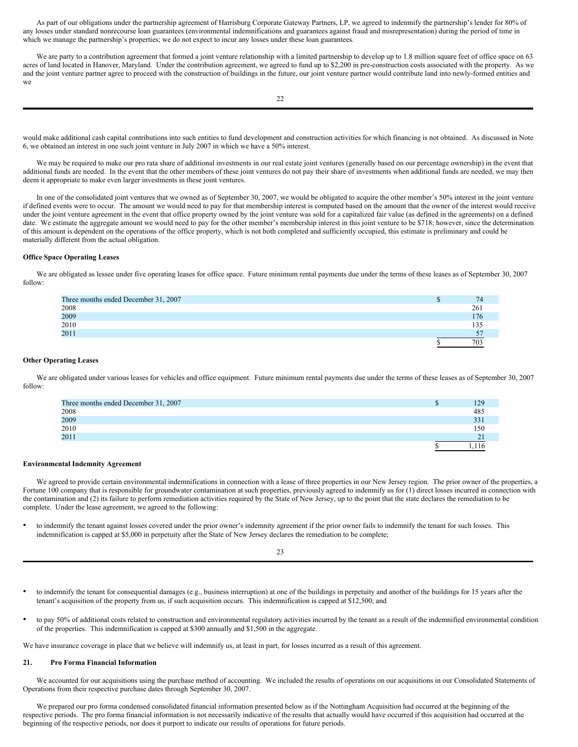As part of our obligations under the partnership agreement of Harrisburg Corporate Gateway Partners, LP, we agreed to indemnify the partnership's lender for 80% of any losses under standard nonrecourse loan guarantees (environmental indemnifications and guarantees against fraud and misrepresentation) during the period of time in which we manage the partnership's properties; we do not expect to incur any losses under these loan guarantees.

We are party to a contribution agreement that formed a joint venture relationship with a limited partnership to develop up to 1.8 million square feet of office space on 63 acres of land located in Hanover, Maryland. Under the contribution agreement, we agreed to fund up to $2,200 in pre-construction costs associated with the property. As we and the joint venture partner agree to proceed with the construction of buildings in the future, our joint venture partner would contribute land into newly-formed entities and we would make additional cash capital contributions into such entities to fund development and construction activities for which financing is not obtained. As discussed in Note 6, we obtained an interest in one such joint venture in July 2007 in which we have a 50% interest.

We may be required to make our pro rata share of additional investments in our real estate joint ventures (generally based on our percentage ownership) in the event that additional funds are needed. In the event that the other members of these joint ventures do not pay their share of investments when additional funds are needed, we may then deem it appropriate to make even larger investments in these joint ventures.

In one of the consolidated joint ventures that we owned as of September 30, 2007, we would be obligated to acquire the other member's 50% interest in the joint venture if defined events were to occur. The amount we would need to pay for that membership interest is computed based on the amount that the owner of the interest would receive under the joint venture agreement in the event that office property owned by the joint venture was sold for a capitalized fair value (as defined in the agreements) on a defined date. We estimate the aggregate amount we would need to pay for the other member's membership interest in this joint venture to be $718; however, since the determination of this amount is dependent on the operations of the office property, which is not both completed and sufficiently occupied, this estimate is preliminary and could be materially different from the actual obligation.

**Office Space Operating Leases**

We are obligated as lessee under five operating leases for office space. Future minimum rental payments due under the terms of these leases as of September 30, 2007 follow:

| | |
|---|---|
| Three months ended December 31, 2007 | $ 74 |
| 2008 | 261 |
| 2009 | 176 |
| 2010 | 135 |
| 2011 | 57 |
| | $ 703 |

**Other Operating Leases**

We are obligated under various leases for vehicles and office equipment. Future minimum rental payments due under the terms of these leases as of September 30, 2007 follow:

| | |
|---|---|
| Three months ended December 31, 2007 | $ 129 |
| 2008 | 485 |
| 2009 | 331 |
| 2010 | 150 |
| 2011 | 21 |
| | $ 1,116 |

**Environmental Indemnity Agreement**

We agreed to provide certain environmental indemnifications in connection with a lease of three properties in our New Jersey region. The prior owner of the properties, a Fortune 100 company that is responsible for groundwater contamination at such properties, previously agreed to indemnify us for (1) direct losses incurred in connection with the contamination and (2) its failure to perform remediation activities required by the State of New Jersey, up to the point that the state declares the remediation to be complete. Under the lease agreement, we agreed to the following:

- to indemnify the tenant against losses covered under the prior owner's indemnity agreement if the prior owner fails to indemnify the tenant for such losses. This indemnification is capped at $5,000 in perpetuity after the State of New Jersey declares the remediation to be complete;
- to indemnify the tenant for consequential damages (e.g., business interruption) at one of the buildings in perpetuity and another of the buildings for 15 years after the tenant's acquisition of the property from us, if such acquisition occurs. This indemnification is capped at $12,500; and
- to pay 50% of additional costs related to construction and environmental regulatory activities incurred by the tenant as a result of the indemnified environmental condition of the properties. This indemnification is capped at $300 annually and $1,500 in the aggregate.

We have insurance coverage in place that we believe will indemnify us, at least in part, for losses incurred as a result of this agreement.

## 21. Pro Forma Financial Information

We accounted for our acquisitions using the purchase method of accounting. We included the results of operations on our acquisitions in our Consolidated Statements of Operations from their respective purchase dates through September 30, 2007.

We prepared our pro forma condensed consolidated financial information presented below as if the Nottingham Acquisition had occurred at the beginning of the respective periods. The pro forma financial information is not necessarily indicative of the results that actually would have occurred if this acquisition had occurred at the beginning of the respective periods, nor does it purport to indicate our results of operations for future periods.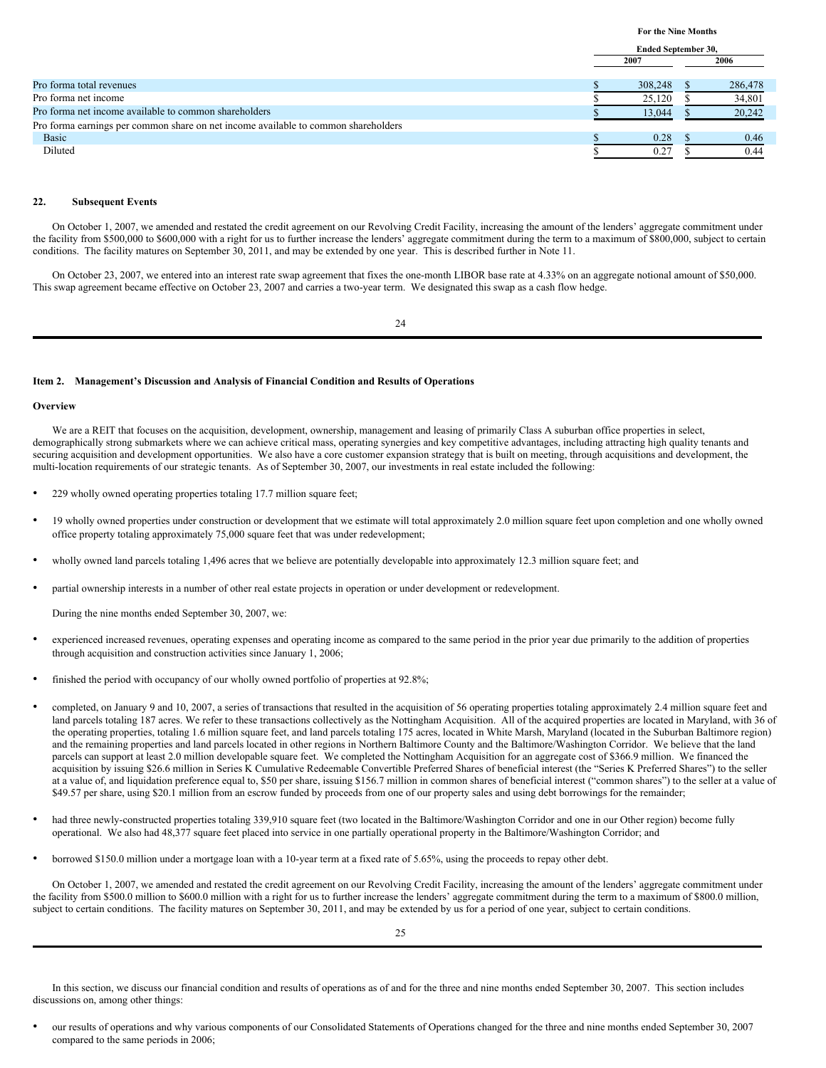| | For the Nine Months Ended September 30, | |
|---|---|---|
| | 2007 | 2006 |
| Pro forma total revenues | $ 308,248 | $ 286,478 |
| Pro forma net income | $ 25,120 | $ 34,801 |
| Pro forma net income available to common shareholders | $ 13,044 | $ 20,242 |
| Pro forma earnings per common share on net income available to common shareholders | | |
| Basic | $ 0.28 | $ 0.46 |
| Diluted | $ 0.27 | $ 0.44 |

## 22. Subsequent Events

On October 1, 2007, we amended and restated the credit agreement on our Revolving Credit Facility, increasing the amount of the lenders' aggregate commitment under the facility from $500,000 to $600,000 with a right for us to further increase the lenders' aggregate commitment during the term to a maximum of $800,000, subject to certain conditions. The facility matures on September 30, 2011, and may be extended by one year. This is described further in Note 11.

On October 23, 2007, we entered into an interest rate swap agreement that fixes the one-month LIBOR base rate at 4.33% on an aggregate notional amount of $50,000. This swap agreement became effective on October 23, 2007 and carries a two-year term. We designated this swap as a cash flow hedge.

# Item 2. Management's Discussion and Analysis of Financial Condition and Results of Operations

## Overview

We are a REIT that focuses on the acquisition, development, ownership, management and leasing of primarily Class A suburban office properties in select, demographically strong submarkets where we can achieve critical mass, operating synergies and key competitive advantages, including attracting high quality tenants and securing acquisition and development opportunities. We also have a core customer expansion strategy that is built on meeting, through acquisitions and development, the multi-location requirements of our strategic tenants. As of September 30, 2007, our investments in real estate included the following:

- 229 wholly owned operating properties totaling 17.7 million square feet;
- 19 wholly owned properties under construction or development that we estimate will total approximately 2.0 million square feet upon completion and one wholly owned office property totaling approximately 75,000 square feet that was under redevelopment;
- wholly owned land parcels totaling 1,496 acres that we believe are potentially developable into approximately 12.3 million square feet; and
- partial ownership interests in a number of other real estate projects in operation or under development or redevelopment.

During the nine months ended September 30, 2007, we:

- experienced increased revenues, operating expenses and operating income as compared to the same period in the prior year due primarily to the addition of properties through acquisition and construction activities since January 1, 2006;
- finished the period with occupancy of our wholly owned portfolio of properties at 92.8%;
- completed, on January 9 and 10, 2007, a series of transactions that resulted in the acquisition of 56 operating properties totaling approximately 2.4 million square feet and land parcels totaling 187 acres. We refer to these transactions collectively as the Nottingham Acquisition. All of the acquired properties are located in Maryland, with 36 of the operating properties, totaling 1.6 million square feet, and land parcels totaling 175 acres, located in White Marsh, Maryland (located in the Suburban Baltimore region) and the remaining properties and land parcels located in other regions in Northern Baltimore County and the Baltimore/Washington Corridor. We believe that the land parcels can support at least 2.0 million developable square feet. We completed the Nottingham Acquisition for an aggregate cost of $366.9 million. We financed the acquisition by issuing $26.6 million in Series K Cumulative Redeemable Convertible Preferred Shares of beneficial interest (the "Series K Preferred Shares") to the seller at a value of, and liquidation preference equal to, $50 per share, issuing $156.7 million in common shares of beneficial interest ("common shares") to the seller at a value of $49.57 per share, using $20.1 million from an escrow funded by proceeds from one of our property sales and using debt borrowings for the remainder;
- had three newly-constructed properties totaling 339,910 square feet (two located in the Baltimore/Washington Corridor and one in our Other region) become fully operational. We also had 48,377 square feet placed into service in one partially operational property in the Baltimore/Washington Corridor; and
- borrowed $150.0 million under a mortgage loan with a 10-year term at a fixed rate of 5.65%, using the proceeds to repay other debt.

On October 1, 2007, we amended and restated the credit agreement on our Revolving Credit Facility, increasing the amount of the lenders' aggregate commitment under the facility from $500.0 million to $600.0 million with a right for us to further increase the lenders' aggregate commitment during the term to a maximum of $800.0 million, subject to certain conditions. The facility matures on September 30, 2011, and may be extended by us for a period of one year, subject to certain conditions.

In this section, we discuss our financial condition and results of operations as of and for the three and nine months ended September 30, 2007. This section includes discussions on, among other things:

- our results of operations and why various components of our Consolidated Statements of Operations changed for the three and nine months ended September 30, 2007 compared to the same periods in 2006;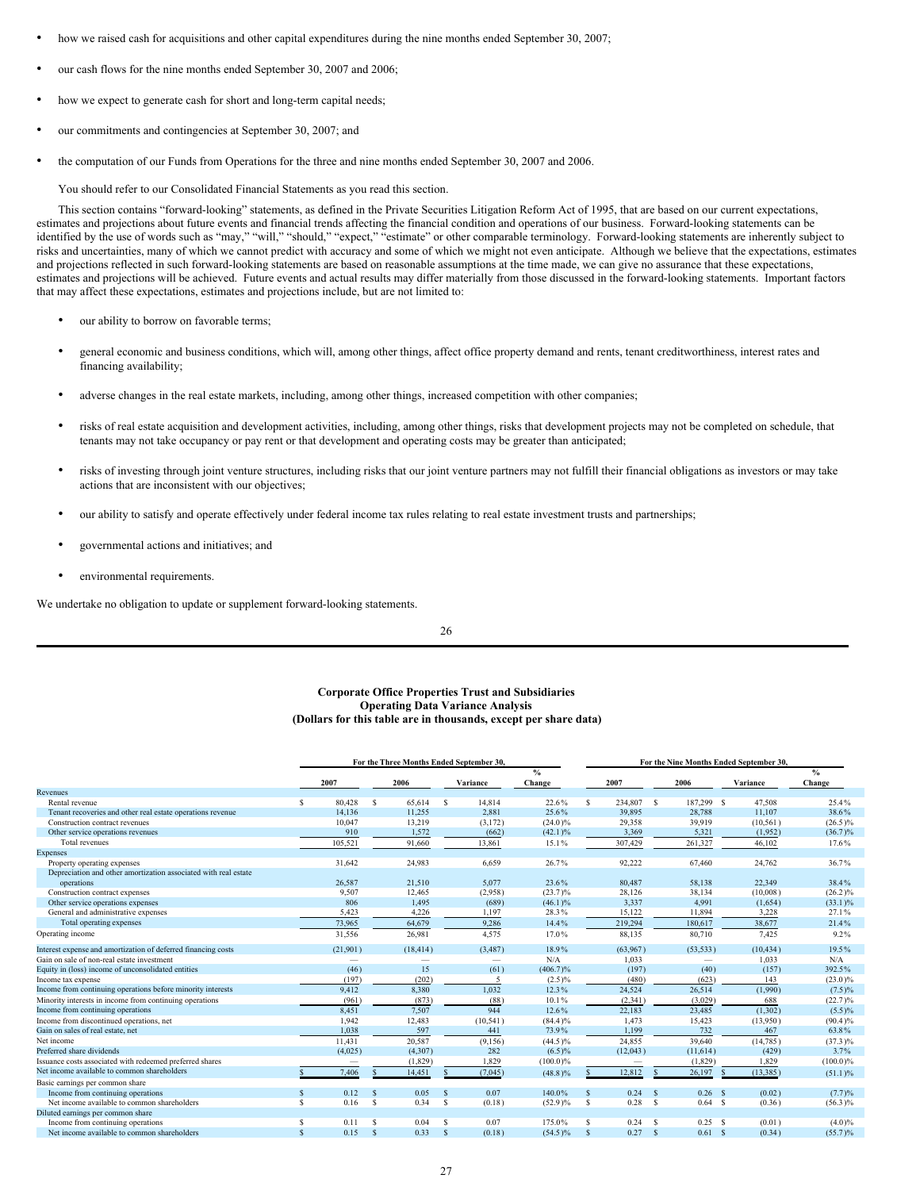- how we raised cash for acquisitions and other capital expenditures during the nine months ended September 30, 2007;
- our cash flows for the nine months ended September 30, 2007 and 2006;
- how we expect to generate cash for short and long-term capital needs;
- our commitments and contingencies at September 30, 2007; and
- the computation of our Funds from Operations for the three and nine months ended September 30, 2007 and 2006.

You should refer to our Consolidated Financial Statements as you read this section.

This section contains "forward-looking" statements, as defined in the Private Securities Litigation Reform Act of 1995, that are based on our current expectations, estimates and projections about future events and financial trends affecting the financial condition and operations of our business. Forward-looking statements can be identified by the use of words such as "may," "will," "should," "expect," "estimate" or other comparable terminology. Forward-looking statements are inherently subject to risks and uncertainties, many of which we cannot predict with accuracy and some of which we might not even anticipate. Although we believe that the expectations, estimates and projections reflected in such forward-looking statements are based on reasonable assumptions at the time made, we can give no assurance that these expectations, estimates and projections will be achieved. Future events and actual results may differ materially from those discussed in the forward-looking statements. Important factors that may affect these expectations, estimates and projections include, but are not limited to:

- our ability to borrow on favorable terms;
- general economic and business conditions, which will, among other things, affect office property demand and rents, tenant creditworthiness, interest rates and financing availability;
- adverse changes in the real estate markets, including, among other things, increased competition with other companies;
- risks of real estate acquisition and development activities, including, among other things, risks that development projects may not be completed on schedule, that tenants may not take occupancy or pay rent or that development and operating costs may be greater than anticipated;
- risks of investing through joint venture structures, including risks that our joint venture partners may not fulfill their financial obligations as investors or may take actions that are inconsistent with our objectives;
- our ability to satisfy and operate effectively under federal income tax rules relating to real estate investment trusts and partnerships;
- governmental actions and initiatives; and
- environmental requirements.

We undertake no obligation to update or supplement forward-looking statements.

**Corporate Office Properties Trust and Subsidiaries**
**Operating Data Variance Analysis**
**(Dollars for this table are in thousands, except per share data)**

| | For the Three Months Ended September 30, | | | | For the Nine Months Ended September 30, | | | |
|---|---|---|---|---|---|---|---|---|
| | 2007 | 2006 | Variance | % Change | 2007 | 2006 | Variance | % Change |
| **Revenues** | | | | | | | | |
| Rental revenue | $ 80,428 | $ 65,614 | $ 14,814 | 22.6% | $ 234,807 | $ 187,299 | $ 47,508 | 25.4% |
| Tenant recoveries and other real estate operations revenue | 14,136 | 11,255 | 2,881 | 25.6% | 39,895 | 28,788 | 11,107 | 38.6% |
| Construction contract revenues | 10,047 | 13,219 | (3,172) | (24.0)% | 29,358 | 39,919 | (10,561) | (26.5)% |
| Other service operations revenues | 910 | 1,572 | (662) | (42.1)% | 3,369 | 5,321 | (1,952) | (36.7)% |
| Total revenues | 105,521 | 91,660 | 13,861 | 15.1% | 307,429 | 261,327 | 46,102 | 17.6% |
| **Expenses** | | | | | | | | |
| Property operating expenses | 31,642 | 24,983 | 6,659 | 26.7% | 92,222 | 67,460 | 24,762 | 36.7% |
| Depreciation and other amortization associated with real estate operations | 26,587 | 21,510 | 5,077 | 23.6% | 80,487 | 58,138 | 22,349 | 38.4% |
| Construction contract expenses | 9,507 | 12,465 | (2,958) | (23.7)% | 28,126 | 38,134 | (10,008) | (26.2)% |
| Other service operations expenses | 806 | 1,495 | (689) | (46.1)% | 3,337 | 4,991 | (1,654) | (33.1)% |
| General and administrative expenses | 5,423 | 4,226 | 1,197 | 28.3% | 15,122 | 11,894 | 3,228 | 27.1% |
| Total operating expenses | 73,965 | 64,679 | 9,286 | 14.4% | 219,294 | 180,617 | 38,677 | 21.4% |
| Operating income | 31,556 | 26,981 | 4,575 | 17.0% | 88,135 | 80,710 | 7,425 | 9.2% |
| Interest expense and amortization of deferred financing costs | (21,901) | (18,414) | (3,487) | 18.9% | (63,967) | (53,533) | (10,434) | 19.5% |
| Gain on sale of non-real estate investment | — | — | — | N/A | 1,033 | — | 1,033 | N/A |
| Equity in (loss) income of unconsolidated entities | (46) | 15 | (61) | (406.7)% | (197) | (40) | (157) | 392.5% |
| Income tax expense | (197) | (202) | 5 | (2.5)% | (480) | (623) | 143 | (23.0)% |
| Income from continuing operations before minority interests | 9,412 | 8,380 | 1,032 | 12.3% | 24,524 | 26,514 | (1,990) | (7.5)% |
| Minority interests in income from continuing operations | (961) | (873) | (88) | 10.1% | (2,341) | (3,029) | 688 | (22.7)% |
| Income from continuing operations | 8,451 | 7,507 | 944 | 12.6% | 22,183 | 23,485 | (1,302) | (5.5)% |
| Income from discontinued operations, net | 1,942 | 12,483 | (10,541) | (84.4)% | 1,473 | 15,423 | (13,950) | (90.4)% |
| Gain on sales of real estate, net | 1,038 | 597 | 441 | 73.9% | 1,199 | 732 | 467 | 63.8% |
| Net income | 11,431 | 20,587 | (9,156) | (44.5)% | 24,855 | 39,640 | (14,785) | (37.3)% |
| Preferred share dividends | (4,025) | (4,307) | 282 | (6.5)% | (12,043) | (11,614) | (429) | 3.7% |
| Issuance costs associated with redeemed preferred shares | — | (1,829) | 1,829 | (100.0)% | — | (1,829) | 1,829 | (100.0)% |
| Net income available to common shareholders | $ 7,406 | $ 14,451 | $ (7,045) | (48.8)% | $ 12,812 | $ 26,197 | $ (13,385) | (51.1)% |
| Basic earnings per common share | | | | | | | | |
| Income from continuing operations | $ 0.12 | $ 0.05 | $ 0.07 | 140.0% | $ 0.24 | $ 0.26 | $ (0.02) | (7.7)% |
| Net income available to common shareholders | $ 0.16 | $ 0.34 | $ (0.18) | (52.9)% | $ 0.28 | $ 0.64 | $ (0.36) | (56.3)% |
| Diluted earnings per common share | | | | | | | | |
| Income from continuing operations | $ 0.11 | $ 0.04 | $ 0.07 | 175.0% | $ 0.24 | $ 0.25 | $ (0.01) | (4.0)% |
| Net income available to common shareholders | $ 0.15 | $ 0.33 | $ (0.18) | (54.5)% | $ 0.27 | $ 0.61 | $ (0.34) | (55.7)% |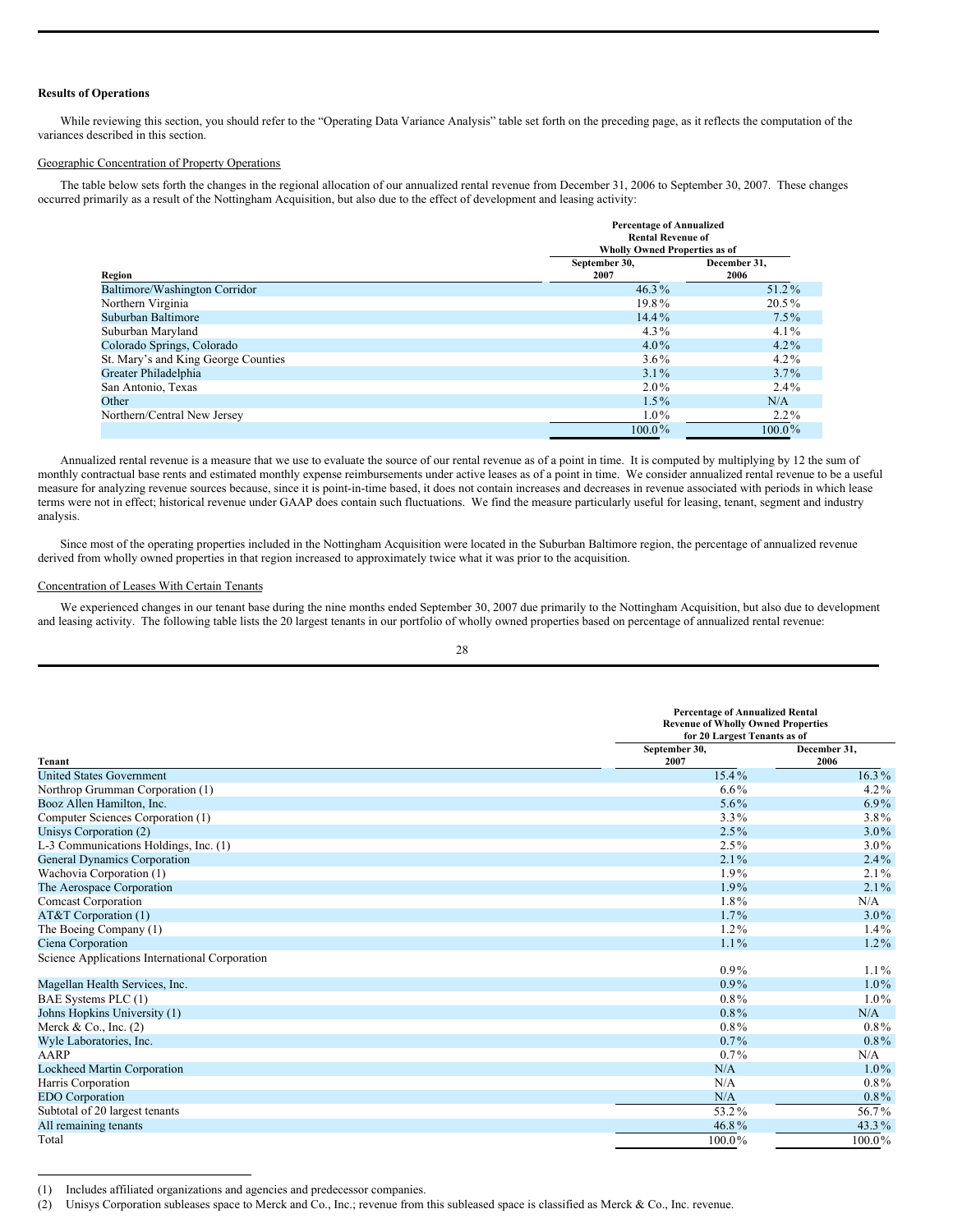### Results of Operations

While reviewing this section, you should refer to the "Operating Data Variance Analysis" table set forth on the preceding page, as it reflects the computation of the variances described in this section.

Geographic Concentration of Property Operations

The table below sets forth the changes in the regional allocation of our annualized rental revenue from December 31, 2006 to September 30, 2007. These changes occurred primarily as a result of the Nottingham Acquisition, but also due to the effect of development and leasing activity:

| Region | Percentage of Annualized Rental Revenue of Wholly Owned Properties as of | |
|---|---|---|
| | September 30, 2007 | December 31, 2006 |
| Baltimore/Washington Corridor | 46.3% | 51.2% |
| Northern Virginia | 19.8% | 20.5% |
| Suburban Baltimore | 14.4% | 7.5% |
| Suburban Maryland | 4.3% | 4.1% |
| Colorado Springs, Colorado | 4.0% | 4.2% |
| St. Mary's and King George Counties | 3.6% | 4.2% |
| Greater Philadelphia | 3.1% | 3.7% |
| San Antonio, Texas | 2.0% | 2.4% |
| Other | 1.5% | N/A |
| Northern/Central New Jersey | 1.0% | 2.2% |
| | 100.0% | 100.0% |

Annualized rental revenue is a measure that we use to evaluate the source of our rental revenue as of a point in time. It is computed by multiplying by 12 the sum of monthly contractual base rents and estimated monthly expense reimbursements under active leases as of a point in time. We consider annualized rental revenue to be a useful measure for analyzing revenue sources because, since it is point-in-time based, it does not contain increases and decreases in revenue associated with periods in which lease terms were not in effect; historical revenue under GAAP does contain such fluctuations. We find the measure particularly useful for leasing, tenant, segment and industry analysis.

Since most of the operating properties included in the Nottingham Acquisition were located in the Suburban Baltimore region, the percentage of annualized revenue derived from wholly owned properties in that region increased to approximately twice what it was prior to the acquisition.

Concentration of Leases With Certain Tenants

We experienced changes in our tenant base during the nine months ended September 30, 2007 due primarily to the Nottingham Acquisition, but also due to development and leasing activity. The following table lists the 20 largest tenants in our portfolio of wholly owned properties based on percentage of annualized rental revenue:

| Tenant | Percentage of Annualized Rental Revenue of Wholly Owned Properties for 20 Largest Tenants as of | |
|---|---|---|
| | September 30, 2007 | December 31, 2006 |
| United States Government | 15.4% | 16.3% |
| Northrop Grumman Corporation (1) | 6.6% | 4.2% |
| Booz Allen Hamilton, Inc. | 5.6% | 6.9% |
| Computer Sciences Corporation (1) | 3.3% | 3.8% |
| Unisys Corporation (2) | 2.5% | 3.0% |
| L-3 Communications Holdings, Inc. (1) | 2.5% | 3.0% |
| General Dynamics Corporation | 2.1% | 2.4% |
| Wachovia Corporation (1) | 1.9% | 2.1% |
| The Aerospace Corporation | 1.9% | 2.1% |
| Comcast Corporation | 1.8% | N/A |
| AT&T Corporation (1) | 1.7% | 3.0% |
| The Boeing Company (1) | 1.2% | 1.4% |
| Ciena Corporation | 1.1% | 1.2% |
| Science Applications International Corporation | 0.9% | 1.1% |
| Magellan Health Services, Inc. | 0.9% | 1.0% |
| BAE Systems PLC (1) | 0.8% | 1.0% |
| Johns Hopkins University (1) | 0.8% | N/A |
| Merck & Co., Inc. (2) | 0.8% | 0.8% |
| Wyle Laboratories, Inc. | 0.7% | 0.8% |
| AARP | 0.7% | N/A |
| Lockheed Martin Corporation | N/A | 1.0% |
| Harris Corporation | N/A | 0.8% |
| EDO Corporation | N/A | 0.8% |
| Subtotal of 20 largest tenants | 53.2% | 56.7% |
| All remaining tenants | 46.8% | 43.3% |
| Total | 100.0% | 100.0% |

(1) Includes affiliated organizations and agencies and predecessor companies.

(2) Unisys Corporation subleases space to Merck and Co., Inc.; revenue from this subleased space is classified as Merck & Co., Inc. revenue.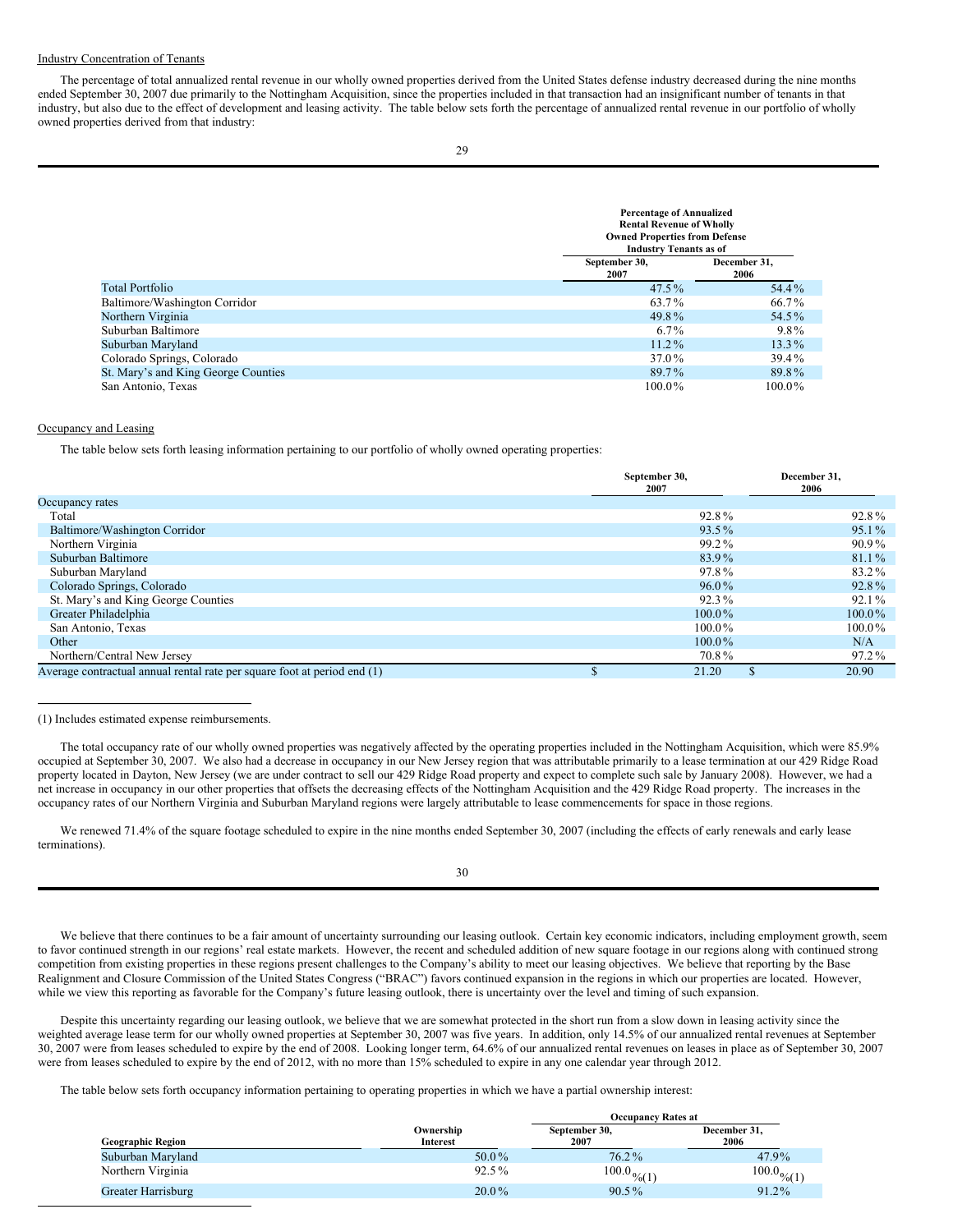Industry Concentration of Tenants

The percentage of total annualized rental revenue in our wholly owned properties derived from the United States defense industry decreased during the nine months ended September 30, 2007 due primarily to the Nottingham Acquisition, since the properties included in that transaction had an insignificant number of tenants in that industry, but also due to the effect of development and leasing activity. The table below sets forth the percentage of annualized rental revenue in our portfolio of wholly owned properties derived from that industry:

| | Percentage of Annualized Rental Revenue of Wholly Owned Properties from Defense Industry Tenants as of | |
|---|---|---|
| | September 30, 2007 | December 31, 2006 |
| Total Portfolio | 47.5% | 54.4% |
| Baltimore/Washington Corridor | 63.7% | 66.7% |
| Northern Virginia | 49.8% | 54.5% |
| Suburban Baltimore | 6.7% | 9.8% |
| Suburban Maryland | 11.2% | 13.3% |
| Colorado Springs, Colorado | 37.0% | 39.4% |
| St. Mary's and King George Counties | 89.7% | 89.8% |
| San Antonio, Texas | 100.0% | 100.0% |

Occupancy and Leasing

The table below sets forth leasing information pertaining to our portfolio of wholly owned operating properties:

| | September 30, 2007 | December 31, 2006 |
|---|---|---|
| Occupancy rates | | |
| Total | 92.8% | 92.8% |
| Baltimore/Washington Corridor | 93.5% | 95.1% |
| Northern Virginia | 99.2% | 90.9% |
| Suburban Baltimore | 83.9% | 81.1% |
| Suburban Maryland | 97.8% | 83.2% |
| Colorado Springs, Colorado | 96.0% | 92.8% |
| St. Mary's and King George Counties | 92.3% | 92.1% |
| Greater Philadelphia | 100.0% | 100.0% |
| San Antonio, Texas | 100.0% | 100.0% |
| Other | 100.0% | N/A |
| Northern/Central New Jersey | 70.8% | 97.2% |
| Average contractual annual rental rate per square foot at period end (1) | $ 21.20 | $ 20.90 |

(1) Includes estimated expense reimbursements.

The total occupancy rate of our wholly owned properties was negatively affected by the operating properties included in the Nottingham Acquisition, which were 85.9% occupied at September 30, 2007. We also had a decrease in occupancy in our New Jersey region that was attributable primarily to a lease termination at our 429 Ridge Road property located in Dayton, New Jersey (we are under contract to sell our 429 Ridge Road property and expect to complete such sale by January 2008). However, we had a net increase in occupancy in our other properties that offsets the decreasing effects of the Nottingham Acquisition and the 429 Ridge Road property. The increases in the occupancy rates of our Northern Virginia and Suburban Maryland regions were largely attributable to lease commencements for space in those regions.

We renewed 71.4% of the square footage scheduled to expire in the nine months ended September 30, 2007 (including the effects of early renewals and early lease terminations).

We believe that there continues to be a fair amount of uncertainty surrounding our leasing outlook. Certain key economic indicators, including employment growth, seem to favor continued strength in our regions' real estate markets. However, the recent and scheduled addition of new square footage in our regions along with continued strong competition from existing properties in these regions present challenges to the Company's ability to meet our leasing objectives. We believe that reporting by the Base Realignment and Closure Commission of the United States Congress ("BRAC") favors continued expansion in the regions in which our properties are located. However, while we view this reporting as favorable for the Company's future leasing outlook, there is uncertainty over the level and timing of such expansion.

Despite this uncertainty regarding our leasing outlook, we believe that we are somewhat protected in the short run from a slow down in leasing activity since the weighted average lease term for our wholly owned properties at September 30, 2007 was five years. In addition, only 14.5% of our annualized rental revenues at September 30, 2007 were from leases scheduled to expire by the end of 2008. Looking longer term, 64.6% of our annualized rental revenues on leases in place as of September 30, 2007 were from leases scheduled to expire by the end of 2012, with no more than 15% scheduled to expire in any one calendar year through 2012.

The table below sets forth occupancy information pertaining to operating properties in which we have a partial ownership interest:

| | | Occupancy Rates at | |
|---|---|---|---|
| Geographic Region | Ownership Interest | September 30, 2007 | December 31, 2006 |
| Suburban Maryland | 50.0% | 76.2% | 47.9% |
| Northern Virginia | 92.5% | 100.0%(1) | 100.0%(1) |
| Greater Harrisburg | 20.0% | 90.5% | 91.2% |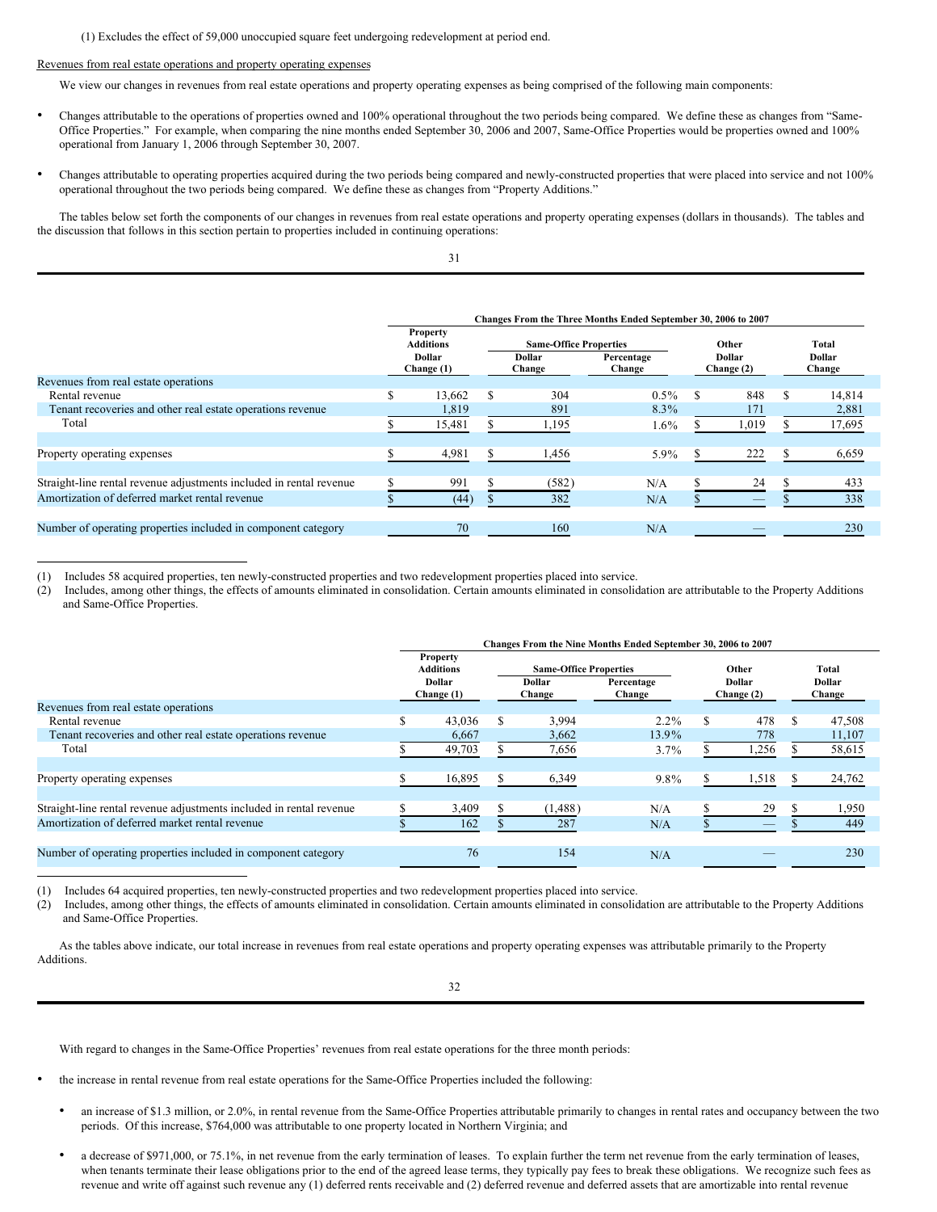(1) Excludes the effect of 59,000 unoccupied square feet undergoing redevelopment at period end.

Revenues from real estate operations and property operating expenses

We view our changes in revenues from real estate operations and property operating expenses as being comprised of the following main components:

- Changes attributable to the operations of properties owned and 100% operational throughout the two periods being compared. We define these as changes from "Same-Office Properties." For example, when comparing the nine months ended September 30, 2006 and 2007, Same-Office Properties would be properties owned and 100% operational from January 1, 2006 through September 30, 2007.

- Changes attributable to operating properties acquired during the two periods being compared and newly-constructed properties that were placed into service and not 100% operational throughout the two periods being compared. We define these as changes from "Property Additions."

The tables below set forth the components of our changes in revenues from real estate operations and property operating expenses (dollars in thousands). The tables and the discussion that follows in this section pertain to properties included in continuing operations:

| | Changes From the Three Months Ended September 30, 2006 to 2007 | | | | |
|---|---|---|---|---|---|
| | Property Additions | Same-Office Properties | | Other | Total |
| | Dollar Change (1) | Dollar Change | Percentage Change | Dollar Change (2) | Dollar Change |
| Revenues from real estate operations | | | | | |
| Rental revenue | $ 13,662 | $ 304 | 0.5% | $ 848 | $ 14,814 |
| Tenant recoveries and other real estate operations revenue | 1,819 | 891 | 8.3% | 171 | 2,881 |
| Total | $ 15,481 | $ 1,195 | 1.6% | $ 1,019 | $ 17,695 |
| Property operating expenses | $ 4,981 | $ 1,456 | 5.9% | $ 222 | $ 6,659 |
| Straight-line rental revenue adjustments included in rental revenue | $ 991 | $ (582) | N/A | $ 24 | $ 433 |
| Amortization of deferred market rental revenue | $ (44) | $ 382 | N/A | $ — | $ 338 |
| Number of operating properties included in component category | 70 | 160 | N/A | — | 230 |

(1) Includes 58 acquired properties, ten newly-constructed properties and two redevelopment properties placed into service.

(2) Includes, among other things, the effects of amounts eliminated in consolidation. Certain amounts eliminated in consolidation are attributable to the Property Additions and Same-Office Properties.

| | Changes From the Nine Months Ended September 30, 2006 to 2007 | | | | |
|---|---|---|---|---|---|
| | Property Additions | Same-Office Properties | | Other | Total |
| | Dollar Change (1) | Dollar Change | Percentage Change | Dollar Change (2) | Dollar Change |
| Revenues from real estate operations | | | | | |
| Rental revenue | $ 43,036 | $ 3,994 | 2.2% | $ 478 | $ 47,508 |
| Tenant recoveries and other real estate operations revenue | 6,667 | 3,662 | 13.9% | 778 | 11,107 |
| Total | $ 49,703 | $ 7,656 | 3.7% | $ 1,256 | $ 58,615 |
| Property operating expenses | $ 16,895 | $ 6,349 | 9.8% | $ 1,518 | $ 24,762 |
| Straight-line rental revenue adjustments included in rental revenue | $ 3,409 | $ (1,488) | N/A | $ 29 | $ 1,950 |
| Amortization of deferred market rental revenue | $ 162 | $ 287 | N/A | $ — | $ 449 |
| Number of operating properties included in component category | 76 | 154 | N/A | — | 230 |

(1) Includes 64 acquired properties, ten newly-constructed properties and two redevelopment properties placed into service.

(2) Includes, among other things, the effects of amounts eliminated in consolidation. Certain amounts eliminated in consolidation are attributable to the Property Additions and Same-Office Properties.

As the tables above indicate, our total increase in revenues from real estate operations and property operating expenses was attributable primarily to the Property Additions.

With regard to changes in the Same-Office Properties' revenues from real estate operations for the three month periods:

- the increase in rental revenue from real estate operations for the Same-Office Properties included the following:

  - an increase of $1.3 million, or 2.0%, in rental revenue from the Same-Office Properties attributable primarily to changes in rental rates and occupancy between the two periods. Of this increase, $764,000 was attributable to one property located in Northern Virginia; and

  - a decrease of $971,000, or 75.1%, in net revenue from the early termination of leases. To explain further the term net revenue from the early termination of leases, when tenants terminate their lease obligations prior to the end of the agreed lease terms, they typically pay fees to break these obligations. We recognize such fees as revenue and write off against such revenue any (1) deferred rents receivable and (2) deferred revenue and deferred assets that are amortizable into rental revenue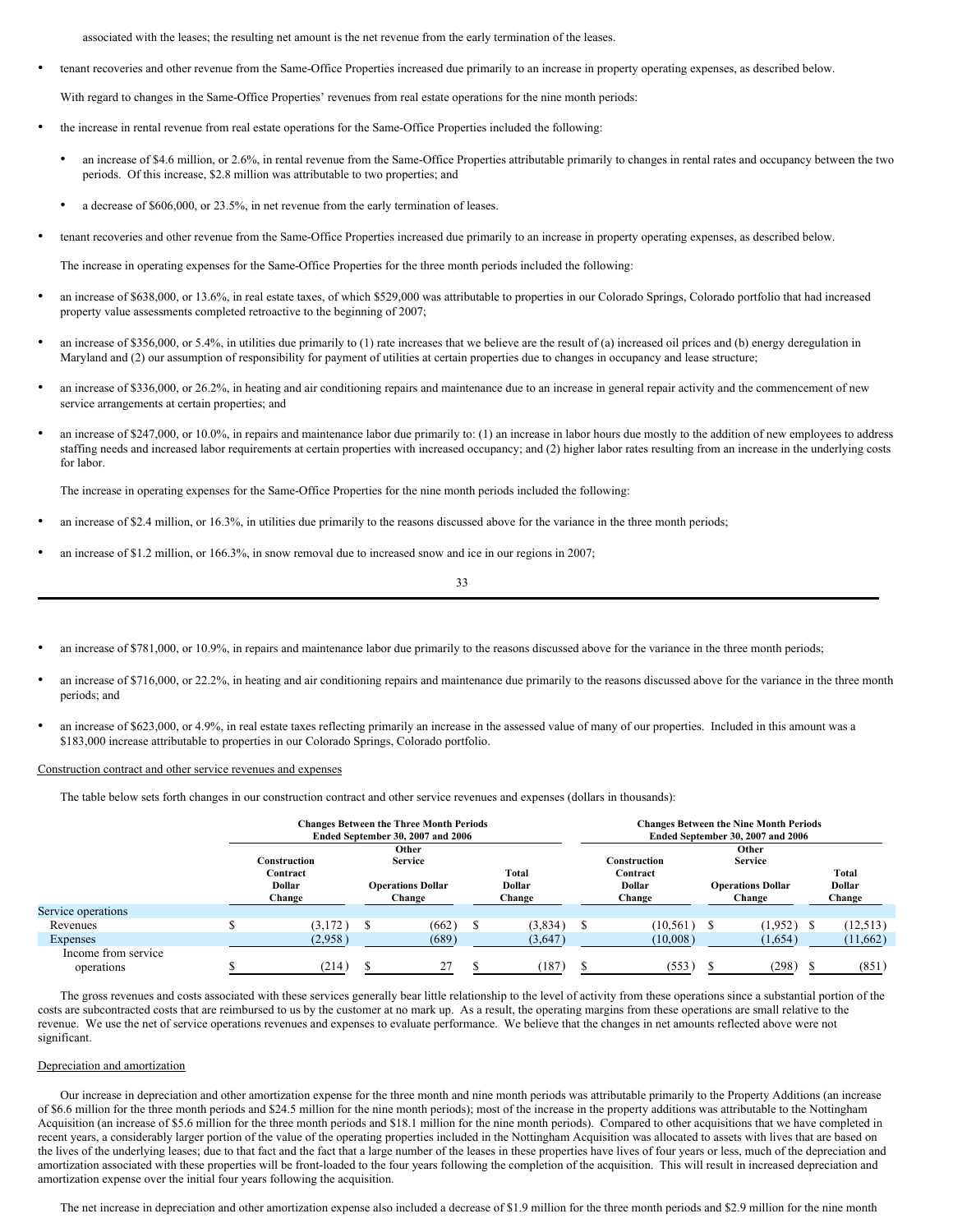associated with the leases; the resulting net amount is the net revenue from the early termination of the leases.

- tenant recoveries and other revenue from the Same-Office Properties increased due primarily to an increase in property operating expenses, as described below.

With regard to changes in the Same-Office Properties' revenues from real estate operations for the nine month periods:

- the increase in rental revenue from real estate operations for the Same-Office Properties included the following:
  - an increase of $4.6 million, or 2.6%, in rental revenue from the Same-Office Properties attributable primarily to changes in rental rates and occupancy between the two periods. Of this increase, $2.8 million was attributable to two properties; and
  - a decrease of $606,000, or 23.5%, in net revenue from the early termination of leases.
- tenant recoveries and other revenue from the Same-Office Properties increased due primarily to an increase in property operating expenses, as described below.

The increase in operating expenses for the Same-Office Properties for the three month periods included the following:

- an increase of $638,000, or 13.6%, in real estate taxes, of which $529,000 was attributable to properties in our Colorado Springs, Colorado portfolio that had increased property value assessments completed retroactive to the beginning of 2007;
- an increase of $356,000, or 5.4%, in utilities due primarily to (1) rate increases that we believe are the result of (a) increased oil prices and (b) energy deregulation in Maryland and (2) our assumption of responsibility for payment of utilities at certain properties due to changes in occupancy and lease structure;
- an increase of $336,000, or 26.2%, in heating and air conditioning repairs and maintenance due to an increase in general repair activity and the commencement of new service arrangements at certain properties; and
- an increase of $247,000, or 10.0%, in repairs and maintenance labor due primarily to: (1) an increase in labor hours due mostly to the addition of new employees to address staffing needs and increased labor requirements at certain properties with increased occupancy; and (2) higher labor rates resulting from an increase in the underlying costs for labor.

The increase in operating expenses for the Same-Office Properties for the nine month periods included the following:

- an increase of $2.4 million, or 16.3%, in utilities due primarily to the reasons discussed above for the variance in the three month periods;
- an increase of $1.2 million, or 166.3%, in snow removal due to increased snow and ice in our regions in 2007;
- an increase of $781,000, or 10.9%, in repairs and maintenance labor due primarily to the reasons discussed above for the variance in the three month periods;
- an increase of $716,000, or 22.2%, in heating and air conditioning repairs and maintenance due primarily to the reasons discussed above for the variance in the three month periods; and
- an increase of $623,000, or 4.9%, in real estate taxes reflecting primarily an increase in the assessed value of many of our properties. Included in this amount was a $183,000 increase attributable to properties in our Colorado Springs, Colorado portfolio.

Construction contract and other service revenues and expenses

The table below sets forth changes in our construction contract and other service revenues and expenses (dollars in thousands):

| | Changes Between the Three Month Periods Ended September 30, 2007 and 2006 | | | Changes Between the Nine Month Periods Ended September 30, 2007 and 2006 | | |
|---|---|---|---|---|---|---|
| | Construction Contract Dollar Change | Other Service Operations Dollar Change | Total Dollar Change | Construction Contract Dollar Change | Other Service Operations Dollar Change | Total Dollar Change |
| Service operations | | | | | | |
| Revenues | $ (3,172) | $ (662) | $ (3,834) | $ (10,561) | $ (1,952) | $ (12,513) |
| Expenses | (2,958) | (689) | (3,647) | (10,008) | (1,654) | (11,662) |
| Income from service operations | $ (214) | $ 27 | $ (187) | $ (553) | $ (298) | $ (851) |

The gross revenues and costs associated with these services generally bear little relationship to the level of activity from these operations since a substantial portion of the costs are subcontracted costs that are reimbursed to us by the customer at no mark up. As a result, the operating margins from these operations are small relative to the revenue. We use the net of service operations revenues and expenses to evaluate performance. We believe that the changes in net amounts reflected above were not significant.

Depreciation and amortization

Our increase in depreciation and other amortization expense for the three month and nine month periods was attributable primarily to the Property Additions (an increase of $6.6 million for the three month periods and $24.5 million for the nine month periods); most of the increase in the property additions was attributable to the Nottingham Acquisition (an increase of $5.6 million for the three month periods and $18.1 million for the nine month periods). Compared to other acquisitions that we have completed in recent years, a considerably larger portion of the value of the operating properties included in the Nottingham Acquisition was allocated to assets with lives that are based on the lives of the underlying leases; due to that fact and the fact that a large number of the leases in these properties have lives of four years or less, much of the depreciation and amortization associated with these properties will be front-loaded to the four years following the completion of the acquisition. This will result in increased depreciation and amortization expense over the initial four years following the acquisition.

The net increase in depreciation and other amortization expense also included a decrease of $1.9 million for the three month periods and $2.9 million for the nine month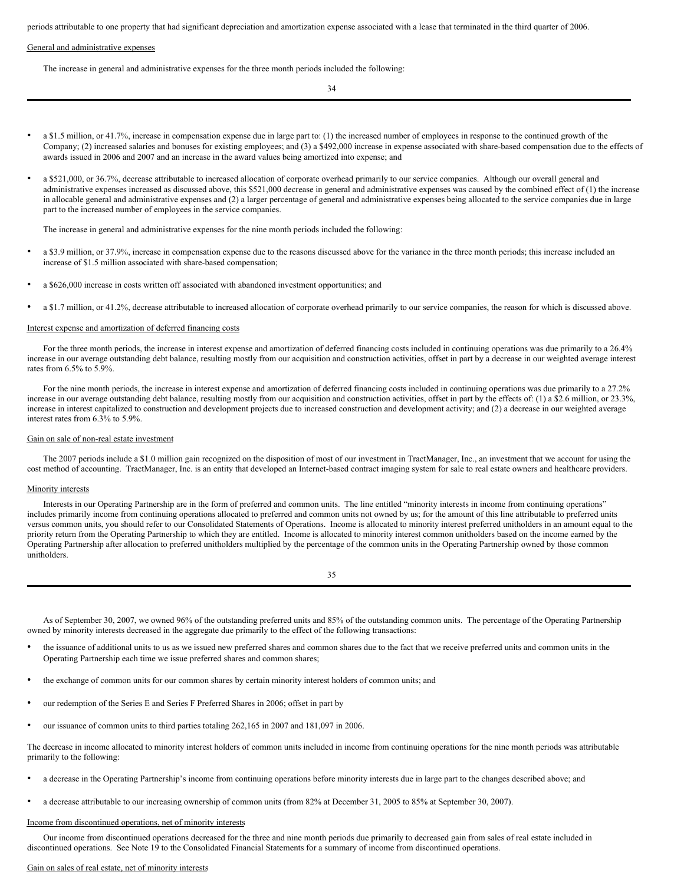periods attributable to one property that had significant depreciation and amortization expense associated with a lease that terminated in the third quarter of 2006.

General and administrative expenses

The increase in general and administrative expenses for the three month periods included the following:

- a $1.5 million, or 41.7%, increase in compensation expense due in large part to: (1) the increased number of employees in response to the continued growth of the Company; (2) increased salaries and bonuses for existing employees; and (3) a $492,000 increase in expense associated with share-based compensation due to the effects of awards issued in 2006 and 2007 and an increase in the award values being amortized into expense; and

- a $521,000, or 36.7%, decrease attributable to increased allocation of corporate overhead primarily to our service companies. Although our overall general and administrative expenses increased as discussed above, this $521,000 decrease in general and administrative expenses was caused by the combined effect of (1) the increase in allocable general and administrative expenses and (2) a larger percentage of general and administrative expenses being allocated to the service companies due in large part to the increased number of employees in the service companies.

The increase in general and administrative expenses for the nine month periods included the following:

- a $3.9 million, or 37.9%, increase in compensation expense due to the reasons discussed above for the variance in the three month periods; this increase included an increase of $1.5 million associated with share-based compensation;

- a $626,000 increase in costs written off associated with abandoned investment opportunities; and

- a $1.7 million, or 41.2%, decrease attributable to increased allocation of corporate overhead primarily to our service companies, the reason for which is discussed above.

Interest expense and amortization of deferred financing costs

For the three month periods, the increase in interest expense and amortization of deferred financing costs included in continuing operations was due primarily to a 26.4% increase in our average outstanding debt balance, resulting mostly from our acquisition and construction activities, offset in part by a decrease in our weighted average interest rates from 6.5% to 5.9%.

For the nine month periods, the increase in interest expense and amortization of deferred financing costs included in continuing operations was due primarily to a 27.2% increase in our average outstanding debt balance, resulting mostly from our acquisition and construction activities, offset in part by the effects of: (1) a $2.6 million, or 23.3%, increase in interest capitalized to construction and development projects due to increased construction and development activity; and (2) a decrease in our weighted average interest rates from 6.3% to 5.9%.

Gain on sale of non-real estate investment

The 2007 periods include a $1.0 million gain recognized on the disposition of most of our investment in TractManager, Inc., an investment that we account for using the cost method of accounting. TractManager, Inc. is an entity that developed an Internet-based contract imaging system for sale to real estate owners and healthcare providers.

Minority interests

Interests in our Operating Partnership are in the form of preferred and common units. The line entitled "minority interests in income from continuing operations" includes primarily income from continuing operations allocated to preferred and common units not owned by us; for the amount of this line attributable to preferred units versus common units, you should refer to our Consolidated Statements of Operations. Income is allocated to minority interest preferred unitholders in an amount equal to the priority return from the Operating Partnership to which they are entitled. Income is allocated to minority interest common unitholders based on the income earned by the Operating Partnership after allocation to preferred unitholders multiplied by the percentage of the common units in the Operating Partnership owned by those common unitholders.

As of September 30, 2007, we owned 96% of the outstanding preferred units and 85% of the outstanding common units. The percentage of the Operating Partnership owned by minority interests decreased in the aggregate due primarily to the effect of the following transactions:

- the issuance of additional units to us as we issued new preferred shares and common shares due to the fact that we receive preferred units and common units in the Operating Partnership each time we issue preferred shares and common shares;

- the exchange of common units for our common shares by certain minority interest holders of common units; and

- our redemption of the Series E and Series F Preferred Shares in 2006; offset in part by

- our issuance of common units to third parties totaling 262,165 in 2007 and 181,097 in 2006.

The decrease in income allocated to minority interest holders of common units included in income from continuing operations for the nine month periods was attributable primarily to the following:

- a decrease in the Operating Partnership's income from continuing operations before minority interests due in large part to the changes described above; and

- a decrease attributable to our increasing ownership of common units (from 82% at December 31, 2005 to 85% at September 30, 2007).

Income from discontinued operations, net of minority interests

Our income from discontinued operations decreased for the three and nine month periods due primarily to decreased gain from sales of real estate included in discontinued operations. See Note 19 to the Consolidated Financial Statements for a summary of income from discontinued operations.

Gain on sales of real estate, net of minority interests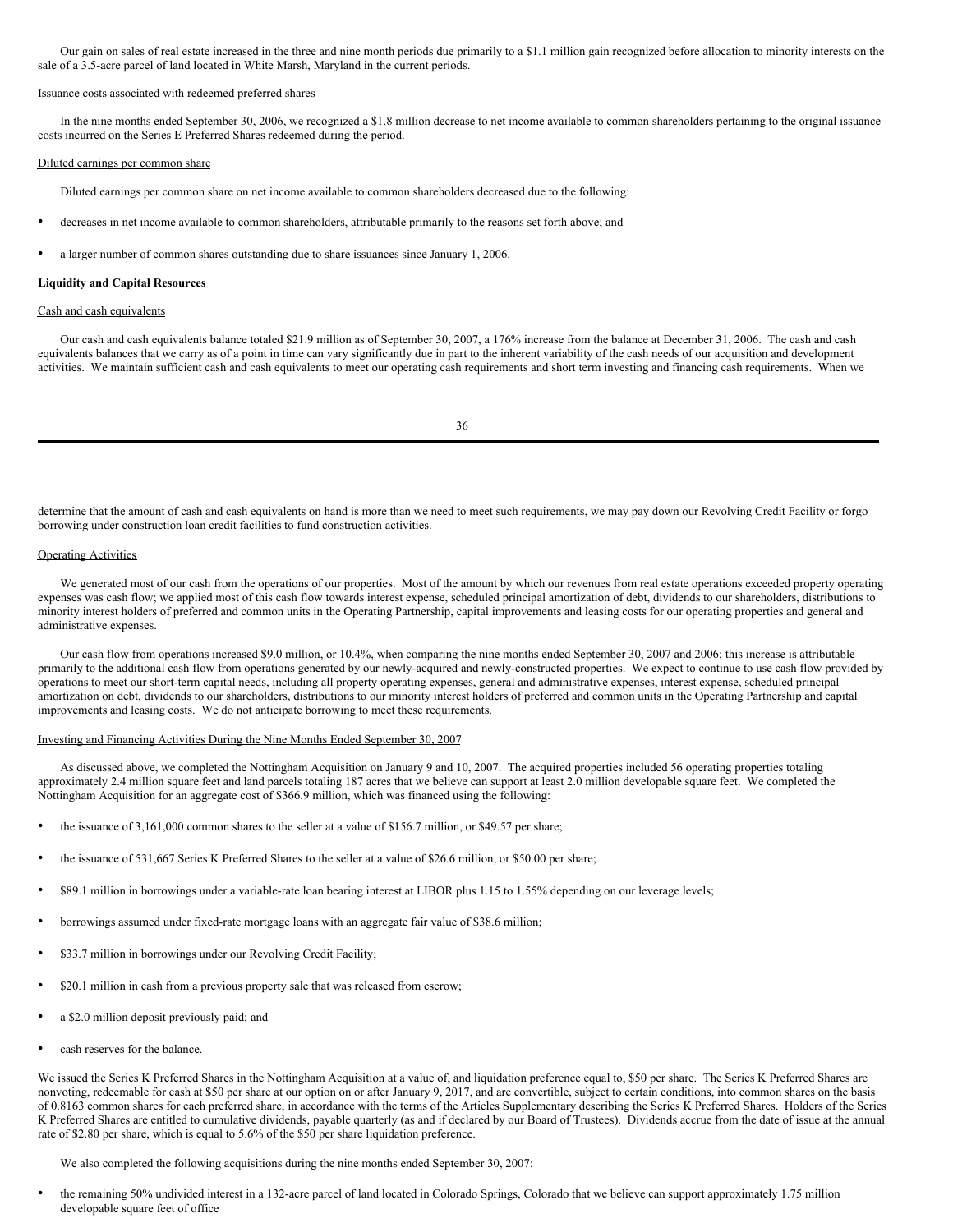Our gain on sales of real estate increased in the three and nine month periods due primarily to a $1.1 million gain recognized before allocation to minority interests on the sale of a 3.5-acre parcel of land located in White Marsh, Maryland in the current periods.

Issuance costs associated with redeemed preferred shares

In the nine months ended September 30, 2006, we recognized a $1.8 million decrease to net income available to common shareholders pertaining to the original issuance costs incurred on the Series E Preferred Shares redeemed during the period.

Diluted earnings per common share

Diluted earnings per common share on net income available to common shareholders decreased due to the following:

- decreases in net income available to common shareholders, attributable primarily to the reasons set forth above; and
- a larger number of common shares outstanding due to share issuances since January 1, 2006.

**Liquidity and Capital Resources**

Cash and cash equivalents

Our cash and cash equivalents balance totaled $21.9 million as of September 30, 2007, a 176% increase from the balance at December 31, 2006. The cash and cash equivalents balances that we carry as of a point in time can vary significantly due in part to the inherent variability of the cash needs of our acquisition and development activities. We maintain sufficient cash and cash equivalents to meet our operating cash requirements and short term investing and financing cash requirements. When we determine that the amount of cash and cash equivalents on hand is more than we need to meet such requirements, we may pay down our Revolving Credit Facility or forgo borrowing under construction loan credit facilities to fund construction activities.

Operating Activities

We generated most of our cash from the operations of our properties. Most of the amount by which our revenues from real estate operations exceeded property operating expenses was cash flow; we applied most of this cash flow towards interest expense, scheduled principal amortization of debt, dividends to our shareholders, distributions to minority interest holders of preferred and common units in the Operating Partnership, capital improvements and leasing costs for our operating properties and general and administrative expenses.

Our cash flow from operations increased $9.0 million, or 10.4%, when comparing the nine months ended September 30, 2007 and 2006; this increase is attributable primarily to the additional cash flow from operations generated by our newly-acquired and newly-constructed properties. We expect to continue to use cash flow provided by operations to meet our short-term capital needs, including all property operating expenses, general and administrative expenses, interest expense, scheduled principal amortization on debt, dividends to our shareholders, distributions to our minority interest holders of preferred and common units in the Operating Partnership and capital improvements and leasing costs. We do not anticipate borrowing to meet these requirements.

Investing and Financing Activities During the Nine Months Ended September 30, 2007

As discussed above, we completed the Nottingham Acquisition on January 9 and 10, 2007. The acquired properties included 56 operating properties totaling approximately 2.4 million square feet and land parcels totaling 187 acres that we believe can support at least 2.0 million developable square feet. We completed the Nottingham Acquisition for an aggregate cost of $366.9 million, which was financed using the following:

- the issuance of 3,161,000 common shares to the seller at a value of $156.7 million, or $49.57 per share;
- the issuance of 531,667 Series K Preferred Shares to the seller at a value of $26.6 million, or $50.00 per share;
- $89.1 million in borrowings under a variable-rate loan bearing interest at LIBOR plus 1.15 to 1.55% depending on our leverage levels;
- borrowings assumed under fixed-rate mortgage loans with an aggregate fair value of $38.6 million;
- $33.7 million in borrowings under our Revolving Credit Facility;
- $20.1 million in cash from a previous property sale that was released from escrow;
- a $2.0 million deposit previously paid; and
- cash reserves for the balance.

We issued the Series K Preferred Shares in the Nottingham Acquisition at a value of, and liquidation preference equal to, $50 per share. The Series K Preferred Shares are nonvoting, redeemable for cash at $50 per share at our option on or after January 9, 2017, and are convertible, subject to certain conditions, into common shares on the basis of 0.8163 common shares for each preferred share, in accordance with the terms of the Articles Supplementary describing the Series K Preferred Shares. Holders of the Series K Preferred Shares are entitled to cumulative dividends, payable quarterly (as and if declared by our Board of Trustees). Dividends accrue from the date of issue at the annual rate of $2.80 per share, which is equal to 5.6% of the $50 per share liquidation preference.

We also completed the following acquisitions during the nine months ended September 30, 2007:

- the remaining 50% undivided interest in a 132-acre parcel of land located in Colorado Springs, Colorado that we believe can support approximately 1.75 million developable square feet of office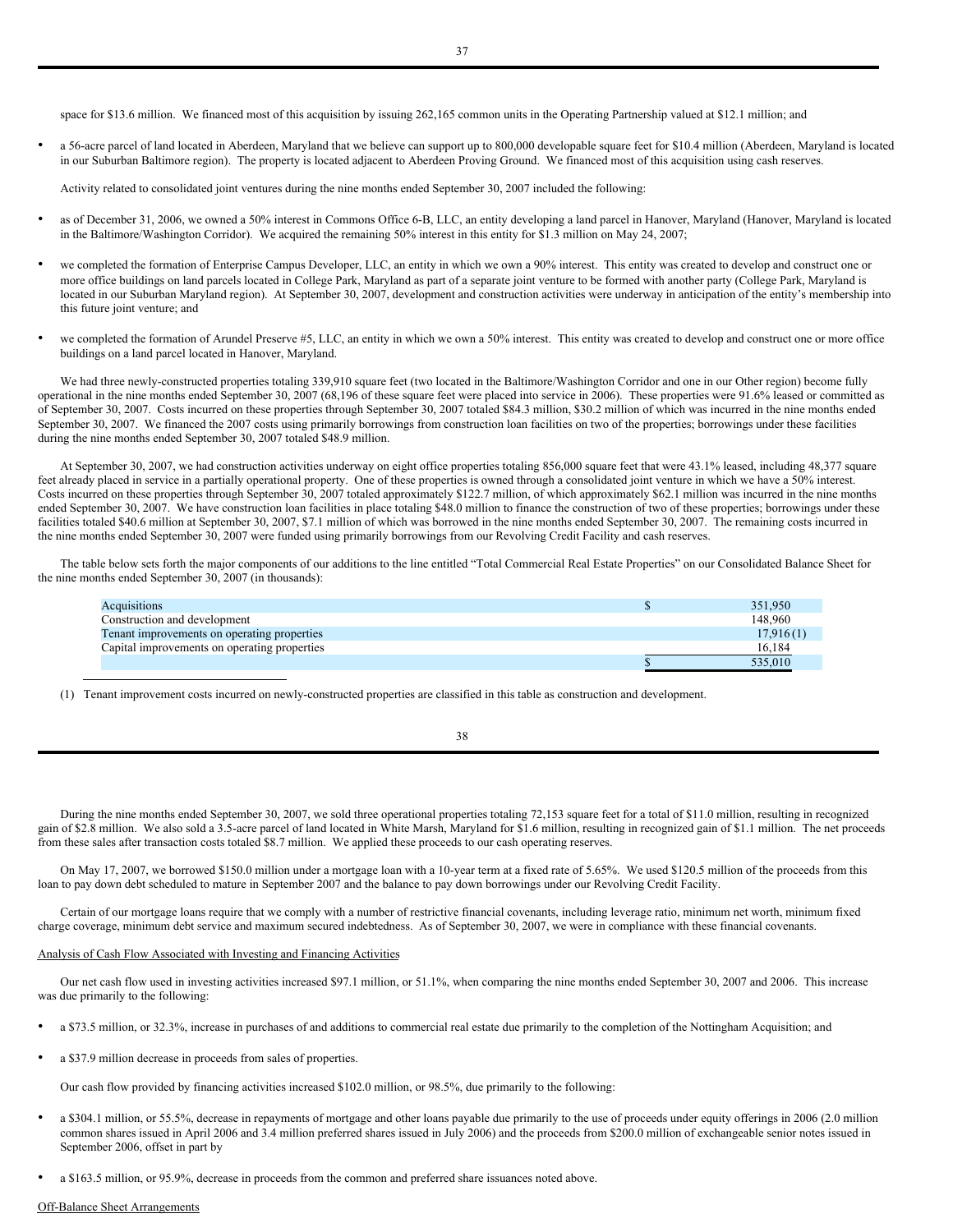space for $13.6 million. We financed most of this acquisition by issuing 262,165 common units in the Operating Partnership valued at $12.1 million; and

- a 56-acre parcel of land located in Aberdeen, Maryland that we believe can support up to 800,000 developable square feet for $10.4 million (Aberdeen, Maryland is located in our Suburban Baltimore region). The property is located adjacent to Aberdeen Proving Ground. We financed most of this acquisition using cash reserves.

Activity related to consolidated joint ventures during the nine months ended September 30, 2007 included the following:

- as of December 31, 2006, we owned a 50% interest in Commons Office 6-B, LLC, an entity developing a land parcel in Hanover, Maryland (Hanover, Maryland is located in the Baltimore/Washington Corridor). We acquired the remaining 50% interest in this entity for $1.3 million on May 24, 2007;
- we completed the formation of Enterprise Campus Developer, LLC, an entity in which we own a 90% interest. This entity was created to develop and construct one or more office buildings on land parcels located in College Park, Maryland as part of a separate joint venture to be formed with another party (College Park, Maryland is located in our Suburban Maryland region). At September 30, 2007, development and construction activities were underway in anticipation of the entity's membership into this future joint venture; and
- we completed the formation of Arundel Preserve #5, LLC, an entity in which we own a 50% interest. This entity was created to develop and construct one or more office buildings on a land parcel located in Hanover, Maryland.

We had three newly-constructed properties totaling 339,910 square feet (two located in the Baltimore/Washington Corridor and one in our Other region) become fully operational in the nine months ended September 30, 2007 (68,196 of these square feet were placed into service in 2006). These properties were 91.6% leased or committed as of September 30, 2007. Costs incurred on these properties through September 30, 2007 totaled $84.3 million, $30.2 million of which was incurred in the nine months ended September 30, 2007. We financed the 2007 costs using primarily borrowings from construction loan facilities on two of the properties; borrowings under these facilities during the nine months ended September 30, 2007 totaled $48.9 million.

At September 30, 2007, we had construction activities underway on eight office properties totaling 856,000 square feet that were 43.1% leased, including 48,377 square feet already placed in service in a partially operational property. One of these properties is owned through a consolidated joint venture in which we have a 50% interest. Costs incurred on these properties through September 30, 2007 totaled approximately $122.7 million, of which approximately $62.1 million was incurred in the nine months ended September 30, 2007. We have construction loan facilities in place totaling $48.0 million to finance the construction of two of these properties; borrowings under these facilities totaled $40.6 million at September 30, 2007, $7.1 million of which was borrowed in the nine months ended September 30, 2007. The remaining costs incurred in the nine months ended September 30, 2007 were funded using primarily borrowings from our Revolving Credit Facility and cash reserves.

The table below sets forth the major components of our additions to the line entitled "Total Commercial Real Estate Properties" on our Consolidated Balance Sheet for the nine months ended September 30, 2007 (in thousands):

| | |
|---|---|
| Acquisitions | $ 351,950 |
| Construction and development | 148,960 |
| Tenant improvements on operating properties | 17,916 (1) |
| Capital improvements on operating properties | 16,184 |
| | $ 535,010 |

(1) Tenant improvement costs incurred on newly-constructed properties are classified in this table as construction and development.

During the nine months ended September 30, 2007, we sold three operational properties totaling 72,153 square feet for a total of $11.0 million, resulting in recognized gain of $2.8 million. We also sold a 3.5-acre parcel of land located in White Marsh, Maryland for $1.6 million, resulting in recognized gain of $1.1 million. The net proceeds from these sales after transaction costs totaled $8.7 million. We applied these proceeds to our cash operating reserves.

On May 17, 2007, we borrowed $150.0 million under a mortgage loan with a 10-year term at a fixed rate of 5.65%. We used $120.5 million of the proceeds from this loan to pay down debt scheduled to mature in September 2007 and the balance to pay down borrowings under our Revolving Credit Facility.

Certain of our mortgage loans require that we comply with a number of restrictive financial covenants, including leverage ratio, minimum net worth, minimum fixed charge coverage, minimum debt service and maximum secured indebtedness. As of September 30, 2007, we were in compliance with these financial covenants.

Analysis of Cash Flow Associated with Investing and Financing Activities

Our net cash flow used in investing activities increased $97.1 million, or 51.1%, when comparing the nine months ended September 30, 2007 and 2006. This increase was due primarily to the following:

- a $73.5 million, or 32.3%, increase in purchases of and additions to commercial real estate due primarily to the completion of the Nottingham Acquisition; and
- a $37.9 million decrease in proceeds from sales of properties.

Our cash flow provided by financing activities increased $102.0 million, or 98.5%, due primarily to the following:

- a $304.1 million, or 55.5%, decrease in repayments of mortgage and other loans payable due primarily to the use of proceeds under equity offerings in 2006 (2.0 million common shares issued in April 2006 and 3.4 million preferred shares issued in July 2006) and the proceeds from $200.0 million of exchangeable senior notes issued in September 2006, offset in part by
- a $163.5 million, or 95.9%, decrease in proceeds from the common and preferred share issuances noted above.

Off-Balance Sheet Arrangements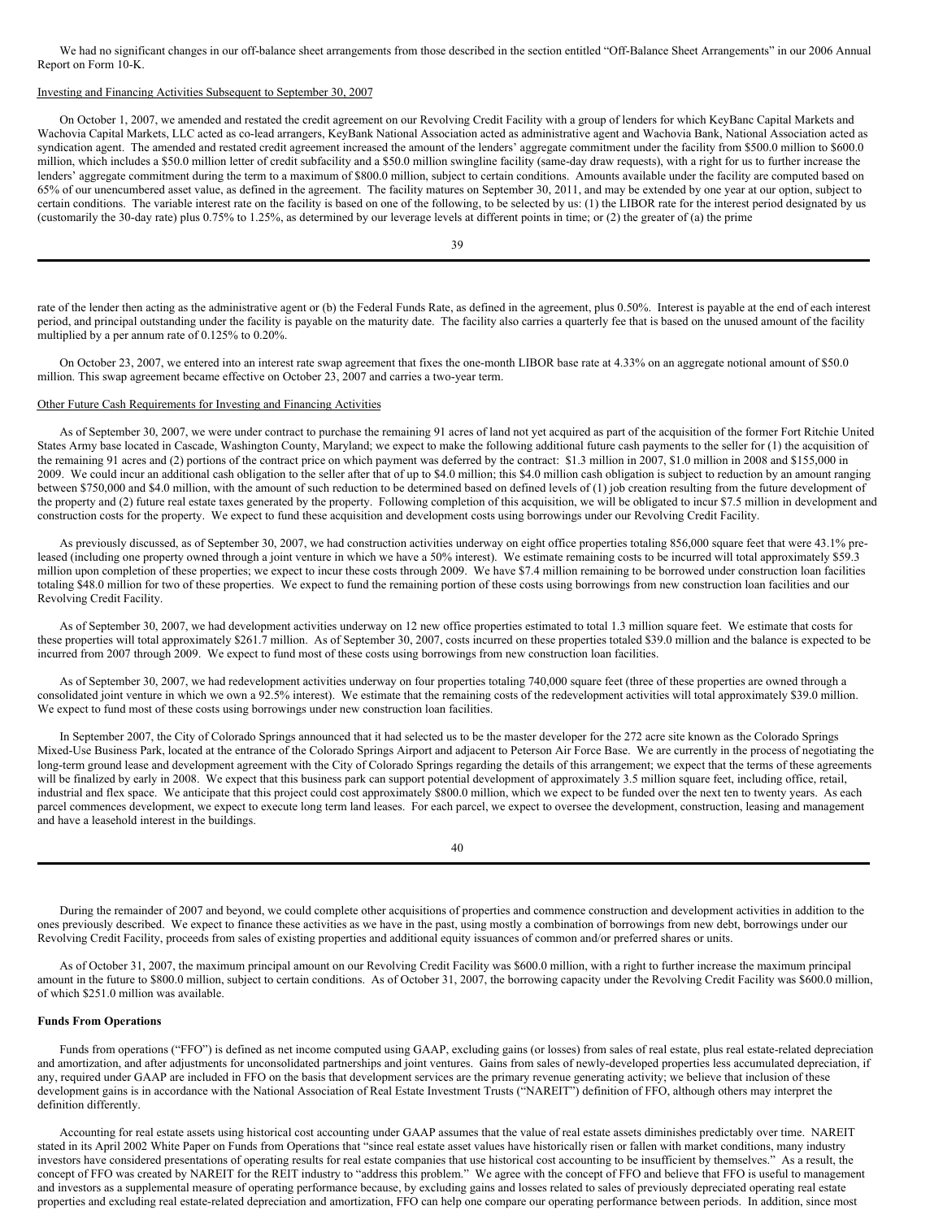We had no significant changes in our off-balance sheet arrangements from those described in the section entitled "Off-Balance Sheet Arrangements" in our 2006 Annual Report on Form 10-K.

Investing and Financing Activities Subsequent to September 30, 2007

On October 1, 2007, we amended and restated the credit agreement on our Revolving Credit Facility with a group of lenders for which KeyBanc Capital Markets and Wachovia Capital Markets, LLC acted as co-lead arrangers, KeyBank National Association acted as administrative agent and Wachovia Bank, National Association acted as syndication agent. The amended and restated credit agreement increased the amount of the lenders' aggregate commitment under the facility from $500.0 million to $600.0 million, which includes a $50.0 million letter of credit subfacility and a $50.0 million swingline facility (same-day draw requests), with a right for us to further increase the lenders' aggregate commitment during the term to a maximum of $800.0 million, subject to certain conditions. Amounts available under the facility are computed based on 65% of our unencumbered asset value, as defined in the agreement. The facility matures on September 30, 2011, and may be extended by one year at our option, subject to certain conditions. The variable interest rate on the facility is based on one of the following, to be selected by us: (1) the LIBOR rate for the interest period designated by us (customarily the 30-day rate) plus 0.75% to 1.25%, as determined by our leverage levels at different points in time; or (2) the greater of (a) the prime rate of the lender then acting as the administrative agent or (b) the Federal Funds Rate, as defined in the agreement, plus 0.50%. Interest is payable at the end of each interest period, and principal outstanding under the facility is payable on the maturity date. The facility also carries a quarterly fee that is based on the unused amount of the facility multiplied by a per annum rate of 0.125% to 0.20%.

On October 23, 2007, we entered into an interest rate swap agreement that fixes the one-month LIBOR base rate at 4.33% on an aggregate notional amount of $50.0 million. This swap agreement became effective on October 23, 2007 and carries a two-year term.

Other Future Cash Requirements for Investing and Financing Activities

As of September 30, 2007, we were under contract to purchase the remaining 91 acres of land not yet acquired as part of the acquisition of the former Fort Ritchie United States Army base located in Cascade, Washington County, Maryland; we expect to make the following additional future cash payments to the seller for (1) the acquisition of the remaining 91 acres and (2) portions of the contract price on which payment was deferred by the contract: $1.3 million in 2007, $1.0 million in 2008 and $155,000 in 2009. We could incur an additional cash obligation to the seller after that of up to $4.0 million; this $4.0 million cash obligation is subject to reduction by an amount ranging between $750,000 and $4.0 million, with the amount of such reduction to be determined based on defined levels of (1) job creation resulting from the future development of the property and (2) future real estate taxes generated by the property. Following completion of this acquisition, we will be obligated to incur $7.5 million in development and construction costs for the property. We expect to fund these acquisition and development costs using borrowings under our Revolving Credit Facility.

As previously discussed, as of September 30, 2007, we had construction activities underway on eight office properties totaling 856,000 square feet that were 43.1% pre-leased (including one property owned through a joint venture in which we have a 50% interest). We estimate remaining costs to be incurred will total approximately $59.3 million upon completion of these properties; we expect to incur these costs through 2009. We have $7.4 million remaining to be borrowed under construction loan facilities totaling $48.0 million for two of these properties. We expect to fund the remaining portion of these costs using borrowings from new construction loan facilities and our Revolving Credit Facility.

As of September 30, 2007, we had development activities underway on 12 new office properties estimated to total 1.3 million square feet. We estimate that costs for these properties will total approximately $261.7 million. As of September 30, 2007, costs incurred on these properties totaled $39.0 million and the balance is expected to be incurred from 2007 through 2009. We expect to fund most of these costs using borrowings from new construction loan facilities.

As of September 30, 2007, we had redevelopment activities underway on four properties totaling 740,000 square feet (three of these properties are owned through a consolidated joint venture in which we own a 92.5% interest). We estimate that the remaining costs of the redevelopment activities will total approximately $39.0 million. We expect to fund most of these costs using borrowings under new construction loan facilities.

In September 2007, the City of Colorado Springs announced that it had selected us to be the master developer for the 272 acre site known as the Colorado Springs Mixed-Use Business Park, located at the entrance of the Colorado Springs Airport and adjacent to Peterson Air Force Base. We are currently in the process of negotiating the long-term ground lease and development agreement with the City of Colorado Springs regarding the details of this arrangement; we expect that the terms of these agreements will be finalized by early in 2008. We expect that this business park can support potential development of approximately 3.5 million square feet, including office, retail, industrial and flex space. We anticipate that this project could cost approximately $800.0 million, which we expect to be funded over the next ten to twenty years. As each parcel commences development, we expect to execute long term land leases. For each parcel, we expect to oversee the development, construction, leasing and management and have a leasehold interest in the buildings.

During the remainder of 2007 and beyond, we could complete other acquisitions of properties and commence construction and development activities in addition to the ones previously described. We expect to finance these activities as we have in the past, using mostly a combination of borrowings from new debt, borrowings under our Revolving Credit Facility, proceeds from sales of existing properties and additional equity issuances of common and/or preferred shares or units.

As of October 31, 2007, the maximum principal amount on our Revolving Credit Facility was $600.0 million, with a right to further increase the maximum principal amount in the future to $800.0 million, subject to certain conditions. As of October 31, 2007, the borrowing capacity under the Revolving Credit Facility was $600.0 million, of which $251.0 million was available.

**Funds From Operations**

Funds from operations ("FFO") is defined as net income computed using GAAP, excluding gains (or losses) from sales of real estate, plus real estate-related depreciation and amortization, and after adjustments for unconsolidated partnerships and joint ventures. Gains from sales of newly-developed properties less accumulated depreciation, if any, required under GAAP are included in FFO on the basis that development services are the primary revenue generating activity; we believe that inclusion of these development gains is in accordance with the National Association of Real Estate Investment Trusts ("NAREIT") definition of FFO, although others may interpret the definition differently.

Accounting for real estate assets using historical cost accounting under GAAP assumes that the value of real estate assets diminishes predictably over time. NAREIT stated in its April 2002 White Paper on Funds from Operations that "since real estate asset values have historically risen or fallen with market conditions, many industry investors have considered presentations of operating results for real estate companies that use historical cost accounting to be insufficient by themselves." As a result, the concept of FFO was created by NAREIT for the REIT industry to "address this problem." We agree with the concept of FFO and believe that FFO is useful to management and investors as a supplemental measure of operating performance because, by excluding gains and losses related to sales of previously depreciated operating real estate properties and excluding real estate-related depreciation and amortization, FFO can help one compare our operating performance between periods. In addition, since most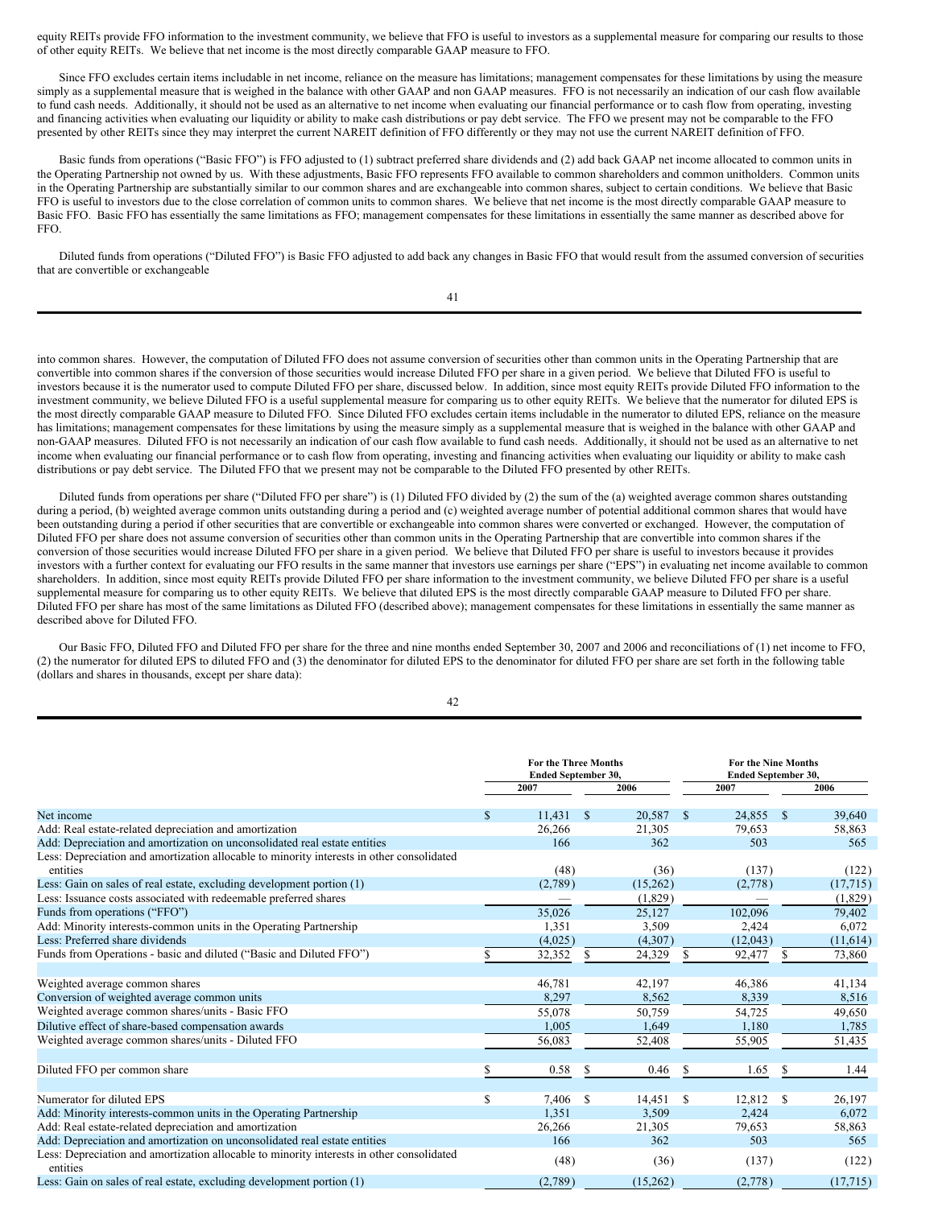equity REITs provide FFO information to the investment community, we believe that FFO is useful to investors as a supplemental measure for comparing our results to those of other equity REITs. We believe that net income is the most directly comparable GAAP measure to FFO.

Since FFO excludes certain items includable in net income, reliance on the measure has limitations; management compensates for these limitations by using the measure simply as a supplemental measure that is weighed in the balance with other GAAP and non GAAP measures. FFO is not necessarily an indication of our cash flow available to fund cash needs. Additionally, it should not be used as an alternative to net income when evaluating our financial performance or to cash flow from operating, investing and financing activities when evaluating our liquidity or ability to make cash distributions or pay debt service. The FFO we present may not be comparable to the FFO presented by other REITs since they may interpret the current NAREIT definition of FFO differently or they may not use the current NAREIT definition of FFO.

Basic funds from operations ("Basic FFO") is FFO adjusted to (1) subtract preferred share dividends and (2) add back GAAP net income allocated to common units in the Operating Partnership not owned by us. With these adjustments, Basic FFO represents FFO available to common shareholders and common unitholders. Common units in the Operating Partnership are substantially similar to our common shares and are exchangeable into common shares, subject to certain conditions. We believe that Basic FFO is useful to investors due to the close correlation of common units to common shares. We believe that net income is the most directly comparable GAAP measure to Basic FFO. Basic FFO has essentially the same limitations as FFO; management compensates for these limitations in essentially the same manner as described above for FFO.

Diluted funds from operations ("Diluted FFO") is Basic FFO adjusted to add back any changes in Basic FFO that would result from the assumed conversion of securities that are convertible or exchangeable into common shares. However, the computation of Diluted FFO does not assume conversion of securities other than common units in the Operating Partnership that are convertible into common shares if the conversion of those securities would increase Diluted FFO per share in a given period. We believe that Diluted FFO is useful to investors because it is the numerator used to compute Diluted FFO per share, discussed below. In addition, since most equity REITs provide Diluted FFO information to the investment community, we believe Diluted FFO is a useful supplemental measure for comparing us to other equity REITs. We believe that the numerator for diluted EPS is the most directly comparable GAAP measure to Diluted FFO. Since Diluted FFO excludes certain items includable in the numerator to diluted EPS, reliance on the measure has limitations; management compensates for these limitations by using the measure simply as a supplemental measure that is weighed in the balance with other GAAP and non-GAAP measures. Diluted FFO is not necessarily an indication of our cash flow available to fund cash needs. Additionally, it should not be used as an alternative to net income when evaluating our financial performance or to cash flow from operating, investing and financing activities when evaluating our liquidity or ability to make cash distributions or pay debt service. The Diluted FFO that we present may not be comparable to the Diluted FFO presented by other REITs.

Diluted funds from operations per share ("Diluted FFO per share") is (1) Diluted FFO divided by (2) the sum of the (a) weighted average common shares outstanding during a period, (b) weighted average common units outstanding during a period and (c) weighted average number of potential additional common shares that would have been outstanding during a period if other securities that are convertible or exchangeable into common shares were converted or exchanged. However, the computation of Diluted FFO per share does not assume conversion of securities other than common units in the Operating Partnership that are convertible into common shares if the conversion of those securities would increase Diluted FFO per share in a given period. We believe that Diluted FFO per share is useful to investors because it provides investors with a further context for evaluating our FFO results in the same manner that investors use earnings per share ("EPS") in evaluating net income available to common shareholders. In addition, since most equity REITs provide Diluted FFO per share information to the investment community, we believe Diluted FFO per share is a useful supplemental measure for comparing us to other equity REITs. We believe that diluted EPS is the most directly comparable GAAP measure to Diluted FFO per share. Diluted FFO per share has most of the same limitations as Diluted FFO (described above); management compensates for these limitations in essentially the same manner as described above for Diluted FFO.

Our Basic FFO, Diluted FFO and Diluted FFO per share for the three and nine months ended September 30, 2007 and 2006 and reconciliations of (1) net income to FFO, (2) the numerator for diluted EPS to diluted FFO and (3) the denominator for diluted EPS to the denominator for diluted FFO per share are set forth in the following table (dollars and shares in thousands, except per share data):

| | For the Three Months Ended September 30, | | For the Nine Months Ended September 30, | |
|---|---|---|---|---|
| | 2007 | 2006 | 2007 | 2006 |
| Net income | $ 11,431 | $ 20,587 | $ 24,855 | $ 39,640 |
| Add: Real estate-related depreciation and amortization | 26,266 | 21,305 | 79,653 | 58,863 |
| Add: Depreciation and amortization on unconsolidated real estate entities | 166 | 362 | 503 | 565 |
| Less: Depreciation and amortization allocable to minority interests in other consolidated entities | (48) | (36) | (137) | (122) |
| Less: Gain on sales of real estate, excluding development portion (1) | (2,789) | (15,262) | (2,778) | (17,715) |
| Less: Issuance costs associated with redeemable preferred shares | — | (1,829) | — | (1,829) |
| Funds from operations ("FFO") | 35,026 | 25,127 | 102,096 | 79,402 |
| Add: Minority interests-common units in the Operating Partnership | 1,351 | 3,509 | 2,424 | 6,072 |
| Less: Preferred share dividends | (4,025) | (4,307) | (12,043) | (11,614) |
| Funds from Operations - basic and diluted ("Basic and Diluted FFO") | $ 32,352 | $ 24,329 | $ 92,477 | $ 73,860 |
| | | | | |
| Weighted average common shares | 46,781 | 42,197 | 46,386 | 41,134 |
| Conversion of weighted average common units | 8,297 | 8,562 | 8,339 | 8,516 |
| Weighted average common shares/units - Basic FFO | 55,078 | 50,759 | 54,725 | 49,650 |
| Dilutive effect of share-based compensation awards | 1,005 | 1,649 | 1,180 | 1,785 |
| Weighted average common shares/units - Diluted FFO | 56,083 | 52,408 | 55,905 | 51,435 |
| | | | | |
| Diluted FFO per common share | $ 0.58 | $ 0.46 | $ 1.65 | $ 1.44 |
| | | | | |
| Numerator for diluted EPS | $ 7,406 | $ 14,451 | $ 12,812 | $ 26,197 |
| Add: Minority interests-common units in the Operating Partnership | 1,351 | 3,509 | 2,424 | 6,072 |
| Add: Real estate-related depreciation and amortization | 26,266 | 21,305 | 79,653 | 58,863 |
| Add: Depreciation and amortization on unconsolidated real estate entities | 166 | 362 | 503 | 565 |
| Less: Depreciation and amortization allocable to minority interests in other consolidated entities | (48) | (36) | (137) | (122) |
| Less: Gain on sales of real estate, excluding development portion (1) | (2,789) | (15,262) | (2,778) | (17,715) |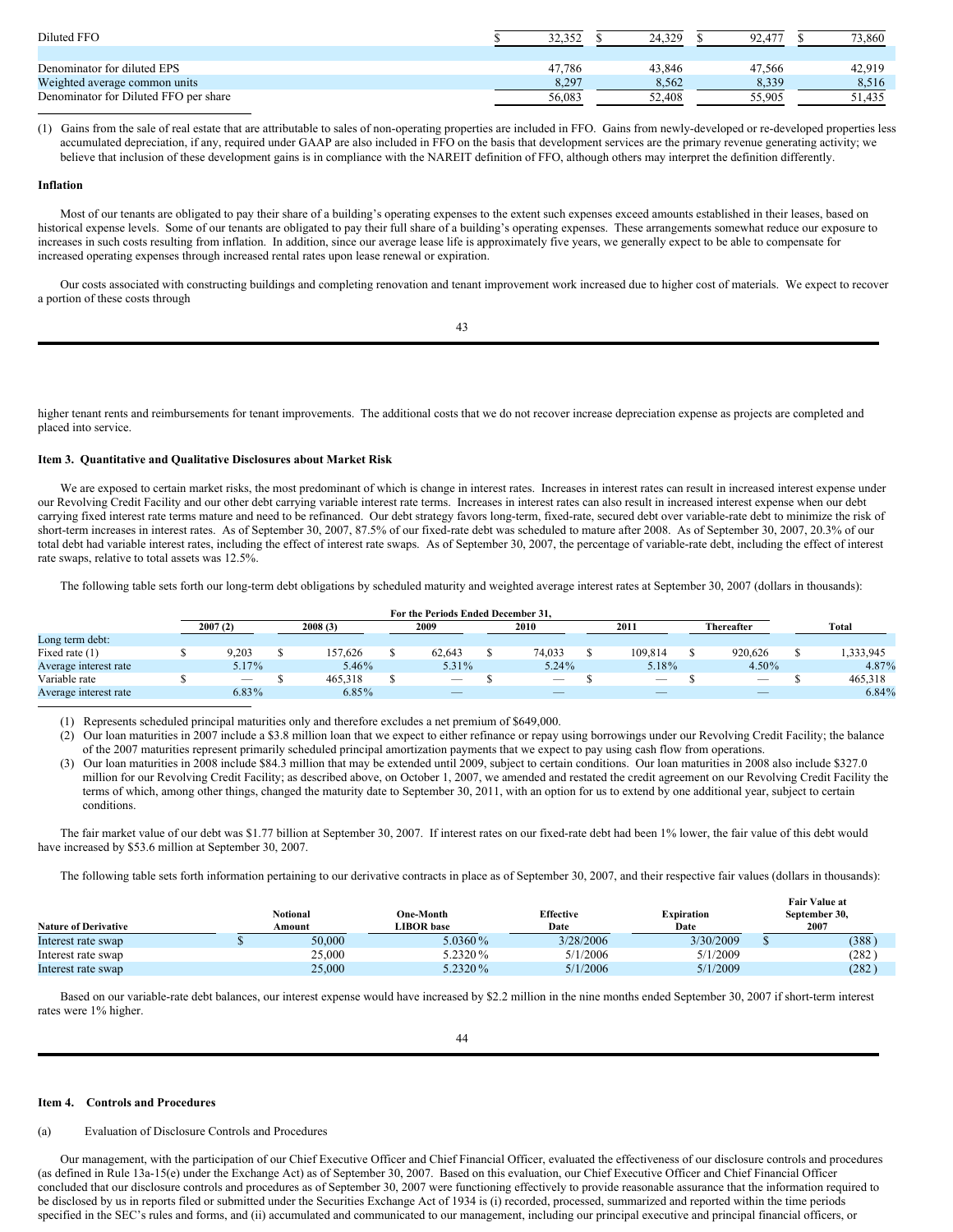| | | | | |
|---|---|---|---|---|
| Diluted FFO | $ 32,352 | $ 24,329 | $ 92,477 | $ 73,860 |
| | | | | |
| Denominator for diluted EPS | 47,786 | 43,846 | 47,566 | 42,919 |
| Weighted average common units | 8,297 | 8,562 | 8,339 | 8,516 |
| Denominator for Diluted FFO per share | 56,083 | 52,408 | 55,905 | 51,435 |

(1) Gains from the sale of real estate that are attributable to sales of non-operating properties are included in FFO. Gains from newly-developed or re-developed properties less accumulated depreciation, if any, required under GAAP are also included in FFO on the basis that development services are the primary revenue generating activity; we believe that inclusion of these development gains is in compliance with the NAREIT definition of FFO, although others may interpret the definition differently.

**Inflation**

Most of our tenants are obligated to pay their share of a building's operating expenses to the extent such expenses exceed amounts established in their leases, based on historical expense levels. Some of our tenants are obligated to pay their full share of a building's operating expenses. These arrangements somewhat reduce our exposure to increases in such costs resulting from inflation. In addition, since our average lease life is approximately five years, we generally expect to be able to compensate for increased operating expenses through increased rental rates upon lease renewal or expiration.

Our costs associated with constructing buildings and completing renovation and tenant improvement work increased due to higher cost of materials. We expect to recover a portion of these costs through higher tenant rents and reimbursements for tenant improvements. The additional costs that we do not recover increase depreciation expense as projects are completed and placed into service.

**Item 3. Quantitative and Qualitative Disclosures about Market Risk**

We are exposed to certain market risks, the most predominant of which is change in interest rates. Increases in interest rates can result in increased interest expense under our Revolving Credit Facility and our other debt carrying variable interest rate terms. Increases in interest rates can also result in increased interest expense when our debt carrying fixed interest rate terms mature and need to be refinanced. Our debt strategy favors long-term, fixed-rate, secured debt over variable-rate debt to minimize the risk of short-term increases in interest rates. As of September 30, 2007, 87.5% of our fixed-rate debt was scheduled to mature after 2008. As of September 30, 2007, 20.3% of our total debt had variable interest rates, including the effect of interest rate swaps. As of September 30, 2007, the percentage of variable-rate debt, including the effect of interest rate swaps, relative to total assets was 12.5%.

The following table sets forth our long-term debt obligations by scheduled maturity and weighted average interest rates at September 30, 2007 (dollars in thousands):

| | For the Periods Ended December 31, | | | | | | |
|---|---|---|---|---|---|---|---|
| | 2007 (2) | 2008 (3) | 2009 | 2010 | 2011 | Thereafter | Total |
| Long term debt: | | | | | | | |
| Fixed rate (1) | $ 9,203 | $ 157,626 | $ 62,643 | $ 74,033 | $ 109,814 | $ 920,626 | $ 1,333,945 |
| Average interest rate | 5.17% | 5.46% | 5.31% | 5.24% | 5.18% | 4.50% | 4.87% |
| Variable rate | $ — | $ 465,318 | $ — | $ — | $ — | $ — | $ 465,318 |
| Average interest rate | 6.83% | 6.85% | — | — | — | — | 6.84% |

(1) Represents scheduled principal maturities only and therefore excludes a net premium of $649,000.

(2) Our loan maturities in 2007 include a $3.8 million loan that we expect to either refinance or repay using borrowings under our Revolving Credit Facility; the balance of the 2007 maturities represent primarily scheduled principal amortization payments that we expect to pay using cash flow from operations.

(3) Our loan maturities in 2008 include $84.3 million that may be extended until 2009, subject to certain conditions. Our loan maturities in 2008 also include $327.0 million for our Revolving Credit Facility; as described above, on October 1, 2007, we amended and restated the credit agreement on our Revolving Credit Facility the terms of which, among other things, changed the maturity date to September 30, 2011, with an option for us to extend by one additional year, subject to certain conditions.

The fair market value of our debt was $1.77 billion at September 30, 2007. If interest rates on our fixed-rate debt had been 1% lower, the fair value of this debt would have increased by $53.6 million at September 30, 2007.

The following table sets forth information pertaining to our derivative contracts in place as of September 30, 2007, and their respective fair values (dollars in thousands):

| Nature of Derivative | Notional Amount | One-Month LIBOR base | Effective Date | Expiration Date | Fair Value at September 30, 2007 |
|---|---|---|---|---|---|
| Interest rate swap | $ 50,000 | 5.0360 % | 3/28/2006 | 3/30/2009 | $ (388) |
| Interest rate swap | 25,000 | 5.2320 % | 5/1/2006 | 5/1/2009 | (282) |
| Interest rate swap | 25,000 | 5.2320 % | 5/1/2006 | 5/1/2009 | (282) |

Based on our variable-rate debt balances, our interest expense would have increased by $2.2 million in the nine months ended September 30, 2007 if short-term interest rates were 1% higher.

**Item 4. Controls and Procedures**

(a) Evaluation of Disclosure Controls and Procedures

Our management, with the participation of our Chief Executive Officer and Chief Financial Officer, evaluated the effectiveness of our disclosure controls and procedures (as defined in Rule 13a-15(e) under the Exchange Act) as of September 30, 2007. Based on this evaluation, our Chief Executive Officer and Chief Financial Officer concluded that our disclosure controls and procedures as of September 30, 2007 were functioning effectively to provide reasonable assurance that the information required to be disclosed by us in reports filed or submitted under the Securities Exchange Act of 1934 is (i) recorded, processed, summarized and reported within the time periods specified in the SEC's rules and forms, and (ii) accumulated and communicated to our management, including our principal executive and principal financial officers, or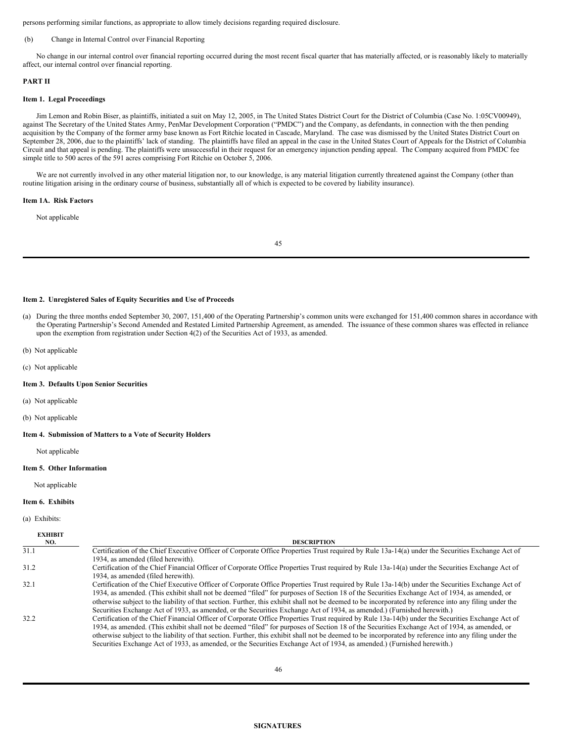persons performing similar functions, as appropriate to allow timely decisions regarding required disclosure.

(b) Change in Internal Control over Financial Reporting

No change in our internal control over financial reporting occurred during the most recent fiscal quarter that has materially affected, or is reasonably likely to materially affect, our internal control over financial reporting.

**PART II**

**Item 1. Legal Proceedings**

Jim Lemon and Robin Biser, as plaintiffs, initiated a suit on May 12, 2005, in The United States District Court for the District of Columbia (Case No. 1:05CV00949), against The Secretary of the United States Army, PenMar Development Corporation ("PMDC") and the Company, as defendants, in connection with the then pending acquisition by the Company of the former army base known as Fort Ritchie located in Cascade, Maryland. The case was dismissed by the United States District Court on September 28, 2006, due to the plaintiffs' lack of standing. The plaintiffs have filed an appeal in the case in the United States Court of Appeals for the District of Columbia Circuit and that appeal is pending. The plaintiffs were unsuccessful in their request for an emergency injunction pending appeal. The Company acquired from PMDC fee simple title to 500 acres of the 591 acres comprising Fort Ritchie on October 5, 2006.

We are not currently involved in any other material litigation nor, to our knowledge, is any material litigation currently threatened against the Company (other than routine litigation arising in the ordinary course of business, substantially all of which is expected to be covered by liability insurance).

**Item 1A. Risk Factors**

Not applicable

**Item 2. Unregistered Sales of Equity Securities and Use of Proceeds**

(a) During the three months ended September 30, 2007, 151,400 of the Operating Partnership's common units were exchanged for 151,400 common shares in accordance with the Operating Partnership's Second Amended and Restated Limited Partnership Agreement, as amended. The issuance of these common shares was effected in reliance upon the exemption from registration under Section 4(2) of the Securities Act of 1933, as amended.

(b) Not applicable

(c) Not applicable

**Item 3. Defaults Upon Senior Securities**

(a) Not applicable

(b) Not applicable

**Item 4. Submission of Matters to a Vote of Security Holders**

Not applicable

**Item 5. Other Information**

Not applicable

**Item 6. Exhibits**

(a) Exhibits:

| EXHIBIT NO. | DESCRIPTION |
|---|---|
| 31.1 | Certification of the Chief Executive Officer of Corporate Office Properties Trust required by Rule 13a-14(a) under the Securities Exchange Act of 1934, as amended (filed herewith). |
| 31.2 | Certification of the Chief Financial Officer of Corporate Office Properties Trust required by Rule 13a-14(a) under the Securities Exchange Act of 1934, as amended (filed herewith). |
| 32.1 | Certification of the Chief Executive Officer of Corporate Office Properties Trust required by Rule 13a-14(b) under the Securities Exchange Act of 1934, as amended. (This exhibit shall not be deemed "filed" for purposes of Section 18 of the Securities Exchange Act of 1934, as amended, or otherwise subject to the liability of that section. Further, this exhibit shall not be deemed to be incorporated by reference into any filing under the Securities Exchange Act of 1933, as amended, or the Securities Exchange Act of 1934, as amended.) (Furnished herewith.) |
| 32.2 | Certification of the Chief Financial Officer of Corporate Office Properties Trust required by Rule 13a-14(b) under the Securities Exchange Act of 1934, as amended. (This exhibit shall not be deemed "filed" for purposes of Section 18 of the Securities Exchange Act of 1934, as amended, or otherwise subject to the liability of that section. Further, this exhibit shall not be deemed to be incorporated by reference into any filing under the Securities Exchange Act of 1933, as amended, or the Securities Exchange Act of 1934, as amended.) (Furnished herewith.) |

**SIGNATURES**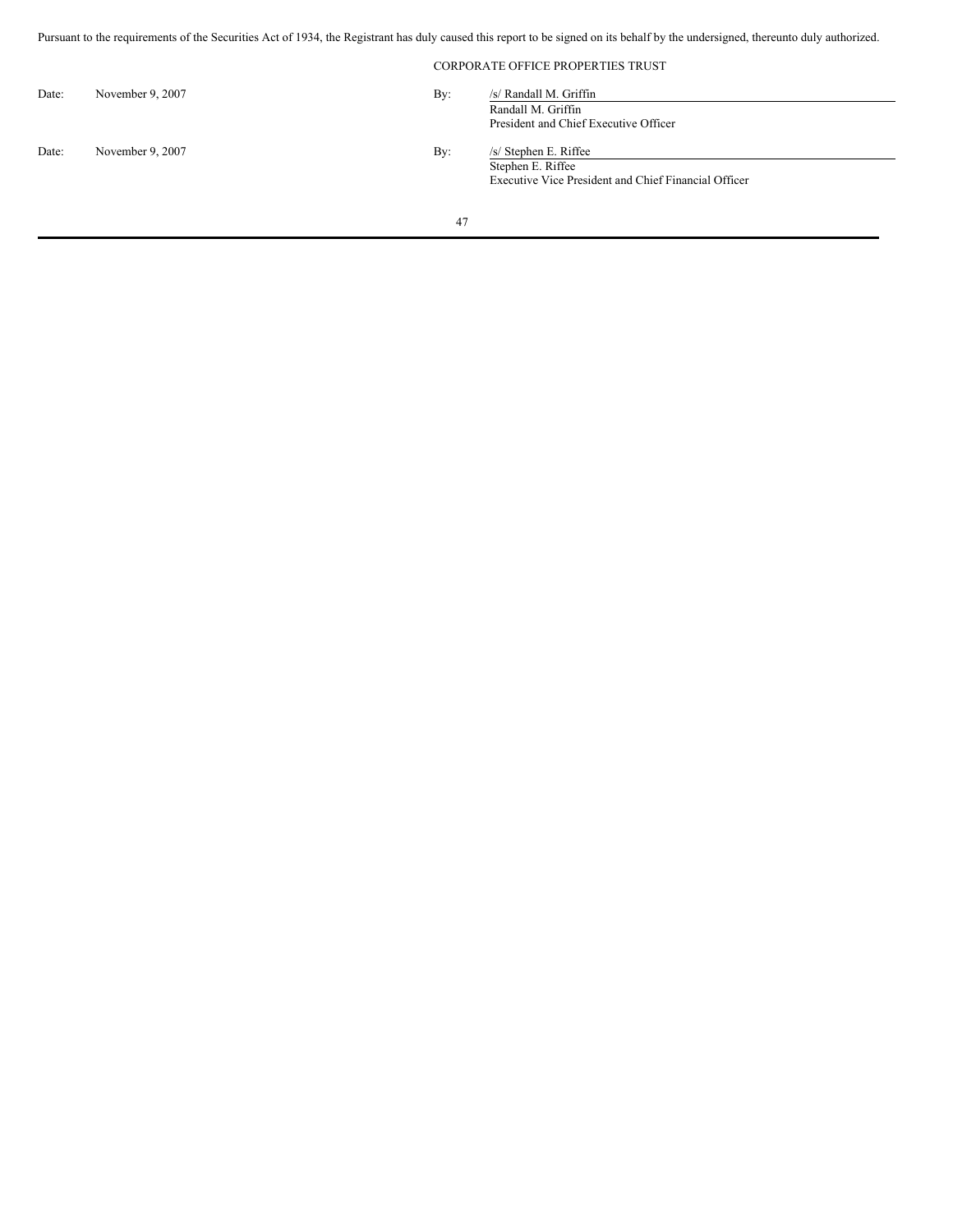Pursuant to the requirements of the Securities Act of 1934, the Registrant has duly caused this report to be signed on its behalf by the undersigned, thereunto duly authorized.

CORPORATE OFFICE PROPERTIES TRUST

| | | | |
|---|---|---|---|
| Date: | November 9, 2007 | By: | /s/ Randall M. Griffin<br>Randall M. Griffin<br>President and Chief Executive Officer |
| Date: | November 9, 2007 | By: | /s/ Stephen E. Riffee<br>Stephen E. Riffee<br>Executive Vice President and Chief Financial Officer |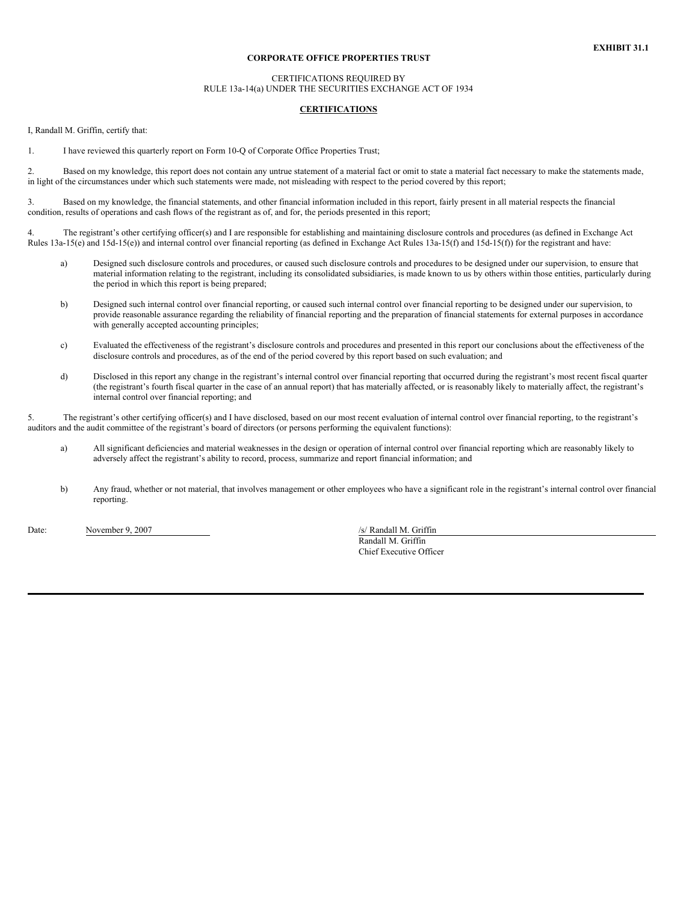**EXHIBIT 31.1**

**CORPORATE OFFICE PROPERTIES TRUST**

CERTIFICATIONS REQUIRED BY
RULE 13a-14(a) UNDER THE SECURITIES EXCHANGE ACT OF 1934

**CERTIFICATIONS**

I, Randall M. Griffin, certify that:

1. I have reviewed this quarterly report on Form 10-Q of Corporate Office Properties Trust;

2. Based on my knowledge, this report does not contain any untrue statement of a material fact or omit to state a material fact necessary to make the statements made, in light of the circumstances under which such statements were made, not misleading with respect to the period covered by this report;

3. Based on my knowledge, the financial statements, and other financial information included in this report, fairly present in all material respects the financial condition, results of operations and cash flows of the registrant as of, and for, the periods presented in this report;

4. The registrant's other certifying officer(s) and I are responsible for establishing and maintaining disclosure controls and procedures (as defined in Exchange Act Rules 13a-15(e) and 15d-15(e)) and internal control over financial reporting (as defined in Exchange Act Rules 13a-15(f) and 15d-15(f)) for the registrant and have:

    a) Designed such disclosure controls and procedures, or caused such disclosure controls and procedures to be designed under our supervision, to ensure that material information relating to the registrant, including its consolidated subsidiaries, is made known to us by others within those entities, particularly during the period in which this report is being prepared;

    b) Designed such internal control over financial reporting, or caused such internal control over financial reporting to be designed under our supervision, to provide reasonable assurance regarding the reliability of financial reporting and the preparation of financial statements for external purposes in accordance with generally accepted accounting principles;

    c) Evaluated the effectiveness of the registrant's disclosure controls and procedures and presented in this report our conclusions about the effectiveness of the disclosure controls and procedures, as of the end of the period covered by this report based on such evaluation; and

    d) Disclosed in this report any change in the registrant's internal control over financial reporting that occurred during the registrant's most recent fiscal quarter (the registrant's fourth fiscal quarter in the case of an annual report) that has materially affected, or is reasonably likely to materially affect, the registrant's internal control over financial reporting; and

5. The registrant's other certifying officer(s) and I have disclosed, based on our most recent evaluation of internal control over financial reporting, to the registrant's auditors and the audit committee of the registrant's board of directors (or persons performing the equivalent functions):

    a) All significant deficiencies and material weaknesses in the design or operation of internal control over financial reporting which are reasonably likely to adversely affect the registrant's ability to record, process, summarize and report financial information; and

    b) Any fraud, whether or not material, that involves management or other employees who have a significant role in the registrant's internal control over financial reporting.

Date: November 9, 2007

/s/ Randall M. Griffin
Randall M. Griffin
Chief Executive Officer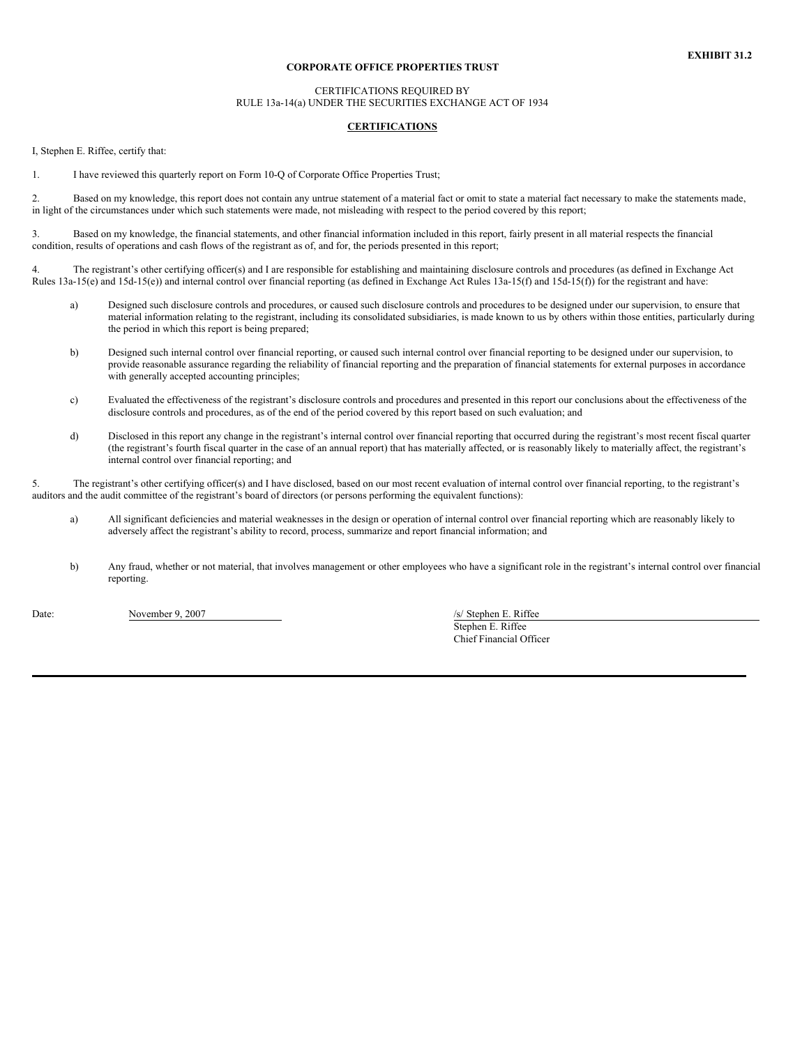**EXHIBIT 31.2**

**CORPORATE OFFICE PROPERTIES TRUST**

CERTIFICATIONS REQUIRED BY
RULE 13a-14(a) UNDER THE SECURITIES EXCHANGE ACT OF 1934

**CERTIFICATIONS**

I, Stephen E. Riffee, certify that:

1. I have reviewed this quarterly report on Form 10-Q of Corporate Office Properties Trust;

2. Based on my knowledge, this report does not contain any untrue statement of a material fact or omit to state a material fact necessary to make the statements made, in light of the circumstances under which such statements were made, not misleading with respect to the period covered by this report;

3. Based on my knowledge, the financial statements, and other financial information included in this report, fairly present in all material respects the financial condition, results of operations and cash flows of the registrant as of, and for, the periods presented in this report;

4. The registrant's other certifying officer(s) and I are responsible for establishing and maintaining disclosure controls and procedures (as defined in Exchange Act Rules 13a-15(e) and 15d-15(e)) and internal control over financial reporting (as defined in Exchange Act Rules 13a-15(f) and 15d-15(f)) for the registrant and have:

   a) Designed such disclosure controls and procedures, or caused such disclosure controls and procedures to be designed under our supervision, to ensure that material information relating to the registrant, including its consolidated subsidiaries, is made known to us by others within those entities, particularly during the period in which this report is being prepared;

   b) Designed such internal control over financial reporting, or caused such internal control over financial reporting to be designed under our supervision, to provide reasonable assurance regarding the reliability of financial reporting and the preparation of financial statements for external purposes in accordance with generally accepted accounting principles;

   c) Evaluated the effectiveness of the registrant's disclosure controls and procedures and presented in this report our conclusions about the effectiveness of the disclosure controls and procedures, as of the end of the period covered by this report based on such evaluation; and

   d) Disclosed in this report any change in the registrant's internal control over financial reporting that occurred during the registrant's most recent fiscal quarter (the registrant's fourth fiscal quarter in the case of an annual report) that has materially affected, or is reasonably likely to materially affect, the registrant's internal control over financial reporting; and

5. The registrant's other certifying officer(s) and I have disclosed, based on our most recent evaluation of internal control over financial reporting, to the registrant's auditors and the audit committee of the registrant's board of directors (or persons performing the equivalent functions):

   a) All significant deficiencies and material weaknesses in the design or operation of internal control over financial reporting which are reasonably likely to adversely affect the registrant's ability to record, process, summarize and report financial information; and

   b) Any fraud, whether or not material, that involves management or other employees who have a significant role in the registrant's internal control over financial reporting.

Date: November 9, 2007

/s/ Stephen E. Riffee
Stephen E. Riffee
Chief Financial Officer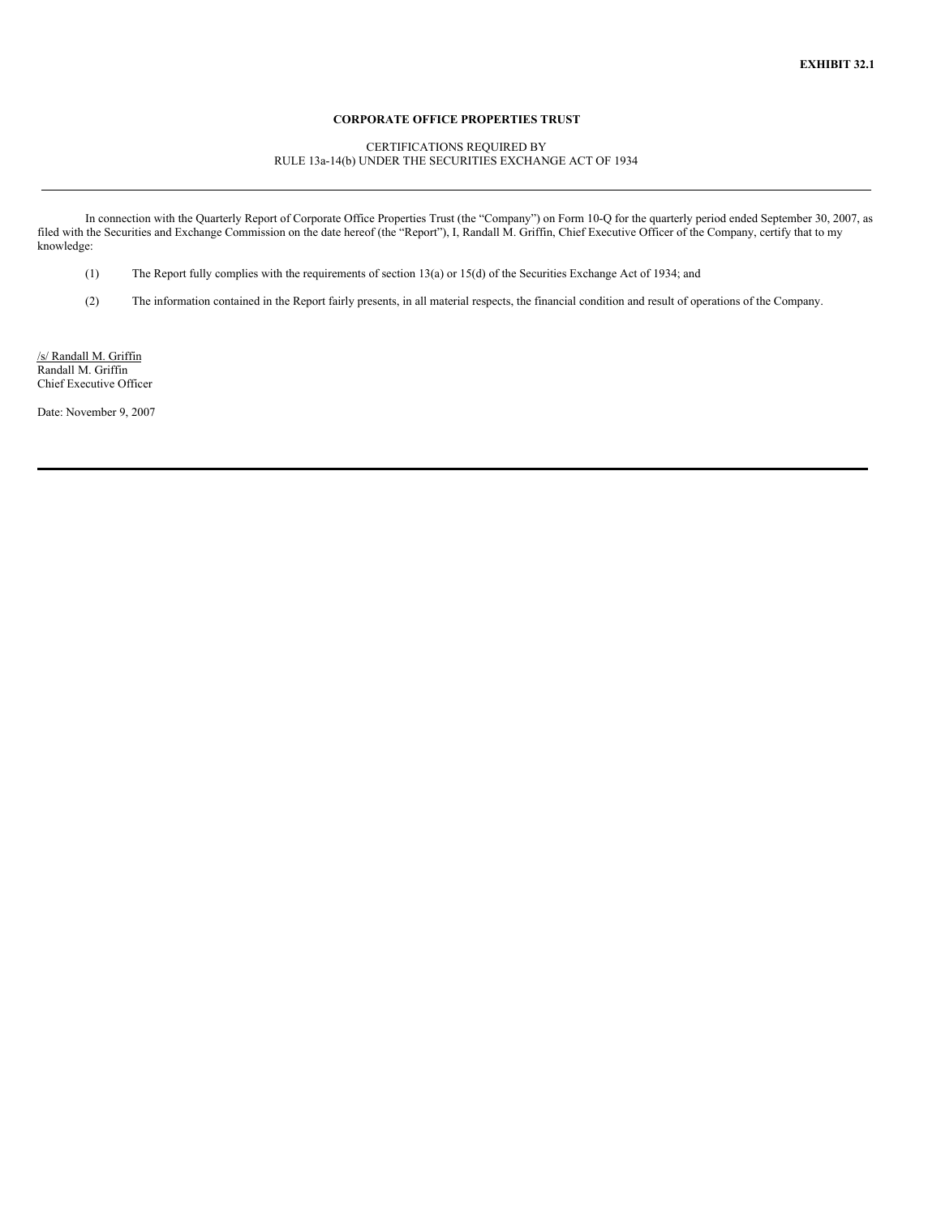**EXHIBIT 32.1**

**CORPORATE OFFICE PROPERTIES TRUST**

CERTIFICATIONS REQUIRED BY
RULE 13a-14(b) UNDER THE SECURITIES EXCHANGE ACT OF 1934

---

In connection with the Quarterly Report of Corporate Office Properties Trust (the "Company") on Form 10-Q for the quarterly period ended September 30, 2007, as filed with the Securities and Exchange Commission on the date hereof (the "Report"), I, Randall M. Griffin, Chief Executive Officer of the Company, certify that to my knowledge:

(1) The Report fully complies with the requirements of section 13(a) or 15(d) of the Securities Exchange Act of 1934; and

(2) The information contained in the Report fairly presents, in all material respects, the financial condition and result of operations of the Company.

/s/ Randall M. Griffin
Randall M. Griffin
Chief Executive Officer

Date: November 9, 2007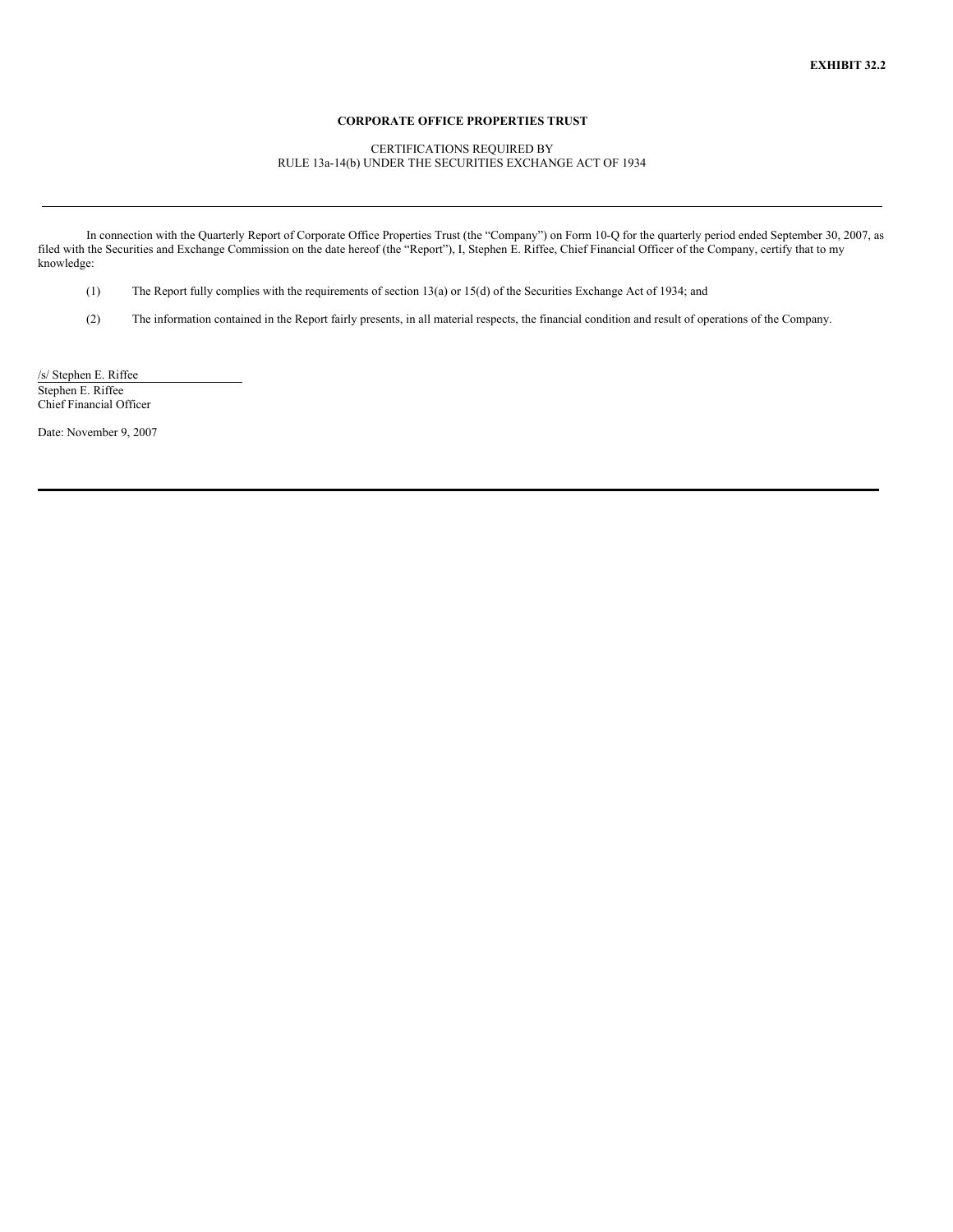**EXHIBIT 32.2**

**CORPORATE OFFICE PROPERTIES TRUST**

CERTIFICATIONS REQUIRED BY
RULE 13a-14(b) UNDER THE SECURITIES EXCHANGE ACT OF 1934

---

In connection with the Quarterly Report of Corporate Office Properties Trust (the "Company") on Form 10-Q for the quarterly period ended September 30, 2007, as filed with the Securities and Exchange Commission on the date hereof (the "Report"), I, Stephen E. Riffee, Chief Financial Officer of the Company, certify that to my knowledge:

(1) The Report fully complies with the requirements of section 13(a) or 15(d) of the Securities Exchange Act of 1934; and

(2) The information contained in the Report fairly presents, in all material respects, the financial condition and result of operations of the Company.

/s/ Stephen E. Riffee
Stephen E. Riffee
Chief Financial Officer

Date: November 9, 2007